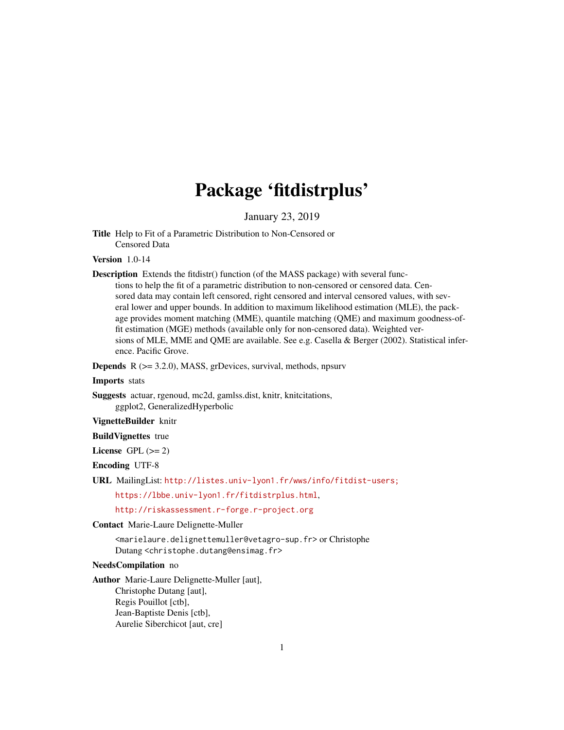# Package 'fitdistrplus'

January 23, 2019

**Title** Help to Fit of a Parametric Distribution to Non-Censored or Censored Data

**Version** 1.0-14

**Description** Extends the fitdistr() function (of the MASS package) with several functions to help the fit of a parametric distribution to non-censored or censored data. Censored data may contain left censored, right censored and interval censored values, with several lower and upper bounds. In addition to maximum likelihood estimation (MLE), the package provides moment matching (MME), quantile matching (QME) and maximum goodness-of-fit estimation (MGE) methods (available only for non-censored data). Weighted versions of MLE, MME and QME are available. See e.g. Casella & Berger (2002). Statistical inference. Pacific Grove.

**Depends** R (>= 3.2.0), MASS, grDevices, survival, methods, npsurv

**Imports** stats

**Suggests** actuar, rgenoud, mc2d, gamlss.dist, knitr, knitcitations, ggplot2, GeneralizedHyperbolic

**VignetteBuilder** knitr

**BuildVignettes** true

**License** GPL (>= 2)

**Encoding** UTF-8

**URL** MailingList: http://listes.univ-lyon1.fr/wws/info/fitdist-users;
https://lbbe.univ-lyon1.fr/fitdistrplus.html,
http://riskassessment.r-forge.r-project.org

**Contact** Marie-Laure Delignette-Muller
<marielaure.delignettemuller@vetagro-sup.fr> or Christophe Dutang <christophe.dutang@ensimag.fr>

**NeedsCompilation** no

**Author** Marie-Laure Delignette-Muller [aut],
Christophe Dutang [aut],
Regis Pouillot [ctb],
Jean-Baptiste Denis [ctb],
Aurelie Siberchicot [aut, cre]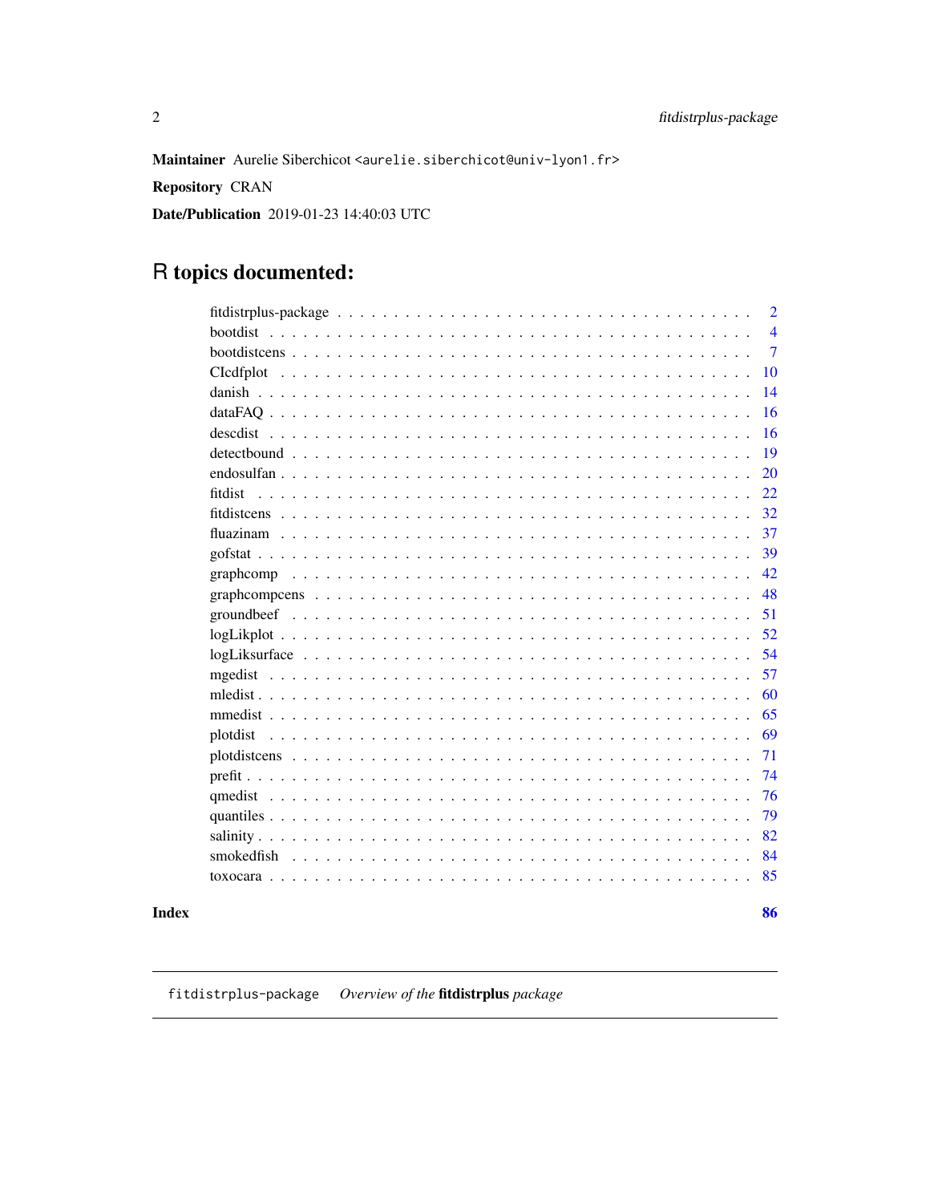**Maintainer** Aurelie Siberchicot <aurelie.siberchicot@univ-lyon1.fr>

**Repository** CRAN

**Date/Publication** 2019-01-23 14:40:03 UTC

# R topics documented:

| | |
|---|---|
| fitdistrplus-package | 2 |
| bootdist | 4 |
| bootdistcens | 7 |
| CIcdfplot | 10 |
| danish | 14 |
| dataFAQ | 16 |
| descdist | 16 |
| detectbound | 19 |
| endosulfan | 20 |
| fitdist | 22 |
| fitdistcens | 32 |
| fluazinam | 37 |
| gofstat | 39 |
| graphcomp | 42 |
| graphcompcens | 48 |
| groundbeef | 51 |
| logLikplot | 52 |
| logLiksurface | 54 |
| mgedist | 57 |
| mledist | 60 |
| mmedist | 65 |
| plotdist | 69 |
| plotdistcens | 71 |
| prefit | 74 |
| qmedist | 76 |
| quantiles | 79 |
| salinity | 82 |
| smokedfish | 84 |
| toxocara | 85 |
| **Index** | **86** |

---

fitdistrplus-package *Overview of the* **fitdistrplus** *package*

---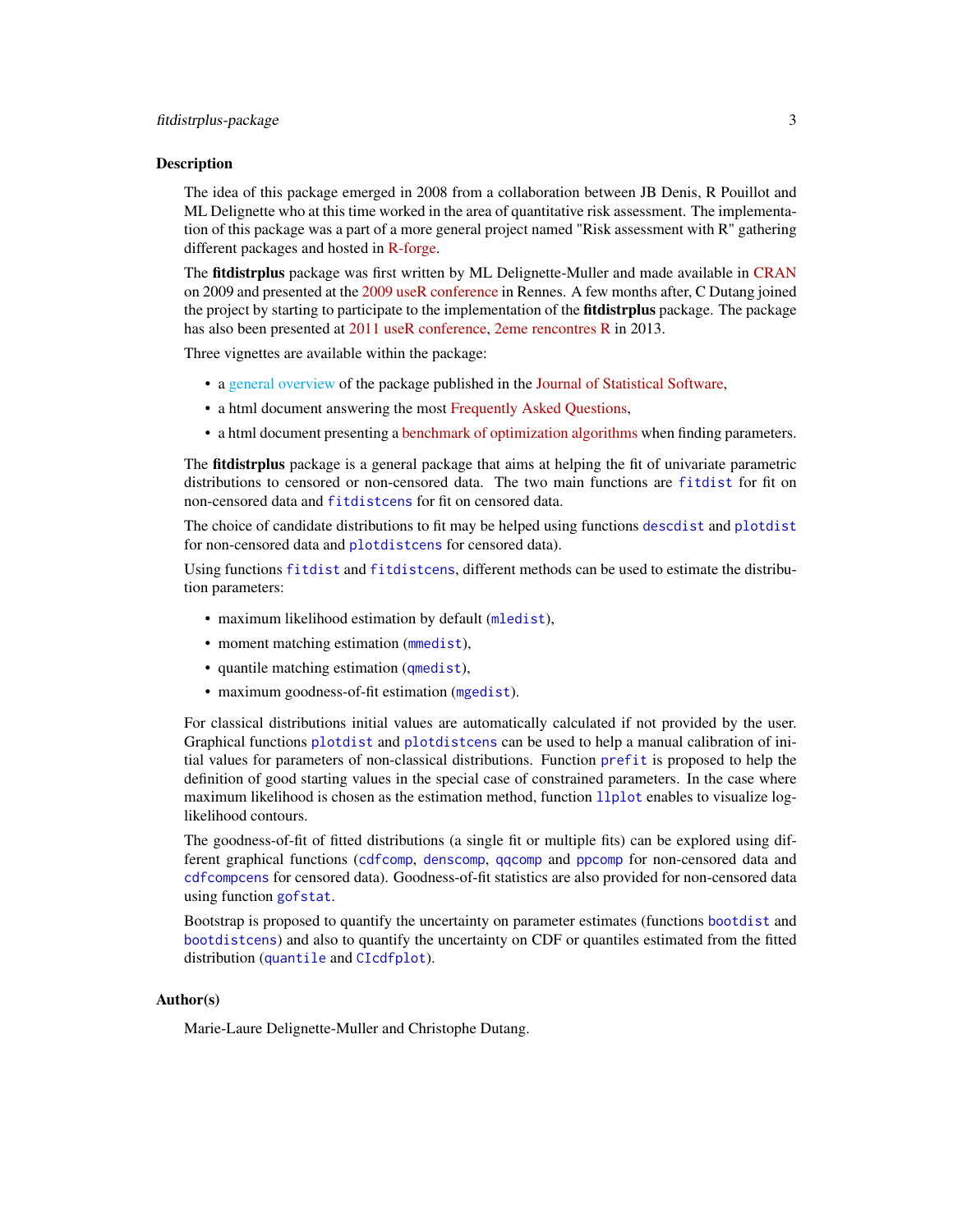## Description

The idea of this package emerged in 2008 from a collaboration between JB Denis, R Pouillot and ML Delignette who at this time worked in the area of quantitative risk assessment. The implementation of this package was a part of a more general project named "Risk assessment with R" gathering different packages and hosted in R-forge.

The **fitdistrplus** package was first written by ML Delignette-Muller and made available in CRAN on 2009 and presented at the 2009 useR conference in Rennes. A few months after, C Dutang joined the project by starting to participate to the implementation of the **fitdistrplus** package. The package has also been presented at 2011 useR conference, 2eme rencontres R in 2013.

Three vignettes are available within the package:

- a general overview of the package published in the Journal of Statistical Software,
- a html document answering the most Frequently Asked Questions,
- a html document presenting a benchmark of optimization algorithms when finding parameters.

The **fitdistrplus** package is a general package that aims at helping the fit of univariate parametric distributions to censored or non-censored data. The two main functions are `fitdist` for fit on non-censored data and `fitdistcens` for fit on censored data.

The choice of candidate distributions to fit may be helped using functions `descdist` and `plotdist` for non-censored data and `plotdistcens` for censored data).

Using functions `fitdist` and `fitdistcens`, different methods can be used to estimate the distribution parameters:

- maximum likelihood estimation by default (`mledist`),
- moment matching estimation (`mmedist`),
- quantile matching estimation (`qmedist`),
- maximum goodness-of-fit estimation (`mgedist`).

For classical distributions initial values are automatically calculated if not provided by the user. Graphical functions `plotdist` and `plotdistcens` can be used to help a manual calibration of initial values for parameters of non-classical distributions. Function `prefit` is proposed to help the definition of good starting values in the special case of constrained parameters. In the case where maximum likelihood is chosen as the estimation method, function `llplot` enables to visualize log-likelihood contours.

The goodness-of-fit of fitted distributions (a single fit or multiple fits) can be explored using different graphical functions (`cdfcomp`, `denscomp`, `qqcomp` and `ppcomp` for non-censored data and `cdfcompcens` for censored data). Goodness-of-fit statistics are also provided for non-censored data using function `gofstat`.

Bootstrap is proposed to quantify the uncertainty on parameter estimates (functions `bootdist` and `bootdistcens`) and also to quantify the uncertainty on CDF or quantiles estimated from the fitted distribution (`quantile` and `CIcdfplot`).

## Author(s)

Marie-Laure Delignette-Muller and Christophe Dutang.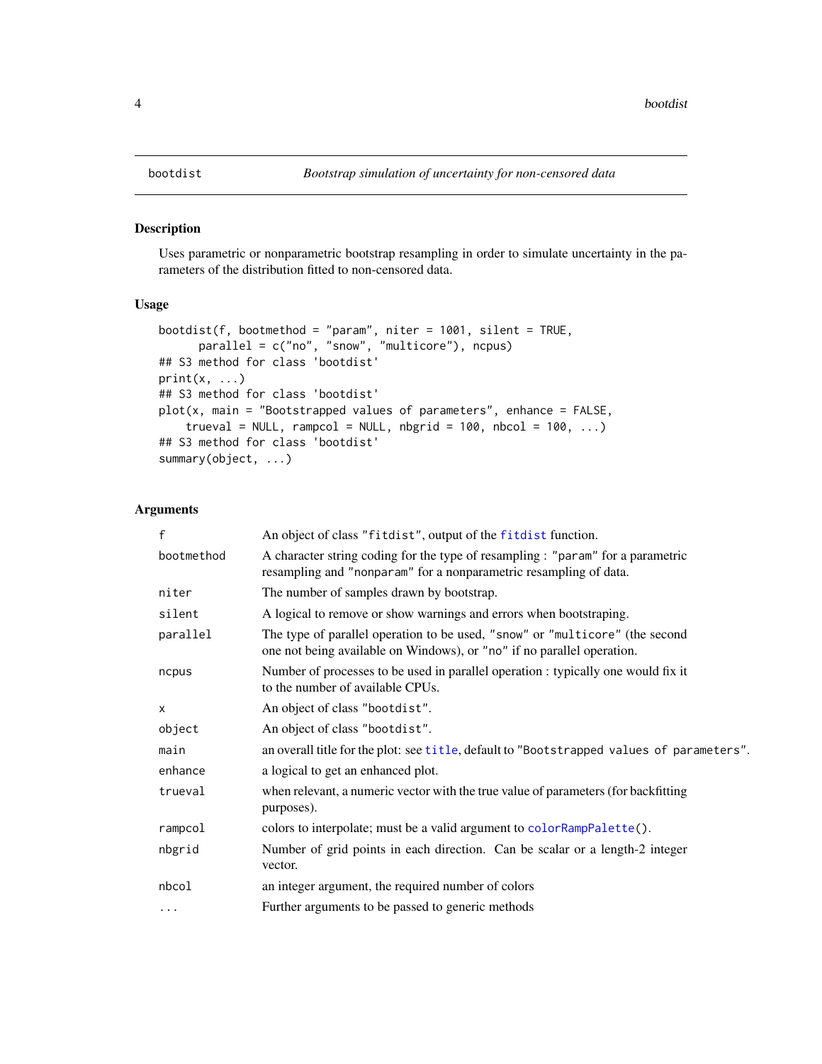# bootdist — *Bootstrap simulation of uncertainty for non-censored data*

## Description

Uses parametric or nonparametric bootstrap resampling in order to simulate uncertainty in the parameters of the distribution fitted to non-censored data.

## Usage

```
bootdist(f, bootmethod = "param", niter = 1001, silent = TRUE,
      parallel = c("no", "snow", "multicore"), ncpus)
## S3 method for class 'bootdist'
print(x, ...)
## S3 method for class 'bootdist'
plot(x, main = "Bootstrapped values of parameters", enhance = FALSE,
    trueval = NULL, rampcol = NULL, nbgrid = 100, nbcol = 100, ...)
## S3 method for class 'bootdist'
summary(object, ...)
```

## Arguments

| Argument | Description |
|---|---|
| `f` | An object of class `"fitdist"`, output of the `fitdist` function. |
| `bootmethod` | A character string coding for the type of resampling : `"param"` for a parametric resampling and `"nonparam"` for a nonparametric resampling of data. |
| `niter` | The number of samples drawn by bootstrap. |
| `silent` | A logical to remove or show warnings and errors when bootstraping. |
| `parallel` | The type of parallel operation to be used, `"snow"` or `"multicore"` (the second one not being available on Windows), or `"no"` if no parallel operation. |
| `ncpus` | Number of processes to be used in parallel operation : typically one would fix it to the number of available CPUs. |
| `x` | An object of class `"bootdist"`. |
| `object` | An object of class `"bootdist"`. |
| `main` | an overall title for the plot: see `title`, default to `"Bootstrapped values of parameters"`. |
| `enhance` | a logical to get an enhanced plot. |
| `trueval` | when relevant, a numeric vector with the true value of parameters (for backfitting purposes). |
| `rampcol` | colors to interpolate; must be a valid argument to `colorRampPalette()`. |
| `nbgrid` | Number of grid points in each direction. Can be scalar or a length-2 integer vector. |
| `nbcol` | an integer argument, the required number of colors |
| `...` | Further arguments to be passed to generic methods |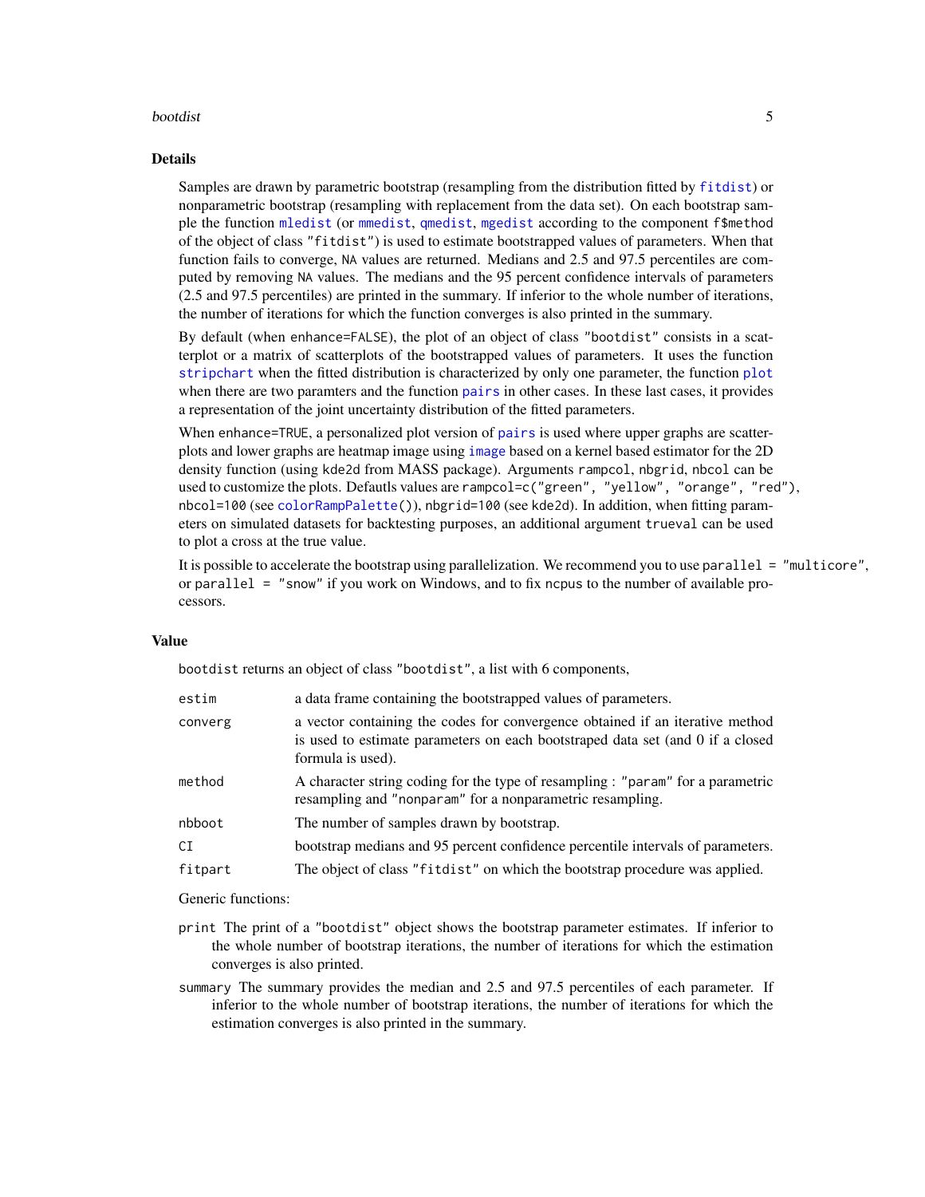## Details

Samples are drawn by parametric bootstrap (resampling from the distribution fitted by `fitdist`) or nonparametric bootstrap (resampling with replacement from the data set). On each bootstrap sample the function `mledist` (or `mmedist`, `qmedist`, `mgedist` according to the component `f$method` of the object of class `"fitdist"`) is used to estimate bootstrapped values of parameters. When that function fails to converge, `NA` values are returned. Medians and 2.5 and 97.5 percentiles are computed by removing `NA` values. The medians and the 95 percent confidence intervals of parameters (2.5 and 97.5 percentiles) are printed in the summary. If inferior to the whole number of iterations, the number of iterations for which the function converges is also printed in the summary.

By default (when `enhance=FALSE`), the plot of an object of class `"bootdist"` consists in a scatterplot or a matrix of scatterplots of the bootstrapped values of parameters. It uses the function `stripchart` when the fitted distribution is characterized by only one parameter, the function `plot` when there are two paramters and the function `pairs` in other cases. In these last cases, it provides a representation of the joint uncertainty distribution of the fitted parameters.

When `enhance=TRUE`, a personalized plot version of `pairs` is used where upper graphs are scatterplots and lower graphs are heatmap image using `image` based on a kernel based estimator for the 2D density function (using `kde2d` from MASS package). Arguments `rampcol`, `nbgrid`, `nbcol` can be used to customize the plots. Defautls values are `rampcol=c("green", "yellow", "orange", "red")`, `nbcol=100` (see `colorRampPalette()`), `nbgrid=100` (see `kde2d`). In addition, when fitting parameters on simulated datasets for backtesting purposes, an additional argument `trueval` can be used to plot a cross at the true value.

It is possible to accelerate the bootstrap using parallelization. We recommend you to use `parallel = "multicore"`, or `parallel = "snow"` if you work on Windows, and to fix `ncpus` to the number of available processors.

## Value

`bootdist` returns an object of class `"bootdist"`, a list with 6 components,

| | |
|---|---|
| `estim` | a data frame containing the bootstrapped values of parameters. |
| `converg` | a vector containing the codes for convergence obtained if an iterative method is used to estimate parameters on each bootstraped data set (and 0 if a closed formula is used). |
| `method` | A character string coding for the type of resampling : `"param"` for a parametric resampling and `"nonparam"` for a nonparametric resampling. |
| `nbboot` | The number of samples drawn by bootstrap. |
| `CI` | bootstrap medians and 95 percent confidence percentile intervals of parameters. |
| `fitpart` | The object of class `"fitdist"` on which the bootstrap procedure was applied. |

Generic functions:

`print` The print of a `"bootdist"` object shows the bootstrap parameter estimates. If inferior to the whole number of bootstrap iterations, the number of iterations for which the estimation converges is also printed.

`summary` The summary provides the median and 2.5 and 97.5 percentiles of each parameter. If inferior to the whole number of bootstrap iterations, the number of iterations for which the estimation converges is also printed in the summary.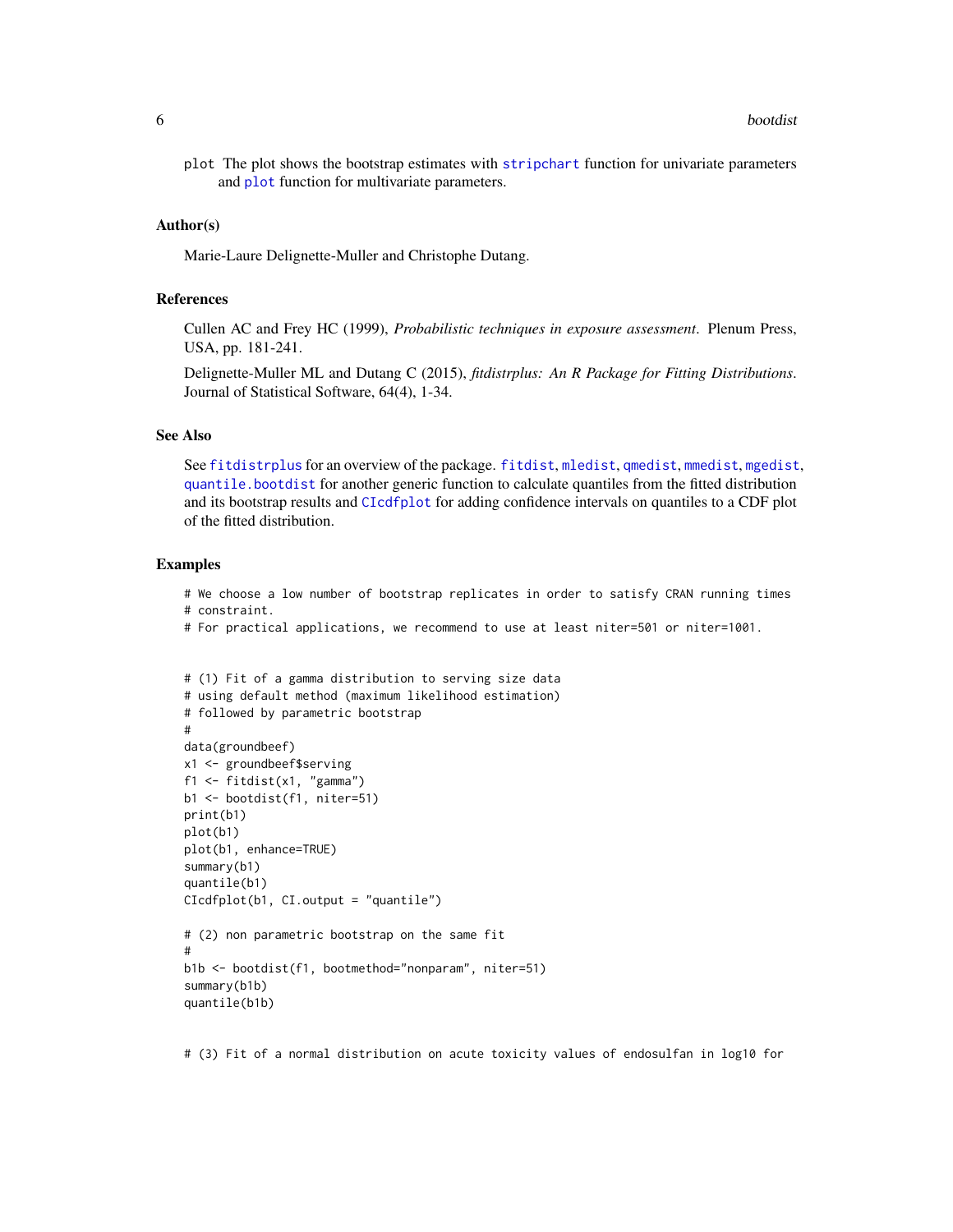`plot` The plot shows the bootstrap estimates with `stripchart` function for univariate parameters and `plot` function for multivariate parameters.

## Author(s)

Marie-Laure Delignette-Muller and Christophe Dutang.

## References

Cullen AC and Frey HC (1999), *Probabilistic techniques in exposure assessment*. Plenum Press, USA, pp. 181-241.

Delignette-Muller ML and Dutang C (2015), *fitdistrplus: An R Package for Fitting Distributions*. Journal of Statistical Software, 64(4), 1-34.

## See Also

See `fitdistrplus` for an overview of the package. `fitdist`, `mledist`, `qmedist`, `mmedist`, `mgedist`, `quantile.bootdist` for another generic function to calculate quantiles from the fitted distribution and its bootstrap results and `CIcdfplot` for adding confidence intervals on quantiles to a CDF plot of the fitted distribution.

## Examples

```
# We choose a low number of bootstrap replicates in order to satisfy CRAN running times
# constraint.
# For practical applications, we recommend to use at least niter=501 or niter=1001.


# (1) Fit of a gamma distribution to serving size data
# using default method (maximum likelihood estimation)
# followed by parametric bootstrap
#
data(groundbeef)
x1 <- groundbeef$serving
f1 <- fitdist(x1, "gamma")
b1 <- bootdist(f1, niter=51)
print(b1)
plot(b1)
plot(b1, enhance=TRUE)
summary(b1)
quantile(b1)
CIcdfplot(b1, CI.output = "quantile")

# (2) non parametric bootstrap on the same fit
#
b1b <- bootdist(f1, bootmethod="nonparam", niter=51)
summary(b1b)
quantile(b1b)


# (3) Fit of a normal distribution on acute toxicity values of endosulfan in log10 for
```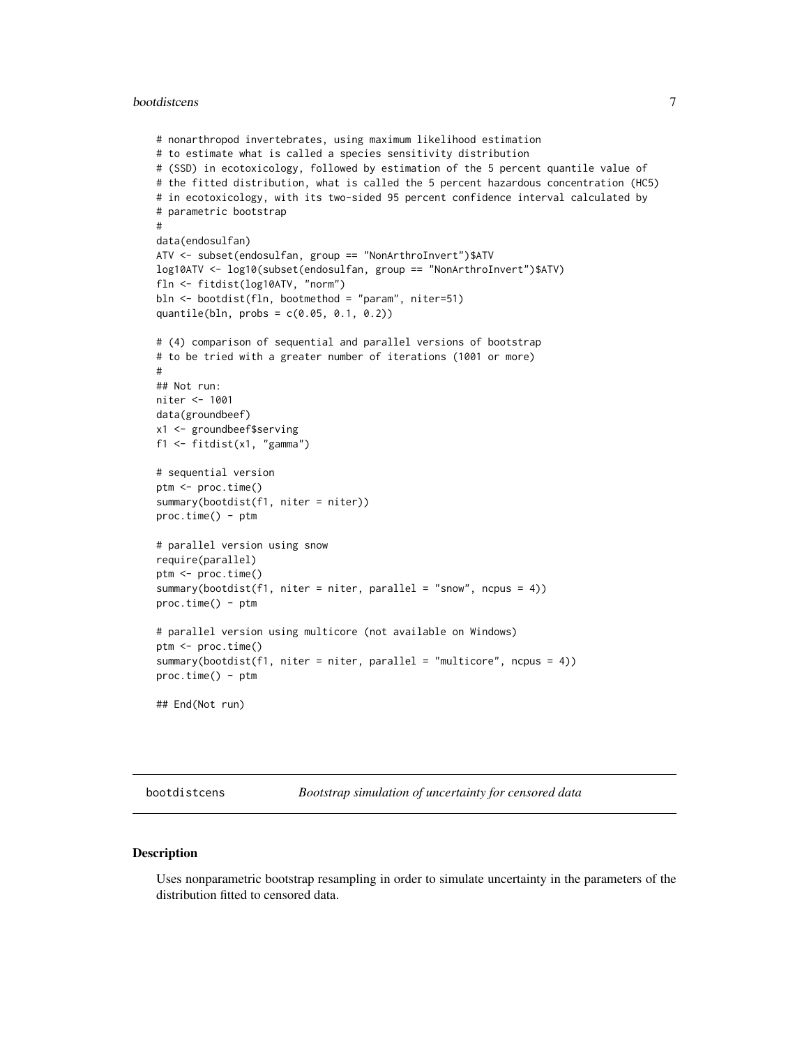```
# nonarthropod invertebrates, using maximum likelihood estimation
# to estimate what is called a species sensitivity distribution
# (SSD) in ecotoxicology, followed by estimation of the 5 percent quantile value of
# the fitted distribution, what is called the 5 percent hazardous concentration (HC5)
# in ecotoxicology, with its two-sided 95 percent confidence interval calculated by
# parametric bootstrap
#
data(endosulfan)
ATV <- subset(endosulfan, group == "NonArthroInvert")$ATV
log10ATV <- log10(subset(endosulfan, group == "NonArthroInvert")$ATV)
fln <- fitdist(log10ATV, "norm")
bln <- bootdist(fln, bootmethod = "param", niter=51)
quantile(bln, probs = c(0.05, 0.1, 0.2))

# (4) comparison of sequential and parallel versions of bootstrap
# to be tried with a greater number of iterations (1001 or more)
#
## Not run:
niter <- 1001
data(groundbeef)
x1 <- groundbeef$serving
f1 <- fitdist(x1, "gamma")

# sequential version
ptm <- proc.time()
summary(bootdist(f1, niter = niter))
proc.time() - ptm

# parallel version using snow
require(parallel)
ptm <- proc.time()
summary(bootdist(f1, niter = niter, parallel = "snow", ncpus = 4))
proc.time() - ptm

# parallel version using multicore (not available on Windows)
ptm <- proc.time()
summary(bootdist(f1, niter = niter, parallel = "multicore", ncpus = 4))
proc.time() - ptm

## End(Not run)
```

## bootdistcens *Bootstrap simulation of uncertainty for censored data*

### Description

Uses nonparametric bootstrap resampling in order to simulate uncertainty in the parameters of the distribution fitted to censored data.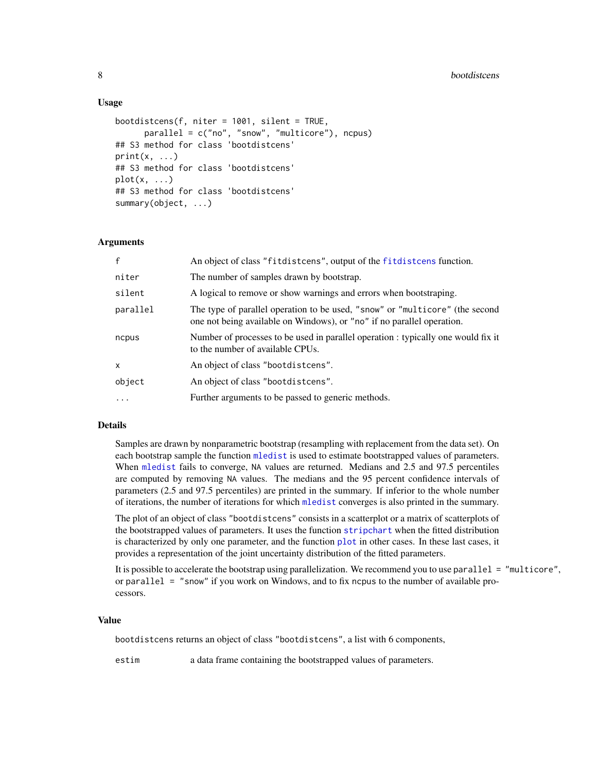### Usage

```
bootdistcens(f, niter = 1001, silent = TRUE,
      parallel = c("no", "snow", "multicore"), ncpus)
## S3 method for class 'bootdistcens'
print(x, ...)
## S3 method for class 'bootdistcens'
plot(x, ...)
## S3 method for class 'bootdistcens'
summary(object, ...)
```

### Arguments

| | |
|---|---|
| f | An object of class "fitdistcens", output of the fitdistcens function. |
| niter | The number of samples drawn by bootstrap. |
| silent | A logical to remove or show warnings and errors when bootstraping. |
| parallel | The type of parallel operation to be used, "snow" or "multicore" (the second one not being available on Windows), or "no" if no parallel operation. |
| ncpus | Number of processes to be used in parallel operation : typically one would fix it to the number of available CPUs. |
| x | An object of class "bootdistcens". |
| object | An object of class "bootdistcens". |
| ... | Further arguments to be passed to generic methods. |

### Details

Samples are drawn by nonparametric bootstrap (resampling with replacement from the data set). On each bootstrap sample the function `mledist` is used to estimate bootstrapped values of parameters. When `mledist` fails to converge, NA values are returned. Medians and 2.5 and 97.5 percentiles are computed by removing NA values. The medians and the 95 percent confidence intervals of parameters (2.5 and 97.5 percentiles) are printed in the summary. If inferior to the whole number of iterations, the number of iterations for which `mledist` converges is also printed in the summary.

The plot of an object of class "bootdistcens" consists in a scatterplot or a matrix of scatterplots of the bootstrapped values of parameters. It uses the function `stripchart` when the fitted distribution is characterized by only one parameter, and the function `plot` in other cases. In these last cases, it provides a representation of the joint uncertainty distribution of the fitted parameters.

It is possible to accelerate the bootstrap using parallelization. We recommend you to use `parallel = "multicore"`, or `parallel = "snow"` if you work on Windows, and to fix `ncpus` to the number of available processors.

### Value

`bootdistcens` returns an object of class "bootdistcens", a list with 6 components,

| | |
|---|---|
| estim | a data frame containing the bootstrapped values of parameters. |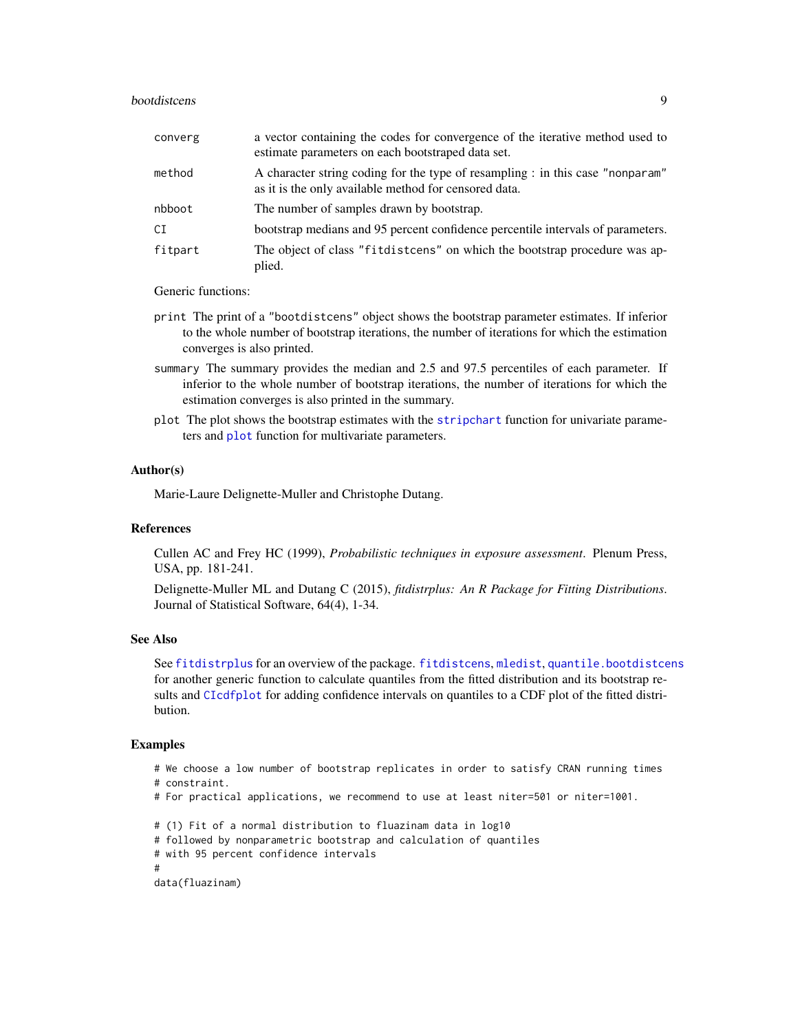| | |
|---|---|
| `converg` | a vector containing the codes for convergence of the iterative method used to estimate parameters on each bootstraped data set. |
| `method` | A character string coding for the type of resampling : in this case `"nonparam"` as it is the only available method for censored data. |
| `nbboot` | The number of samples drawn by bootstrap. |
| `CI` | bootstrap medians and 95 percent confidence percentile intervals of parameters. |
| `fitpart` | The object of class `"fitdistcens"` on which the bootstrap procedure was applied. |

Generic functions:

`print` The print of a `"bootdistcens"` object shows the bootstrap parameter estimates. If inferior to the whole number of bootstrap iterations, the number of iterations for which the estimation converges is also printed.

`summary` The summary provides the median and 2.5 and 97.5 percentiles of each parameter. If inferior to the whole number of bootstrap iterations, the number of iterations for which the estimation converges is also printed in the summary.

`plot` The plot shows the bootstrap estimates with the `stripchart` function for univariate parameters and `plot` function for multivariate parameters.

### Author(s)

Marie-Laure Delignette-Muller and Christophe Dutang.

### References

Cullen AC and Frey HC (1999), *Probabilistic techniques in exposure assessment*. Plenum Press, USA, pp. 181-241.

Delignette-Muller ML and Dutang C (2015), *fitdistrplus: An R Package for Fitting Distributions*. Journal of Statistical Software, 64(4), 1-34.

### See Also

See `fitdistrplus` for an overview of the package. `fitdistcens`, `mledist`, `quantile.bootdistcens` for another generic function to calculate quantiles from the fitted distribution and its bootstrap results and `CIcdfplot` for adding confidence intervals on quantiles to a CDF plot of the fitted distribution.

### Examples

```
# We choose a low number of bootstrap replicates in order to satisfy CRAN running times
# constraint.
# For practical applications, we recommend to use at least niter=501 or niter=1001.

# (1) Fit of a normal distribution to fluazinam data in log10
# followed by nonparametric bootstrap and calculation of quantiles
# with 95 percent confidence intervals
#
data(fluazinam)
```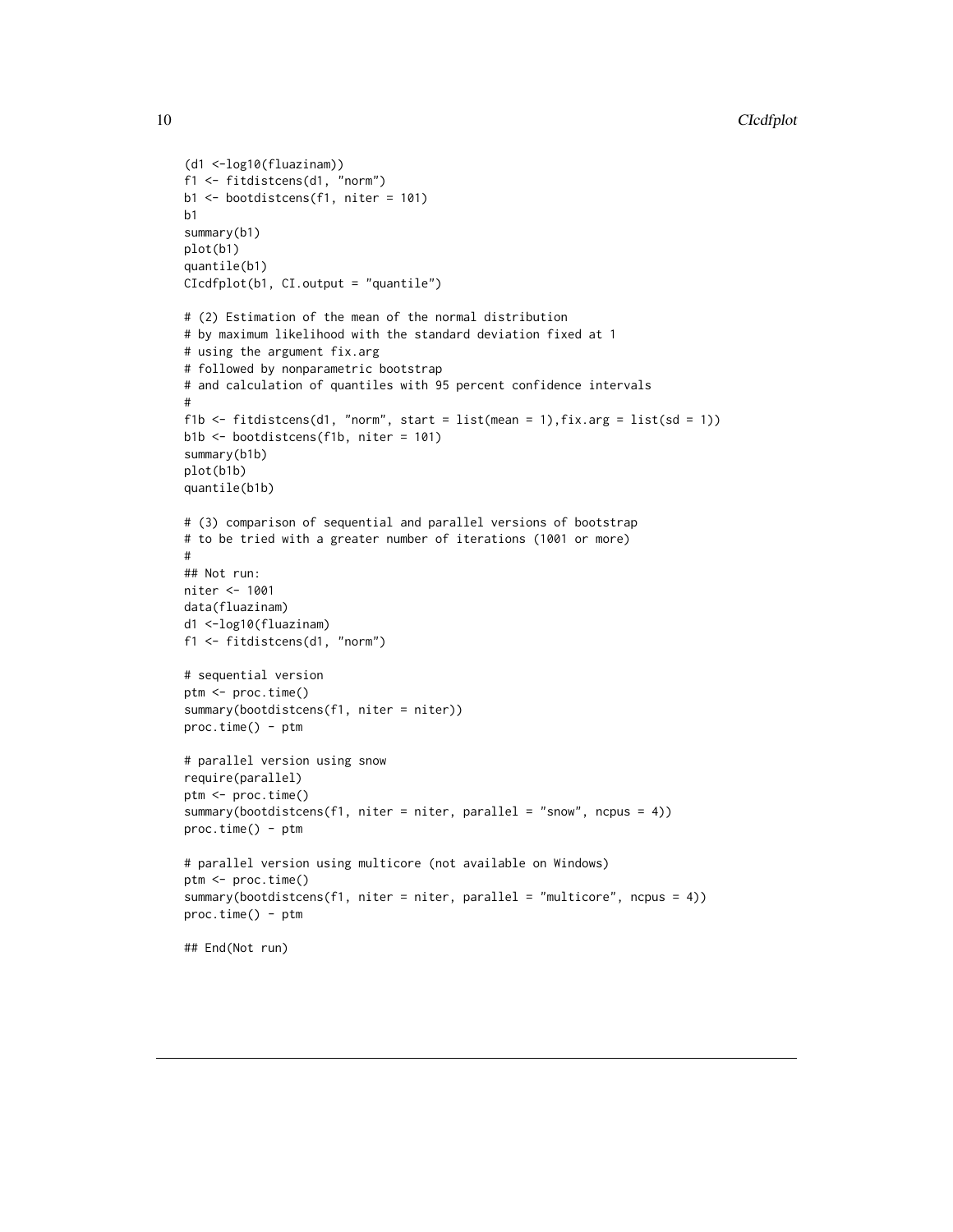```
(d1 <-log10(fluazinam))
f1 <- fitdistcens(d1, "norm")
b1 <- bootdistcens(f1, niter = 101)
b1
summary(b1)
plot(b1)
quantile(b1)
CIcdfplot(b1, CI.output = "quantile")

# (2) Estimation of the mean of the normal distribution
# by maximum likelihood with the standard deviation fixed at 1
# using the argument fix.arg
# followed by nonparametric bootstrap
# and calculation of quantiles with 95 percent confidence intervals
#
f1b <- fitdistcens(d1, "norm", start = list(mean = 1),fix.arg = list(sd = 1))
b1b <- bootdistcens(f1b, niter = 101)
summary(b1b)
plot(b1b)
quantile(b1b)

# (3) comparison of sequential and parallel versions of bootstrap
# to be tried with a greater number of iterations (1001 or more)
#
## Not run:
niter <- 1001
data(fluazinam)
d1 <-log10(fluazinam)
f1 <- fitdistcens(d1, "norm")

# sequential version
ptm <- proc.time()
summary(bootdistcens(f1, niter = niter))
proc.time() - ptm

# parallel version using snow
require(parallel)
ptm <- proc.time()
summary(bootdistcens(f1, niter = niter, parallel = "snow", ncpus = 4))
proc.time() - ptm

# parallel version using multicore (not available on Windows)
ptm <- proc.time()
summary(bootdistcens(f1, niter = niter, parallel = "multicore", ncpus = 4))
proc.time() - ptm

## End(Not run)
```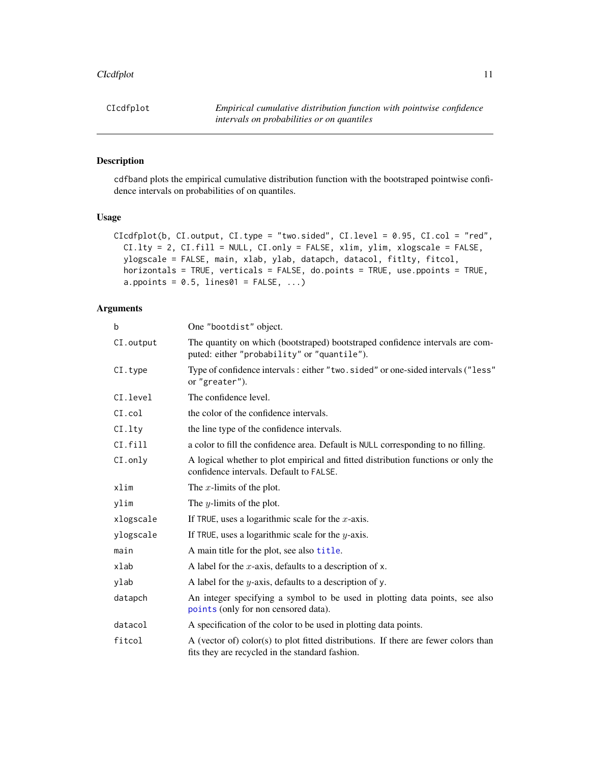# CIcdfplot

*Empirical cumulative distribution function with pointwise confidence intervals on probabilities or on quantiles*

## Description

cdfband plots the empirical cumulative distribution function with the bootstraped pointwise confidence intervals on probabilities of on quantiles.

## Usage

```
CIcdfplot(b, CI.output, CI.type = "two.sided", CI.level = 0.95, CI.col = "red",
  CI.lty = 2, CI.fill = NULL, CI.only = FALSE, xlim, ylim, xlogscale = FALSE,
  ylogscale = FALSE, main, xlab, ylab, datapch, datacol, fitlty, fitcol,
  horizontals = TRUE, verticals = FALSE, do.points = TRUE, use.ppoints = TRUE,
  a.ppoints = 0.5, lines01 = FALSE, ...)
```

## Arguments

| | |
|---|---|
| b | One "bootdist" object. |
| CI.output | The quantity on which (bootstraped) bootstraped confidence intervals are computed: either "probability" or "quantile"). |
| CI.type | Type of confidence intervals : either "two.sided" or one-sided intervals ("less" or "greater"). |
| CI.level | The confidence level. |
| CI.col | the color of the confidence intervals. |
| CI.lty | the line type of the confidence intervals. |
| CI.fill | a color to fill the confidence area. Default is NULL corresponding to no filling. |
| CI.only | A logical whether to plot empirical and fitted distribution functions or only the confidence intervals. Default to FALSE. |
| xlim | The $x$-limits of the plot. |
| ylim | The $y$-limits of the plot. |
| xlogscale | If TRUE, uses a logarithmic scale for the $x$-axis. |
| ylogscale | If TRUE, uses a logarithmic scale for the $y$-axis. |
| main | A main title for the plot, see also title. |
| xlab | A label for the $x$-axis, defaults to a description of x. |
| ylab | A label for the $y$-axis, defaults to a description of y. |
| datapch | An integer specifying a symbol to be used in plotting data points, see also points (only for non censored data). |
| datacol | A specification of the color to be used in plotting data points. |
| fitcol | A (vector of) color(s) to plot fitted distributions. If there are fewer colors than fits they are recycled in the standard fashion. |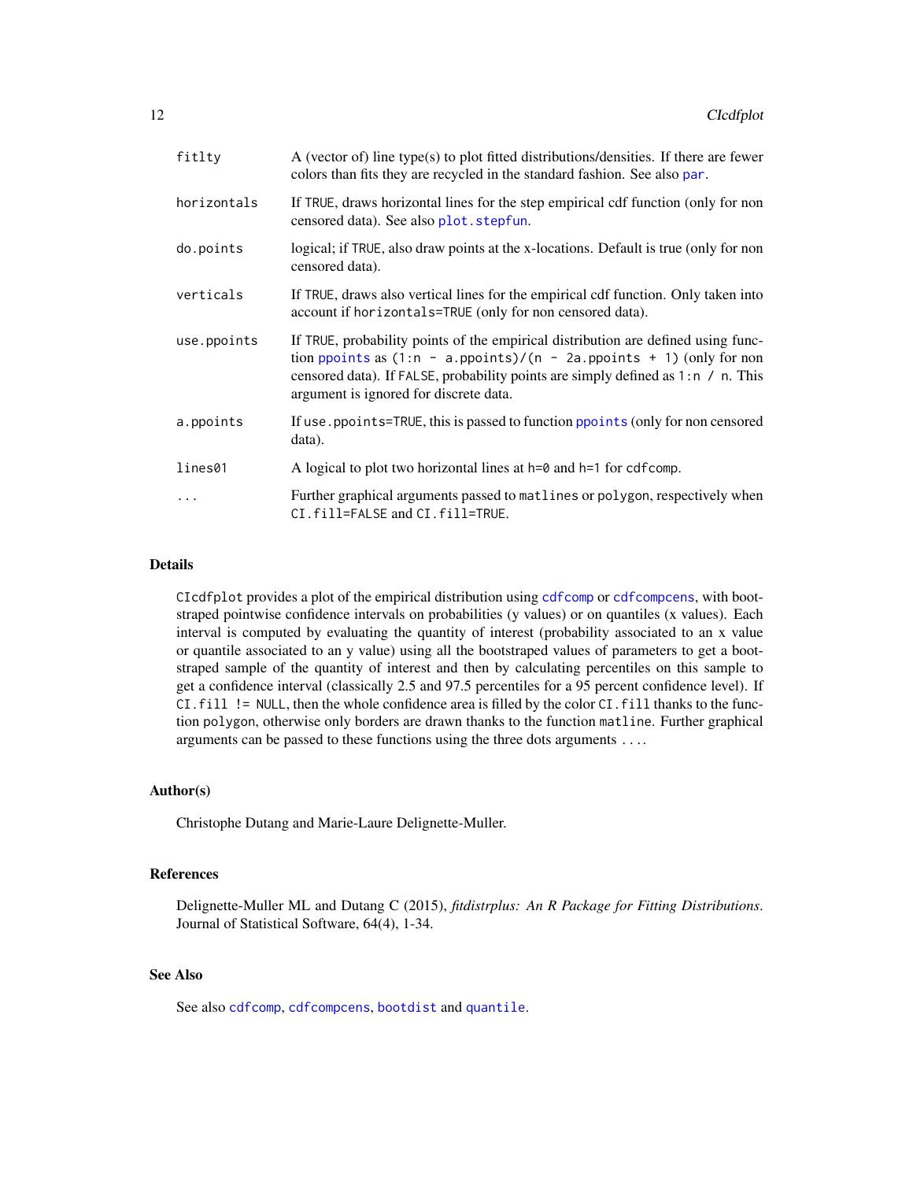| | |
|---|---|
| fitlty | A (vector of) line type(s) to plot fitted distributions/densities. If there are fewer colors than fits they are recycled in the standard fashion. See also `par`. |
| horizontals | If TRUE, draws horizontal lines for the step empirical cdf function (only for non censored data). See also `plot.stepfun`. |
| do.points | logical; if TRUE, also draw points at the x-locations. Default is true (only for non censored data). |
| verticals | If TRUE, draws also vertical lines for the empirical cdf function. Only taken into account if `horizontals=TRUE` (only for non censored data). |
| use.ppoints | If TRUE, probability points of the empirical distribution are defined using function `ppoints` as `(1:n - a.ppoints)/(n - 2a.ppoints + 1)` (only for non censored data). If FALSE, probability points are simply defined as `1:n / n`. This argument is ignored for discrete data. |
| a.ppoints | If `use.ppoints=TRUE`, this is passed to function `ppoints` (only for non censored data). |
| lines01 | A logical to plot two horizontal lines at `h=0` and `h=1` for `cdfcomp`. |
| ... | Further graphical arguments passed to `matlines` or `polygon`, respectively when `CI.fill=FALSE` and `CI.fill=TRUE`. |

## Details

`CIcdfplot` provides a plot of the empirical distribution using `cdfcomp` or `cdfcompcens`, with bootstraped pointwise confidence intervals on probabilities (y values) or on quantiles (x values). Each interval is computed by evaluating the quantity of interest (probability associated to an x value or quantile associated to an y value) using all the bootstraped values of parameters to get a bootstraped sample of the quantity of interest and then by calculating percentiles on this sample to get a confidence interval (classically 2.5 and 97.5 percentiles for a 95 percent confidence level). If `CI.fill != NULL`, then the whole confidence area is filled by the color `CI.fill` thanks to the function `polygon`, otherwise only borders are drawn thanks to the function `matline`. Further graphical arguments can be passed to these functions using the three dots arguments `...`.

## Author(s)

Christophe Dutang and Marie-Laure Delignette-Muller.

## References

Delignette-Muller ML and Dutang C (2015), *fitdistrplus: An R Package for Fitting Distributions*. Journal of Statistical Software, 64(4), 1-34.

## See Also

See also `cdfcomp`, `cdfcompcens`, `bootdist` and `quantile`.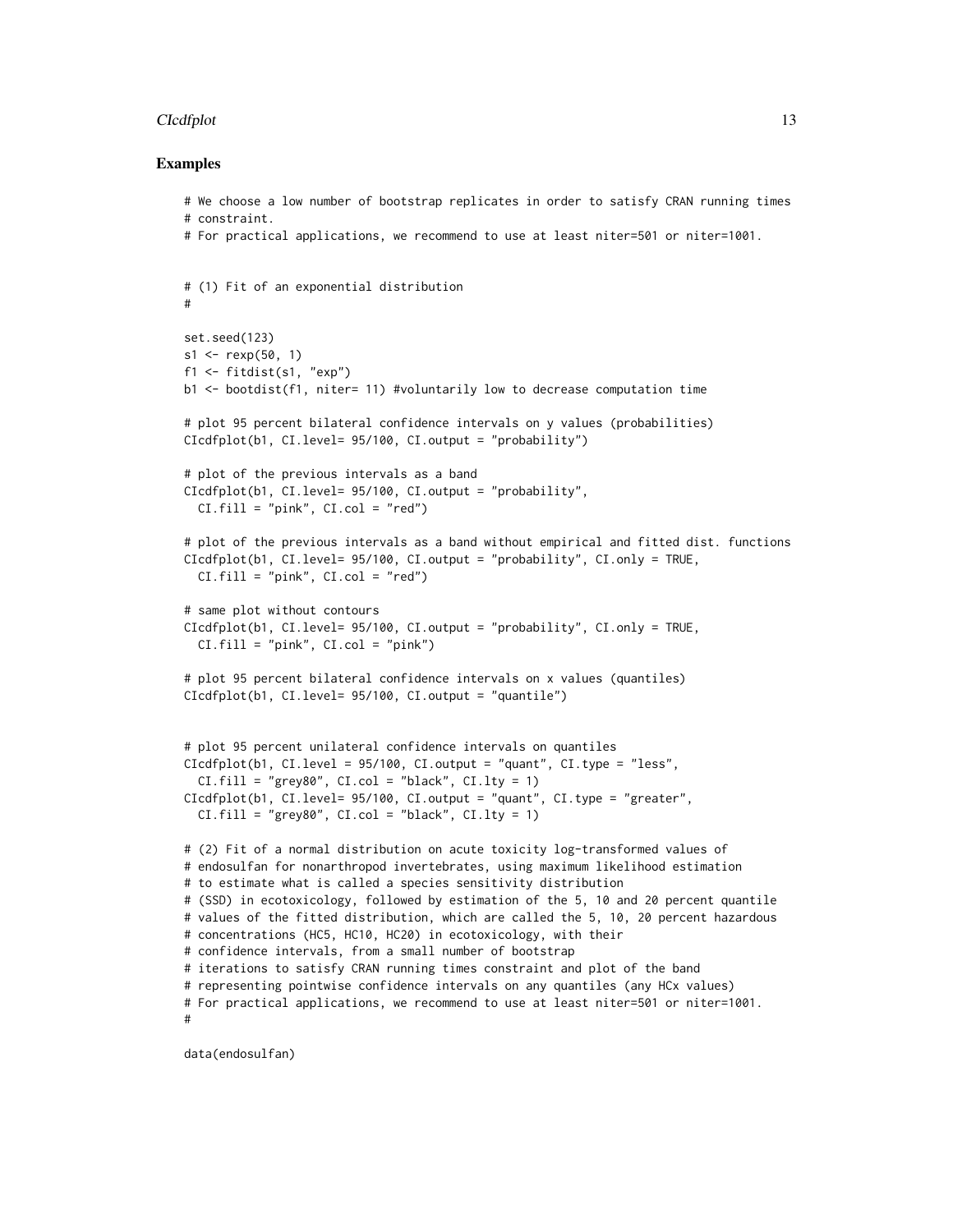## Examples

```
# We choose a low number of bootstrap replicates in order to satisfy CRAN running times
# constraint.
# For practical applications, we recommend to use at least niter=501 or niter=1001.


# (1) Fit of an exponential distribution
#

set.seed(123)
s1 <- rexp(50, 1)
f1 <- fitdist(s1, "exp")
b1 <- bootdist(f1, niter= 11) #voluntarily low to decrease computation time

# plot 95 percent bilateral confidence intervals on y values (probabilities)
CIcdfplot(b1, CI.level= 95/100, CI.output = "probability")

# plot of the previous intervals as a band
CIcdfplot(b1, CI.level= 95/100, CI.output = "probability",
  CI.fill = "pink", CI.col = "red")

# plot of the previous intervals as a band without empirical and fitted dist. functions
CIcdfplot(b1, CI.level= 95/100, CI.output = "probability", CI.only = TRUE,
  CI.fill = "pink", CI.col = "red")

# same plot without contours
CIcdfplot(b1, CI.level= 95/100, CI.output = "probability", CI.only = TRUE,
  CI.fill = "pink", CI.col = "pink")

# plot 95 percent bilateral confidence intervals on x values (quantiles)
CIcdfplot(b1, CI.level= 95/100, CI.output = "quantile")


# plot 95 percent unilateral confidence intervals on quantiles
CIcdfplot(b1, CI.level = 95/100, CI.output = "quant", CI.type = "less",
  CI.fill = "grey80", CI.col = "black", CI.lty = 1)
CIcdfplot(b1, CI.level= 95/100, CI.output = "quant", CI.type = "greater",
  CI.fill = "grey80", CI.col = "black", CI.lty = 1)

# (2) Fit of a normal distribution on acute toxicity log-transformed values of
# endosulfan for nonarthropod invertebrates, using maximum likelihood estimation
# to estimate what is called a species sensitivity distribution
# (SSD) in ecotoxicology, followed by estimation of the 5, 10 and 20 percent quantile
# values of the fitted distribution, which are called the 5, 10, 20 percent hazardous
# concentrations (HC5, HC10, HC20) in ecotoxicology, with their
# confidence intervals, from a small number of bootstrap
# iterations to satisfy CRAN running times constraint and plot of the band
# representing pointwise confidence intervals on any quantiles (any HCx values)
# For practical applications, we recommend to use at least niter=501 or niter=1001.
#

data(endosulfan)
```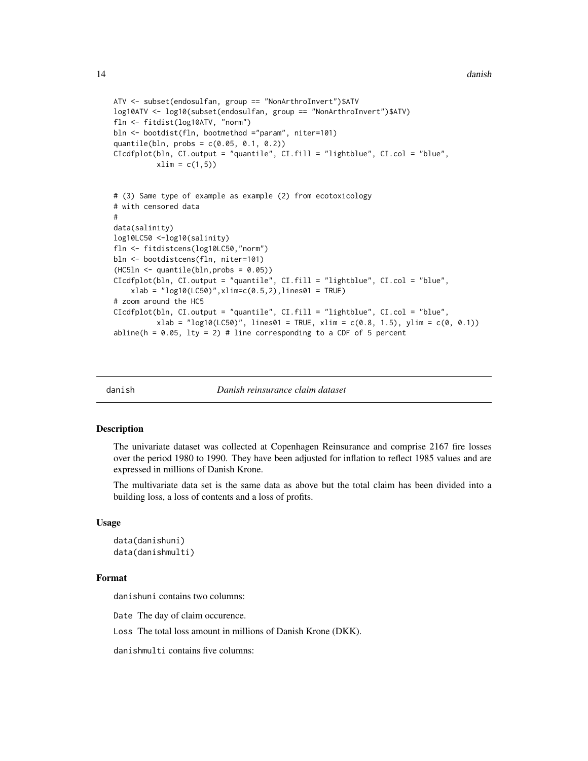```
ATV <- subset(endosulfan, group == "NonArthroInvert")$ATV
log10ATV <- log10(subset(endosulfan, group == "NonArthroInvert")$ATV)
fln <- fitdist(log10ATV, "norm")
bln <- bootdist(fln, bootmethod ="param", niter=101)
quantile(bln, probs = c(0.05, 0.1, 0.2))
CIcdfplot(bln, CI.output = "quantile", CI.fill = "lightblue", CI.col = "blue",
          xlim = c(1,5))


# (3) Same type of example as example (2) from ecotoxicology
# with censored data
#
data(salinity)
log10LC50 <-log10(salinity)
fln <- fitdistcens(log10LC50,"norm")
bln <- bootdistcens(fln, niter=101)
(HC5ln <- quantile(bln,probs = 0.05))
CIcdfplot(bln, CI.output = "quantile", CI.fill = "lightblue", CI.col = "blue",
    xlab = "log10(LC50)",xlim=c(0.5,2),lines01 = TRUE)
# zoom around the HC5
CIcdfplot(bln, CI.output = "quantile", CI.fill = "lightblue", CI.col = "blue",
          xlab = "log10(LC50)", lines01 = TRUE, xlim = c(0.8, 1.5), ylim = c(0, 0.1))
abline(h = 0.05, lty = 2) # line corresponding to a CDF of 5 percent
```

## danish — *Danish reinsurance claim dataset*

### Description

The univariate dataset was collected at Copenhagen Reinsurance and comprise 2167 fire losses over the period 1980 to 1990. They have been adjusted for inflation to reflect 1985 values and are expressed in millions of Danish Krone.

The multivariate data set is the same data as above but the total claim has been divided into a building loss, a loss of contents and a loss of profits.

### Usage

```
data(danishuni)
data(danishmulti)
```

### Format

danishuni contains two columns:

Date The day of claim occurence.

Loss The total loss amount in millions of Danish Krone (DKK).

danishmulti contains five columns: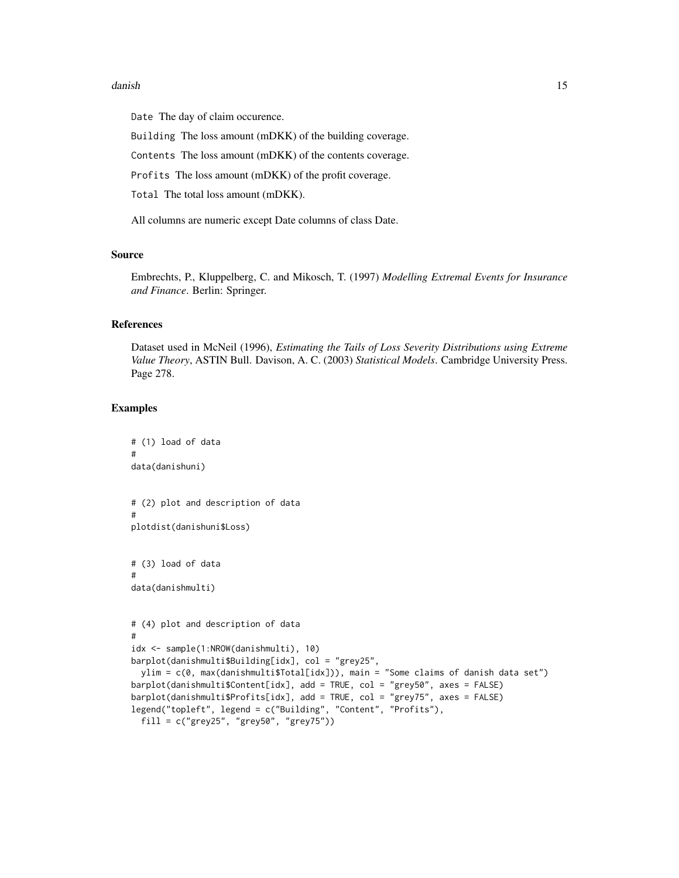`Date` The day of claim occurence.

`Building` The loss amount (mDKK) of the building coverage.

`Contents` The loss amount (mDKK) of the contents coverage.

`Profits` The loss amount (mDKK) of the profit coverage.

`Total` The total loss amount (mDKK).

All columns are numeric except Date columns of class Date.

### Source

Embrechts, P., Kluppelberg, C. and Mikosch, T. (1997) *Modelling Extremal Events for Insurance and Finance*. Berlin: Springer.

### References

Dataset used in McNeil (1996), *Estimating the Tails of Loss Severity Distributions using Extreme Value Theory*, ASTIN Bull. Davison, A. C. (2003) *Statistical Models*. Cambridge University Press. Page 278.

### Examples

```
# (1) load of data
#
data(danishuni)


# (2) plot and description of data
#
plotdist(danishuni$Loss)


# (3) load of data
#
data(danishmulti)


# (4) plot and description of data
#
idx <- sample(1:NROW(danishmulti), 10)
barplot(danishmulti$Building[idx], col = "grey25",
  ylim = c(0, max(danishmulti$Total[idx])), main = "Some claims of danish data set")
barplot(danishmulti$Content[idx], add = TRUE, col = "grey50", axes = FALSE)
barplot(danishmulti$Profits[idx], add = TRUE, col = "grey75", axes = FALSE)
legend("topleft", legend = c("Building", "Content", "Profits"),
  fill = c("grey25", "grey50", "grey75"))
```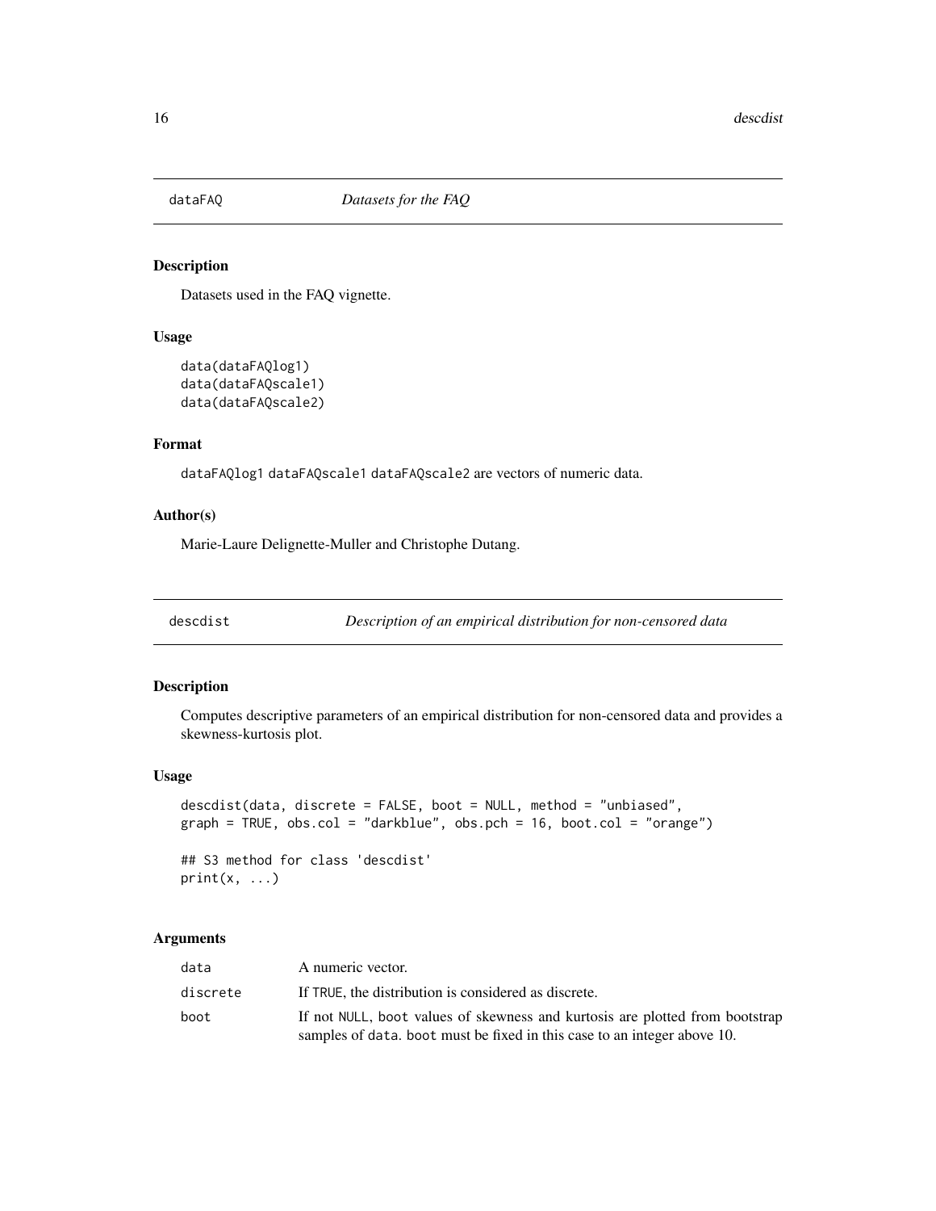## dataFAQ *Datasets for the FAQ*

### Description

Datasets used in the FAQ vignette.

### Usage

```
data(dataFAQlog1)
data(dataFAQscale1)
data(dataFAQscale2)
```

### Format

dataFAQlog1 dataFAQscale1 dataFAQscale2 are vectors of numeric data.

### Author(s)

Marie-Laure Delignette-Muller and Christophe Dutang.

## descdist *Description of an empirical distribution for non-censored data*

### Description

Computes descriptive parameters of an empirical distribution for non-censored data and provides a skewness-kurtosis plot.

### Usage

```
descdist(data, discrete = FALSE, boot = NULL, method = "unbiased",
graph = TRUE, obs.col = "darkblue", obs.pch = 16, boot.col = "orange")

## S3 method for class 'descdist'
print(x, ...)
```

### Arguments

| | |
|---|---|
| data | A numeric vector. |
| discrete | If TRUE, the distribution is considered as discrete. |
| boot | If not NULL, boot values of skewness and kurtosis are plotted from bootstrap samples of data. boot must be fixed in this case to an integer above 10. |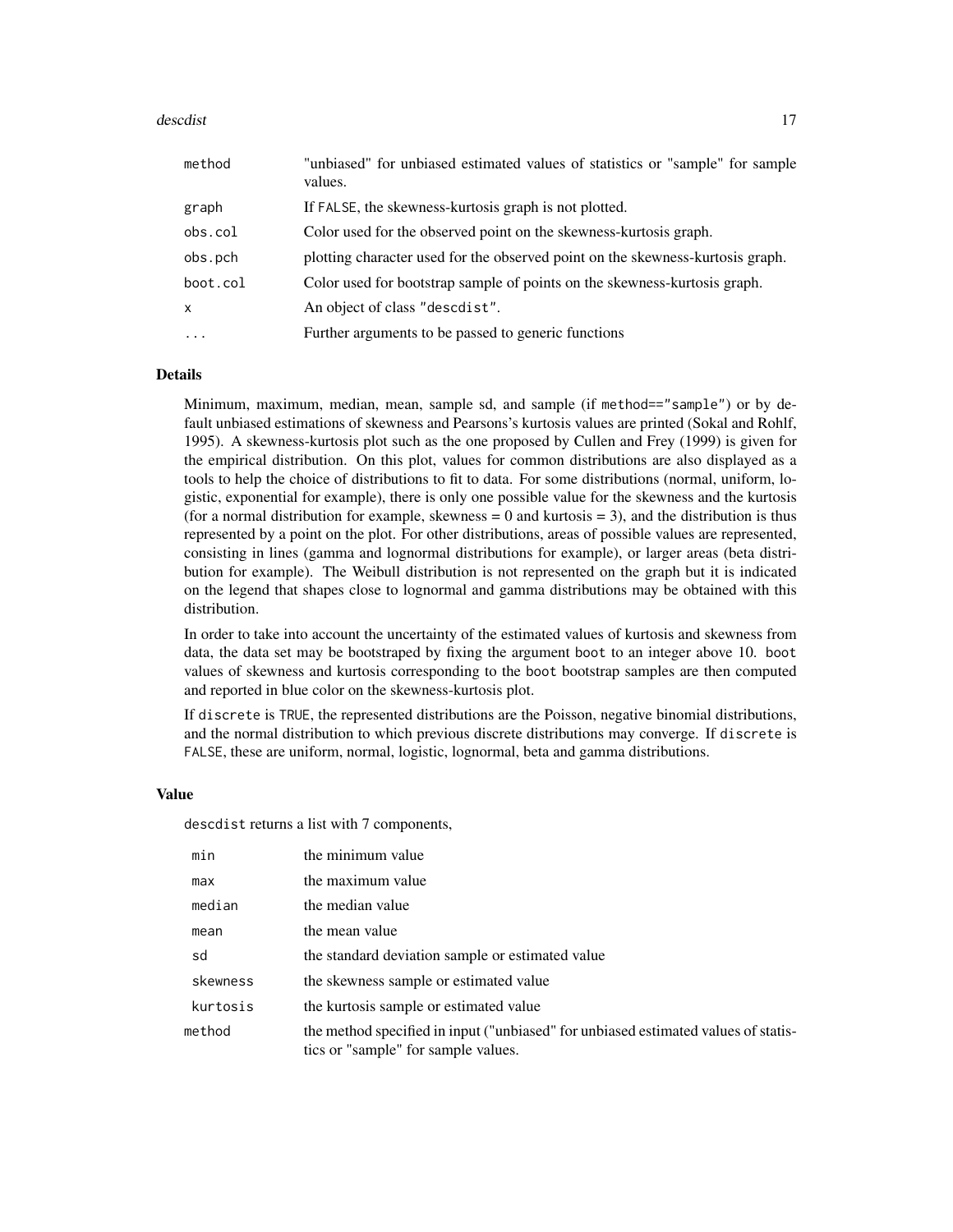| | |
|---|---|
| method | "unbiased" for unbiased estimated values of statistics or "sample" for sample values. |
| graph | If FALSE, the skewness-kurtosis graph is not plotted. |
| obs.col | Color used for the observed point on the skewness-kurtosis graph. |
| obs.pch | plotting character used for the observed point on the skewness-kurtosis graph. |
| boot.col | Color used for bootstrap sample of points on the skewness-kurtosis graph. |
| x | An object of class "descdist". |
| ... | Further arguments to be passed to generic functions |

### Details

Minimum, maximum, median, mean, sample sd, and sample (if `method=="sample"`) or by default unbiased estimations of skewness and Pearsons's kurtosis values are printed (Sokal and Rohlf, 1995). A skewness-kurtosis plot such as the one proposed by Cullen and Frey (1999) is given for the empirical distribution. On this plot, values for common distributions are also displayed as a tools to help the choice of distributions to fit to data. For some distributions (normal, uniform, logistic, exponential for example), there is only one possible value for the skewness and the kurtosis (for a normal distribution for example, skewness = 0 and kurtosis = 3), and the distribution is thus represented by a point on the plot. For other distributions, areas of possible values are represented, consisting in lines (gamma and lognormal distributions for example), or larger areas (beta distribution for example). The Weibull distribution is not represented on the graph but it is indicated on the legend that shapes close to lognormal and gamma distributions may be obtained with this distribution.

In order to take into account the uncertainty of the estimated values of kurtosis and skewness from data, the data set may be bootstraped by fixing the argument `boot` to an integer above 10. `boot` values of skewness and kurtosis corresponding to the `boot` bootstrap samples are then computed and reported in blue color on the skewness-kurtosis plot.

If `discrete` is `TRUE`, the represented distributions are the Poisson, negative binomial distributions, and the normal distribution to which previous discrete distributions may converge. If `discrete` is `FALSE`, these are uniform, normal, logistic, lognormal, beta and gamma distributions.

### Value

`descdist` returns a list with 7 components,

| | |
|---|---|
| min | the minimum value |
| max | the maximum value |
| median | the median value |
| mean | the mean value |
| sd | the standard deviation sample or estimated value |
| skewness | the skewness sample or estimated value |
| kurtosis | the kurtosis sample or estimated value |
| method | the method specified in input ("unbiased" for unbiased estimated values of statistics or "sample" for sample values. |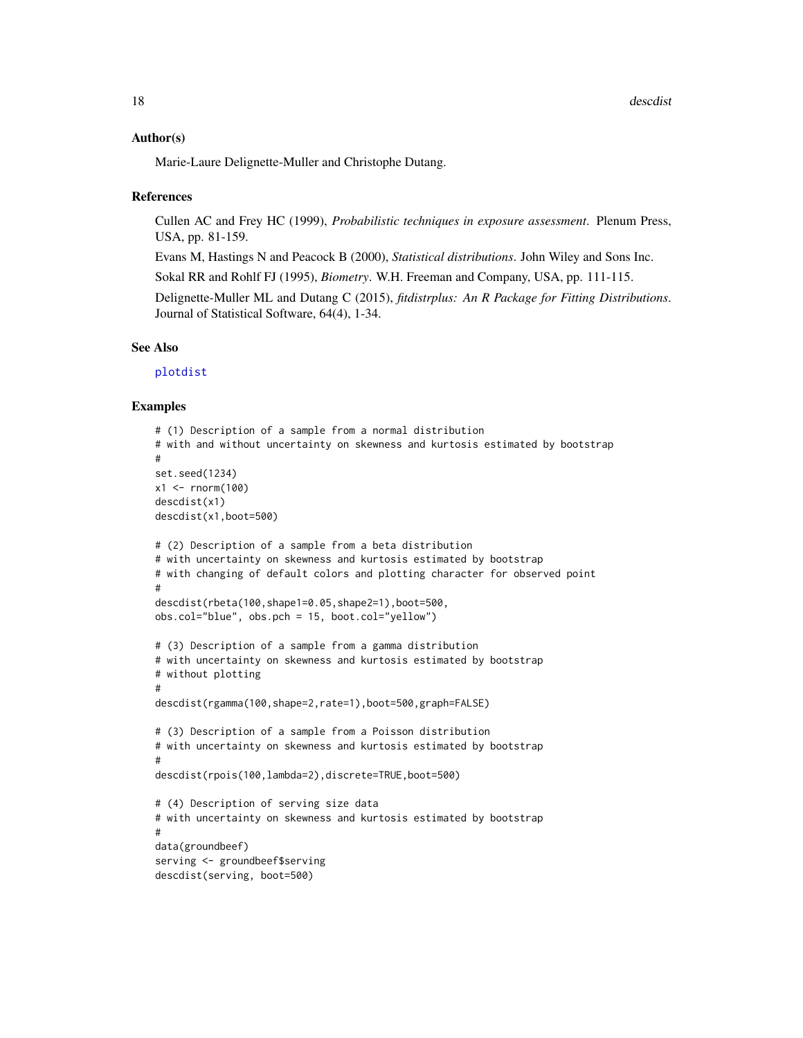### Author(s)

Marie-Laure Delignette-Muller and Christophe Dutang.

### References

Cullen AC and Frey HC (1999), *Probabilistic techniques in exposure assessment*. Plenum Press, USA, pp. 81-159.

Evans M, Hastings N and Peacock B (2000), *Statistical distributions*. John Wiley and Sons Inc.

Sokal RR and Rohlf FJ (1995), *Biometry*. W.H. Freeman and Company, USA, pp. 111-115.

Delignette-Muller ML and Dutang C (2015), *fitdistrplus: An R Package for Fitting Distributions*. Journal of Statistical Software, 64(4), 1-34.

### See Also

plotdist

### Examples

```
# (1) Description of a sample from a normal distribution
# with and without uncertainty on skewness and kurtosis estimated by bootstrap
#
set.seed(1234)
x1 <- rnorm(100)
descdist(x1)
descdist(x1,boot=500)

# (2) Description of a sample from a beta distribution
# with uncertainty on skewness and kurtosis estimated by bootstrap
# with changing of default colors and plotting character for observed point
#
descdist(rbeta(100,shape1=0.05,shape2=1),boot=500,
obs.col="blue", obs.pch = 15, boot.col="yellow")

# (3) Description of a sample from a gamma distribution
# with uncertainty on skewness and kurtosis estimated by bootstrap
# without plotting
#
descdist(rgamma(100,shape=2,rate=1),boot=500,graph=FALSE)

# (3) Description of a sample from a Poisson distribution
# with uncertainty on skewness and kurtosis estimated by bootstrap
#
descdist(rpois(100,lambda=2),discrete=TRUE,boot=500)

# (4) Description of serving size data
# with uncertainty on skewness and kurtosis estimated by bootstrap
#
data(groundbeef)
serving <- groundbeef$serving
descdist(serving, boot=500)
```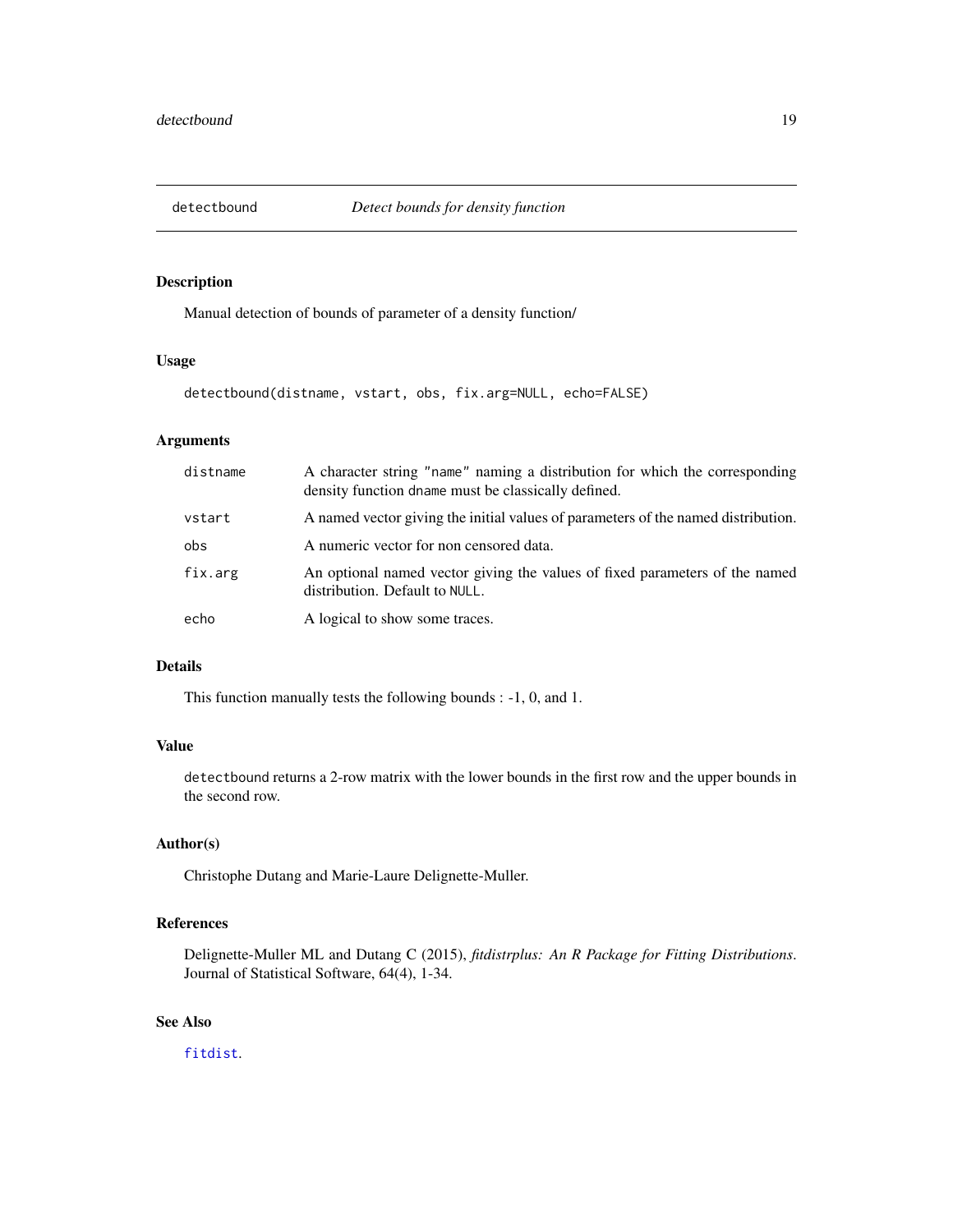## detectbound — *Detect bounds for density function*

### Description

Manual detection of bounds of parameter of a density function/

### Usage

```
detectbound(distname, vstart, obs, fix.arg=NULL, echo=FALSE)
```

### Arguments

| | |
|---|---|
| `distname` | A character string `"name"` naming a distribution for which the corresponding density function `dname` must be classically defined. |
| `vstart` | A named vector giving the initial values of parameters of the named distribution. |
| `obs` | A numeric vector for non censored data. |
| `fix.arg` | An optional named vector giving the values of fixed parameters of the named distribution. Default to `NULL`. |
| `echo` | A logical to show some traces. |

### Details

This function manually tests the following bounds : -1, 0, and 1.

### Value

`detectbound` returns a 2-row matrix with the lower bounds in the first row and the upper bounds in the second row.

### Author(s)

Christophe Dutang and Marie-Laure Delignette-Muller.

### References

Delignette-Muller ML and Dutang C (2015), *fitdistrplus: An R Package for Fitting Distributions*. Journal of Statistical Software, 64(4), 1-34.

### See Also

`fitdist`.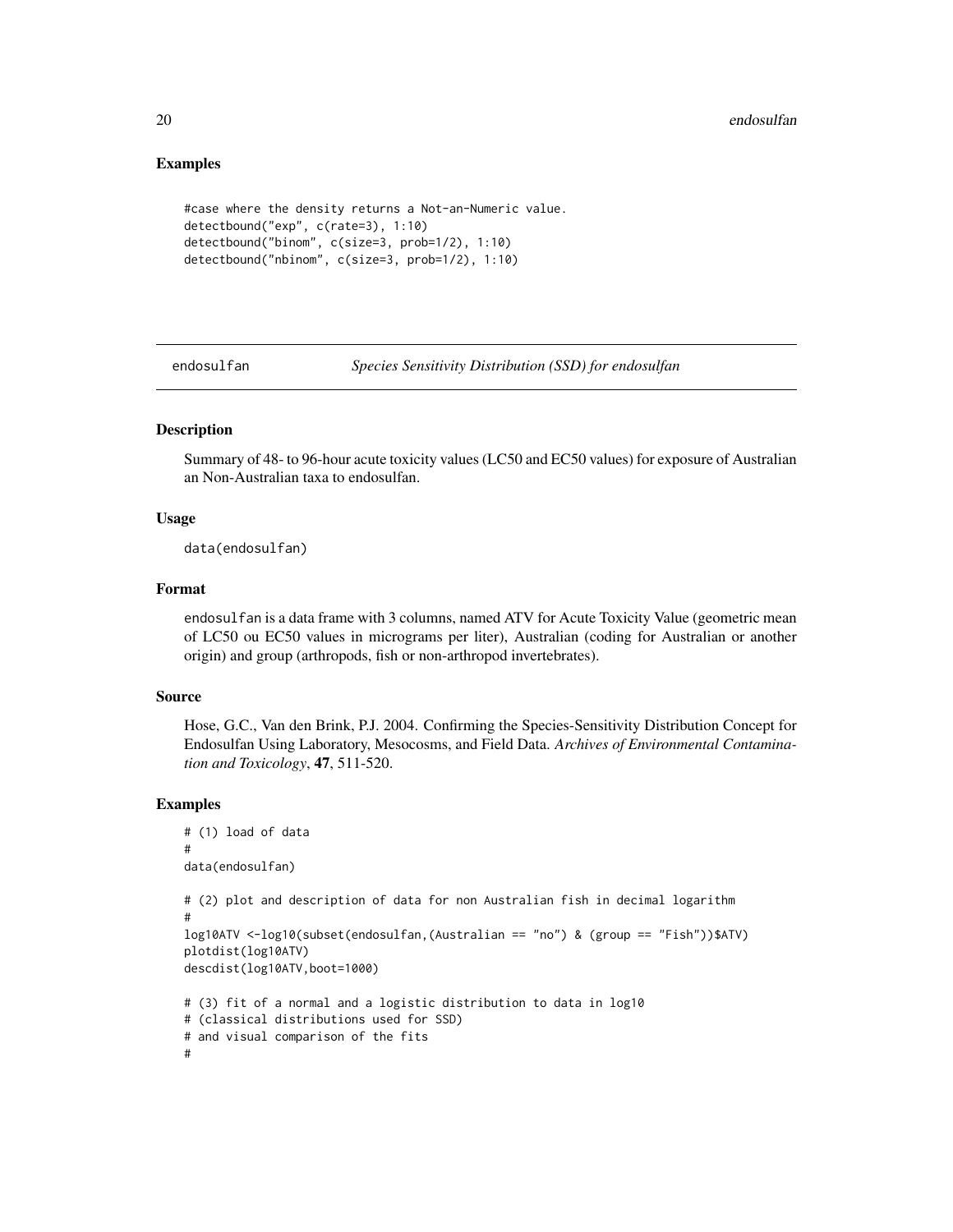### Examples

```
#case where the density returns a Not-an-Numeric value.
detectbound("exp", c(rate=3), 1:10)
detectbound("binom", c(size=3, prob=1/2), 1:10)
detectbound("nbinom", c(size=3, prob=1/2), 1:10)
```

---

## endosulfan *Species Sensitivity Distribution (SSD) for endosulfan*

---

### Description

Summary of 48- to 96-hour acute toxicity values (LC50 and EC50 values) for exposure of Australian an Non-Australian taxa to endosulfan.

### Usage

```
data(endosulfan)
```

### Format

endosulfan is a data frame with 3 columns, named ATV for Acute Toxicity Value (geometric mean of LC50 ou EC50 values in micrograms per liter), Australian (coding for Australian or another origin) and group (arthropods, fish or non-arthropod invertebrates).

### Source

Hose, G.C., Van den Brink, P.J. 2004. Confirming the Species-Sensitivity Distribution Concept for Endosulfan Using Laboratory, Mesocosms, and Field Data. *Archives of Environmental Contamination and Toxicology*, **47**, 511-520.

### Examples

```
# (1) load of data
#
data(endosulfan)

# (2) plot and description of data for non Australian fish in decimal logarithm
#
log10ATV <-log10(subset(endosulfan,(Australian == "no") & (group == "Fish"))$ATV)
plotdist(log10ATV)
descdist(log10ATV,boot=1000)

# (3) fit of a normal and a logistic distribution to data in log10
# (classical distributions used for SSD)
# and visual comparison of the fits
#
```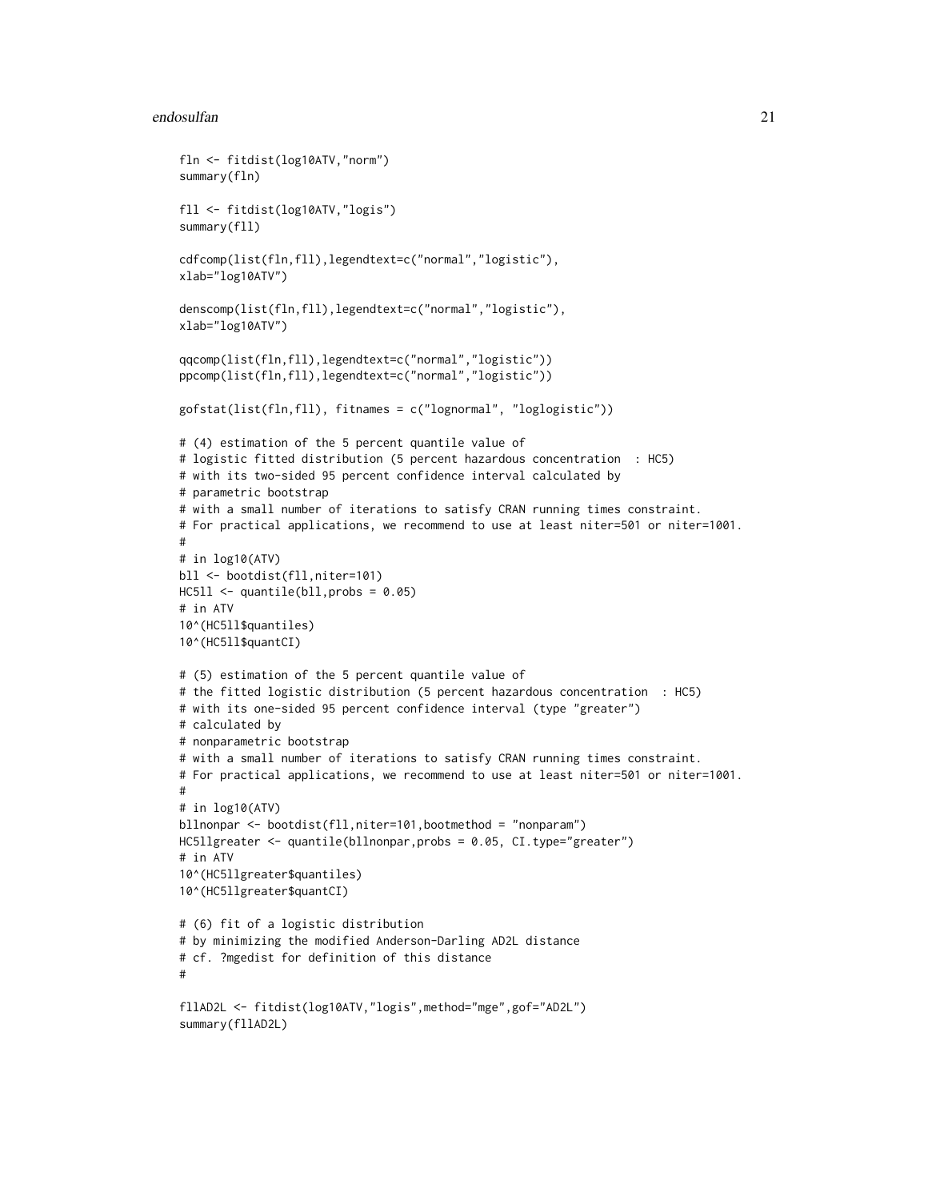```
fln <- fitdist(log10ATV,"norm")
summary(fln)

fll <- fitdist(log10ATV,"logis")
summary(fll)

cdfcomp(list(fln,fll),legendtext=c("normal","logistic"),
xlab="log10ATV")

denscomp(list(fln,fll),legendtext=c("normal","logistic"),
xlab="log10ATV")

qqcomp(list(fln,fll),legendtext=c("normal","logistic"))
ppcomp(list(fln,fll),legendtext=c("normal","logistic"))

gofstat(list(fln,fll), fitnames = c("lognormal", "loglogistic"))

# (4) estimation of the 5 percent quantile value of
# logistic fitted distribution (5 percent hazardous concentration  : HC5)
# with its two-sided 95 percent confidence interval calculated by
# parametric bootstrap
# with a small number of iterations to satisfy CRAN running times constraint.
# For practical applications, we recommend to use at least niter=501 or niter=1001.
#
# in log10(ATV)
bll <- bootdist(fll,niter=101)
HC5ll <- quantile(bll,probs = 0.05)
# in ATV
10^(HC5ll$quantiles)
10^(HC5ll$quantCI)

# (5) estimation of the 5 percent quantile value of
# the fitted logistic distribution (5 percent hazardous concentration  : HC5)
# with its one-sided 95 percent confidence interval (type "greater")
# calculated by
# nonparametric bootstrap
# with a small number of iterations to satisfy CRAN running times constraint.
# For practical applications, we recommend to use at least niter=501 or niter=1001.
#
# in log10(ATV)
bllnonpar <- bootdist(fll,niter=101,bootmethod = "nonparam")
HC5llgreater <- quantile(bllnonpar,probs = 0.05, CI.type="greater")
# in ATV
10^(HC5llgreater$quantiles)
10^(HC5llgreater$quantCI)

# (6) fit of a logistic distribution
# by minimizing the modified Anderson-Darling AD2L distance
# cf. ?mgedist for definition of this distance
#

fllAD2L <- fitdist(log10ATV,"logis",method="mge",gof="AD2L")
summary(fllAD2L)
```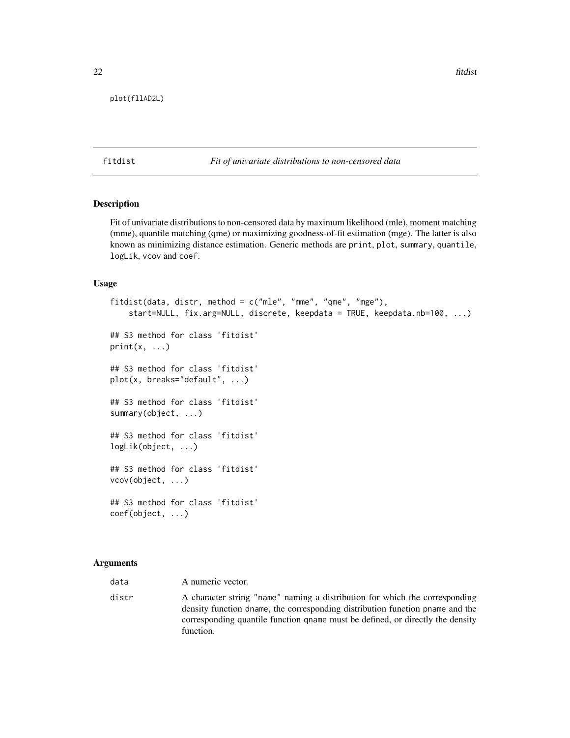```
plot(fllAD2L)
```

# fitdist — *Fit of univariate distributions to non-censored data*

## Description

Fit of univariate distributions to non-censored data by maximum likelihood (mle), moment matching (mme), quantile matching (qme) or maximizing goodness-of-fit estimation (mge). The latter is also known as minimizing distance estimation. Generic methods are `print`, `plot`, `summary`, `quantile`, `logLik`, `vcov` and `coef`.

## Usage

```
fitdist(data, distr, method = c("mle", "mme", "qme", "mge"),
    start=NULL, fix.arg=NULL, discrete, keepdata = TRUE, keepdata.nb=100, ...)

## S3 method for class 'fitdist'
print(x, ...)

## S3 method for class 'fitdist'
plot(x, breaks="default", ...)

## S3 method for class 'fitdist'
summary(object, ...)

## S3 method for class 'fitdist'
logLik(object, ...)

## S3 method for class 'fitdist'
vcov(object, ...)

## S3 method for class 'fitdist'
coef(object, ...)
```

## Arguments

| | |
|---|---|
| `data` | A numeric vector. |
| `distr` | A character string `"name"` naming a distribution for which the corresponding density function `dname`, the corresponding distribution function `pname` and the corresponding quantile function `qname` must be defined, or directly the density function. |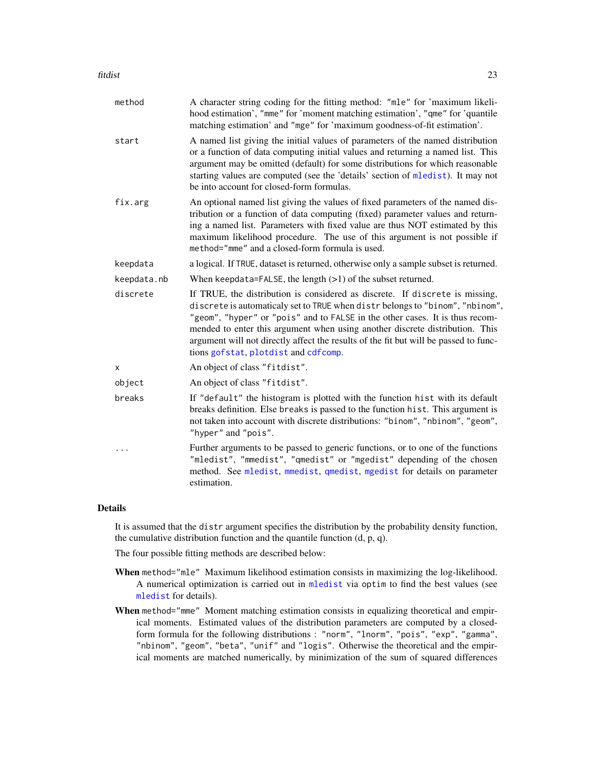| | |
|---|---|
| `method` | A character string coding for the fitting method: "mle" for 'maximum likelihood estimation', "mme" for 'moment matching estimation', "qme" for 'quantile matching estimation' and "mge" for 'maximum goodness-of-fit estimation'. |
| `start` | A named list giving the initial values of parameters of the named distribution or a function of data computing initial values and returning a named list. This argument may be omitted (default) for some distributions for which reasonable starting values are computed (see the 'details' section of `mledist`). It may not be into account for closed-form formulas. |
| `fix.arg` | An optional named list giving the values of fixed parameters of the named distribution or a function of data computing (fixed) parameter values and returning a named list. Parameters with fixed value are thus NOT estimated by this maximum likelihood procedure. The use of this argument is not possible if `method="mme"` and a closed-form formula is used. |
| `keepdata` | a logical. If `TRUE`, dataset is returned, otherwise only a sample subset is returned. |
| `keepdata.nb` | When `keepdata=FALSE`, the length (>1) of the subset returned. |
| `discrete` | If TRUE, the distribution is considered as discrete. If `discrete` is missing, `discrete` is automaticaly set to `TRUE` when `distr` belongs to "binom", "nbinom", "geom", "hyper" or "pois" and to `FALSE` in the other cases. It is thus recommended to enter this argument when using another discrete distribution. This argument will not directly affect the results of the fit but will be passed to functions `gofstat`, `plotdist` and `cdfcomp`. |
| `x` | An object of class "fitdist". |
| `object` | An object of class "fitdist". |
| `breaks` | If "default" the histogram is plotted with the function `hist` with its default breaks definition. Else `breaks` is passed to the function `hist`. This argument is not taken into account with discrete distributions: "binom", "nbinom", "geom", "hyper" and "pois". |
| `...` | Further arguments to be passed to generic functions, or to one of the functions "mledist", "mmedist", "qmedist" or "mgedist" depending of the chosen method. See `mledist`, `mmedist`, `qmedist`, `mgedist` for details on parameter estimation. |

## Details

It is assumed that the `distr` argument specifies the distribution by the probability density function, the cumulative distribution function and the quantile function (d, p, q).

The four possible fitting methods are described below:

**When** `method="mle"` Maximum likelihood estimation consists in maximizing the log-likelihood. A numerical optimization is carried out in `mledist` via `optim` to find the best values (see `mledist` for details).

**When** `method="mme"` Moment matching estimation consists in equalizing theoretical and empirical moments. Estimated values of the distribution parameters are computed by a closed-form formula for the following distributions : "norm", "lnorm", "pois", "exp", "gamma", "nbinom", "geom", "beta", "unif" and "logis". Otherwise the theoretical and the empirical moments are matched numerically, by minimization of the sum of squared differences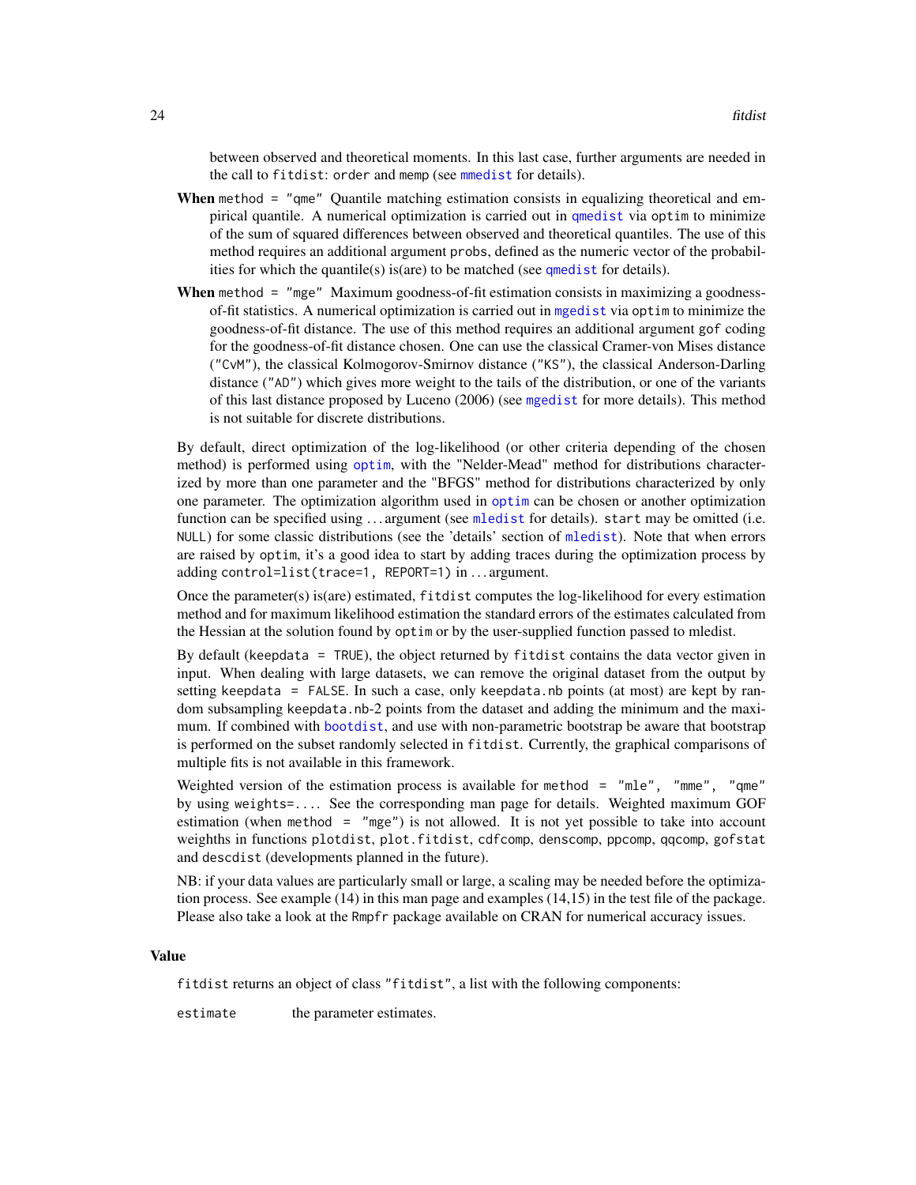between observed and theoretical moments. In this last case, further arguments are needed in the call to `fitdist`: `order` and `memp` (see `mmedist` for details).

**When** `method = "qme"` Quantile matching estimation consists in equalizing theoretical and empirical quantile. A numerical optimization is carried out in `qmedist` via `optim` to minimize of the sum of squared differences between observed and theoretical quantiles. The use of this method requires an additional argument `probs`, defined as the numeric vector of the probabilities for which the quantile(s) is(are) to be matched (see `qmedist` for details).

**When** `method = "mge"` Maximum goodness-of-fit estimation consists in maximizing a goodness-of-fit statistics. A numerical optimization is carried out in `mgedist` via `optim` to minimize the goodness-of-fit distance. The use of this method requires an additional argument `gof` coding for the goodness-of-fit distance chosen. One can use the classical Cramer-von Mises distance (`"CvM"`), the classical Kolmogorov-Smirnov distance (`"KS"`), the classical Anderson-Darling distance (`"AD"`) which gives more weight to the tails of the distribution, or one of the variants of this last distance proposed by Luceno (2006) (see `mgedist` for more details). This method is not suitable for discrete distributions.

By default, direct optimization of the log-likelihood (or other criteria depending of the chosen method) is performed using `optim`, with the "Nelder-Mead" method for distributions characterized by more than one parameter and the "BFGS" method for distributions characterized by only one parameter. The optimization algorithm used in `optim` can be chosen or another optimization function can be specified using ... argument (see `mledist` for details). `start` may be omitted (i.e. `NULL`) for some classic distributions (see the 'details' section of `mledist`). Note that when errors are raised by `optim`, it's a good idea to start by adding traces during the optimization process by adding `control=list(trace=1, REPORT=1)` in ... argument.

Once the parameter(s) is(are) estimated, `fitdist` computes the log-likelihood for every estimation method and for maximum likelihood estimation the standard errors of the estimates calculated from the Hessian at the solution found by `optim` or by the user-supplied function passed to mledist.

By default (`keepdata = TRUE`), the object returned by `fitdist` contains the data vector given in input. When dealing with large datasets, we can remove the original dataset from the output by setting `keepdata = FALSE`. In such a case, only `keepdata.nb` points (at most) are kept by random subsampling `keepdata.nb`-2 points from the dataset and adding the minimum and the maximum. If combined with `bootdist`, and use with non-parametric bootstrap be aware that bootstrap is performed on the subset randomly selected in `fitdist`. Currently, the graphical comparisons of multiple fits is not available in this framework.

Weighted version of the estimation process is available for `method = "mle", "mme", "qme"` by using `weights=...`. See the corresponding man page for details. Weighted maximum GOF estimation (when `method = "mge"`) is not allowed. It is not yet possible to take into account weighths in functions `plotdist`, `plot.fitdist`, `cdfcomp`, `denscomp`, `ppcomp`, `qqcomp`, `gofstat` and `descdist` (developments planned in the future).

NB: if your data values are particularly small or large, a scaling may be needed before the optimization process. See example (14) in this man page and examples (14,15) in the test file of the package. Please also take a look at the `Rmpfr` package available on CRAN for numerical accuracy issues.

## Value

`fitdist` returns an object of class `"fitdist"`, a list with the following components:

`estimate` the parameter estimates.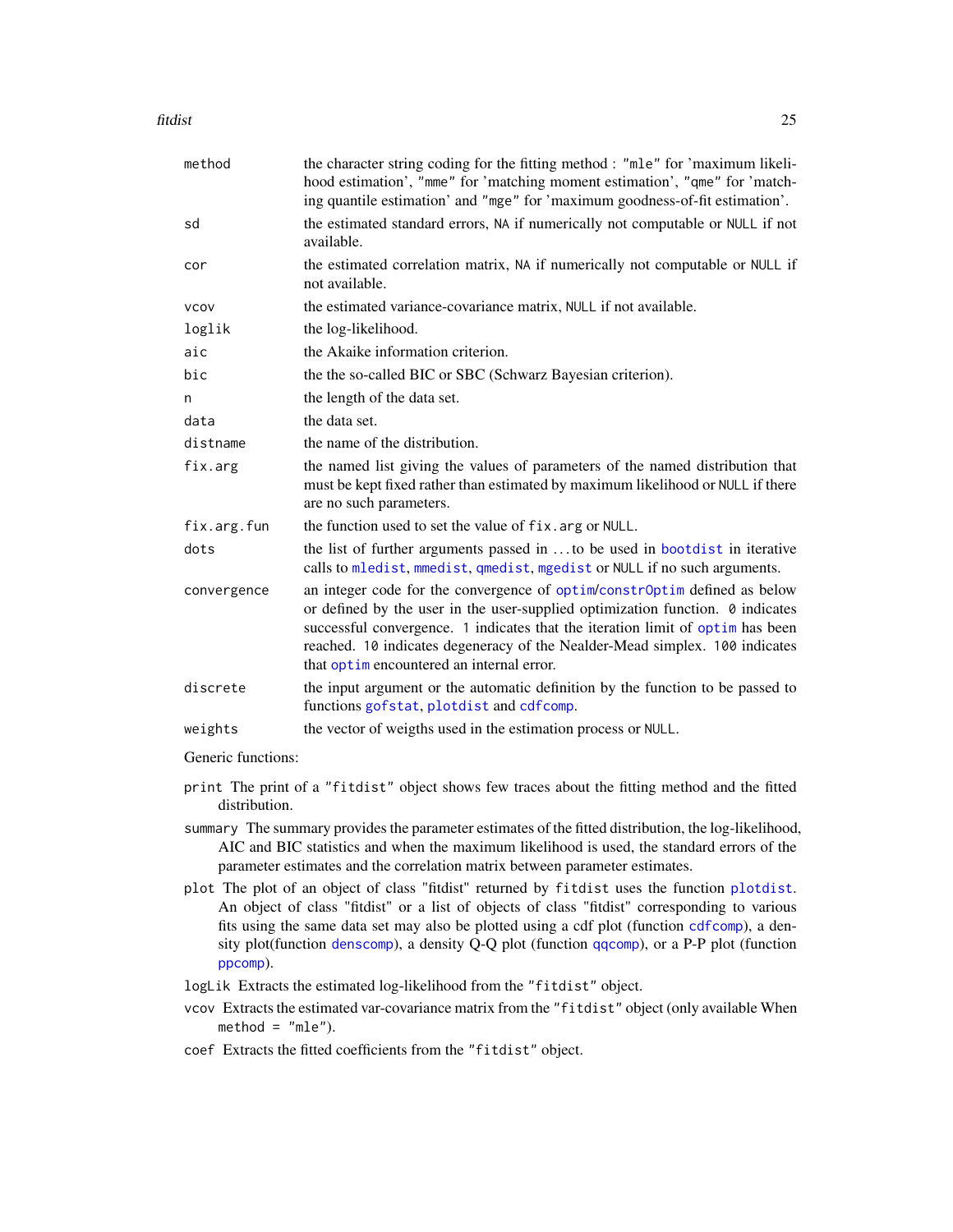| | |
|---|---|
| `method` | the character string coding for the fitting method : "mle" for 'maximum likelihood estimation', "mme" for 'matching moment estimation', "qme" for 'matching quantile estimation' and "mge" for 'maximum goodness-of-fit estimation'. |
| `sd` | the estimated standard errors, NA if numerically not computable or NULL if not available. |
| `cor` | the estimated correlation matrix, NA if numerically not computable or NULL if not available. |
| `vcov` | the estimated variance-covariance matrix, NULL if not available. |
| `loglik` | the log-likelihood. |
| `aic` | the Akaike information criterion. |
| `bic` | the the so-called BIC or SBC (Schwarz Bayesian criterion). |
| `n` | the length of the data set. |
| `data` | the data set. |
| `distname` | the name of the distribution. |
| `fix.arg` | the named list giving the values of parameters of the named distribution that must be kept fixed rather than estimated by maximum likelihood or NULL if there are no such parameters. |
| `fix.arg.fun` | the function used to set the value of `fix.arg` or NULL. |
| `dots` | the list of further arguments passed in ... to be used in `bootdist` in iterative calls to `mledist`, `mmedist`, `qmedist`, `mgedist` or NULL if no such arguments. |
| `convergence` | an integer code for the convergence of `optim`/`constrOptim` defined as below or defined by the user in the user-supplied optimization function. `0` indicates successful convergence. `1` indicates that the iteration limit of `optim` has been reached. `10` indicates degeneracy of the Nealder-Mead simplex. `100` indicates that `optim` encountered an internal error. |
| `discrete` | the input argument or the automatic definition by the function to be passed to functions `gofstat`, `plotdist` and `cdfcomp`. |
| `weights` | the vector of weigths used in the estimation process or NULL. |

Generic functions:

`print` The print of a "fitdist" object shows few traces about the fitting method and the fitted distribution.

`summary` The summary provides the parameter estimates of the fitted distribution, the log-likelihood, AIC and BIC statistics and when the maximum likelihood is used, the standard errors of the parameter estimates and the correlation matrix between parameter estimates.

`plot` The plot of an object of class "fitdist" returned by `fitdist` uses the function `plotdist`. An object of class "fitdist" or a list of objects of class "fitdist" corresponding to various fits using the same data set may also be plotted using a cdf plot (function `cdfcomp`), a density plot(function `denscomp`), a density Q-Q plot (function `qqcomp`), or a P-P plot (function `ppcomp`).

`logLik` Extracts the estimated log-likelihood from the "fitdist" object.

`vcov` Extracts the estimated var-covariance matrix from the "fitdist" object (only available When `method = "mle"`).

`coef` Extracts the fitted coefficients from the "fitdist" object.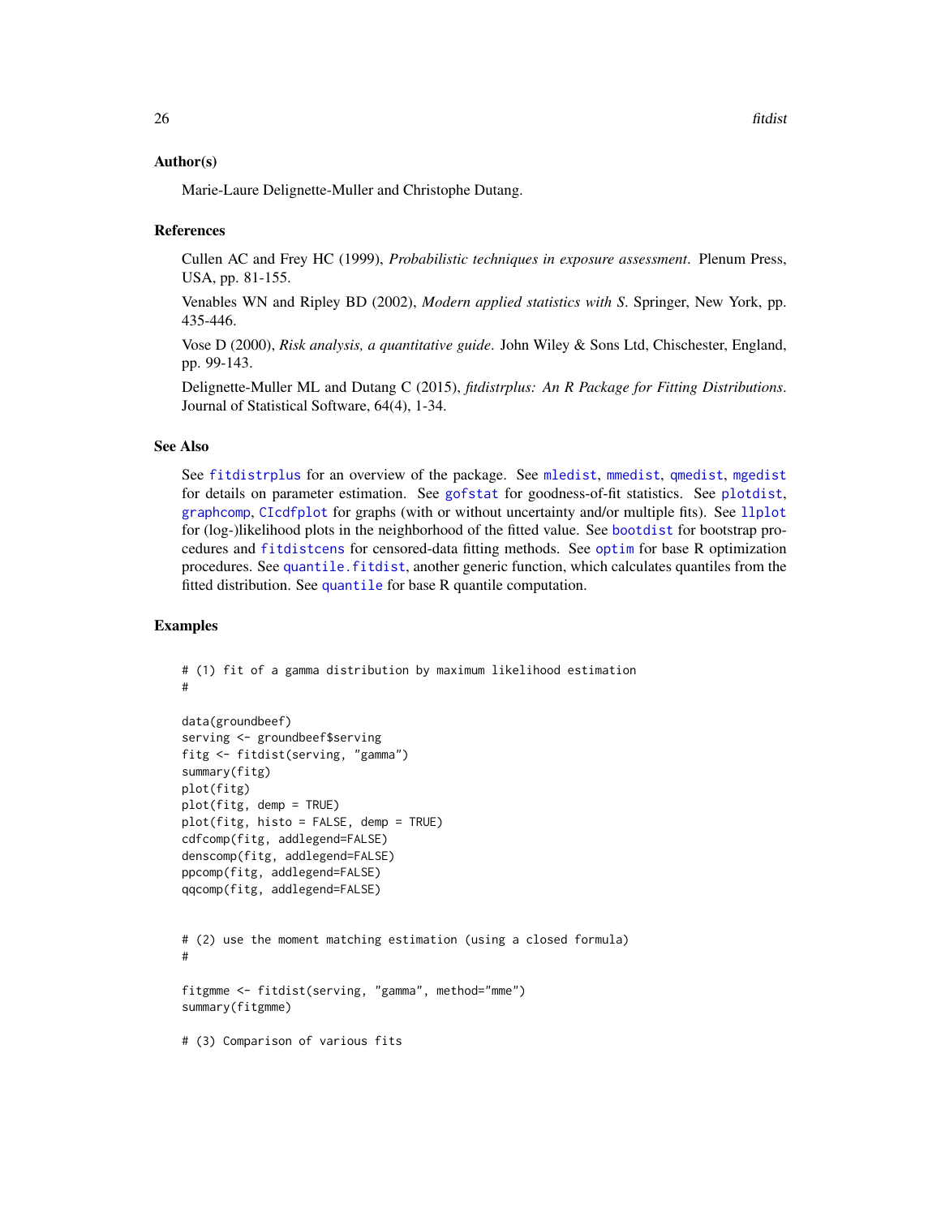## Author(s)

Marie-Laure Delignette-Muller and Christophe Dutang.

## References

Cullen AC and Frey HC (1999), *Probabilistic techniques in exposure assessment*. Plenum Press, USA, pp. 81-155.

Venables WN and Ripley BD (2002), *Modern applied statistics with S*. Springer, New York, pp. 435-446.

Vose D (2000), *Risk analysis, a quantitative guide*. John Wiley & Sons Ltd, Chischester, England, pp. 99-143.

Delignette-Muller ML and Dutang C (2015), *fitdistrplus: An R Package for Fitting Distributions*. Journal of Statistical Software, 64(4), 1-34.

## See Also

See fitdistrplus for an overview of the package. See mledist, mmedist, qmedist, mgedist for details on parameter estimation. See gofstat for goodness-of-fit statistics. See plotdist, graphcomp, CIcdfplot for graphs (with or without uncertainty and/or multiple fits). See llplot for (log-)likelihood plots in the neighborhood of the fitted value. See bootdist for bootstrap procedures and fitdistcens for censored-data fitting methods. See optim for base R optimization procedures. See quantile.fitdist, another generic function, which calculates quantiles from the fitted distribution. See quantile for base R quantile computation.

## Examples

```
# (1) fit of a gamma distribution by maximum likelihood estimation
#

data(groundbeef)
serving <- groundbeef$serving
fitg <- fitdist(serving, "gamma")
summary(fitg)
plot(fitg)
plot(fitg, demp = TRUE)
plot(fitg, histo = FALSE, demp = TRUE)
cdfcomp(fitg, addlegend=FALSE)
denscomp(fitg, addlegend=FALSE)
ppcomp(fitg, addlegend=FALSE)
qqcomp(fitg, addlegend=FALSE)


# (2) use the moment matching estimation (using a closed formula)
#

fitgmme <- fitdist(serving, "gamma", method="mme")
summary(fitgmme)

# (3) Comparison of various fits
```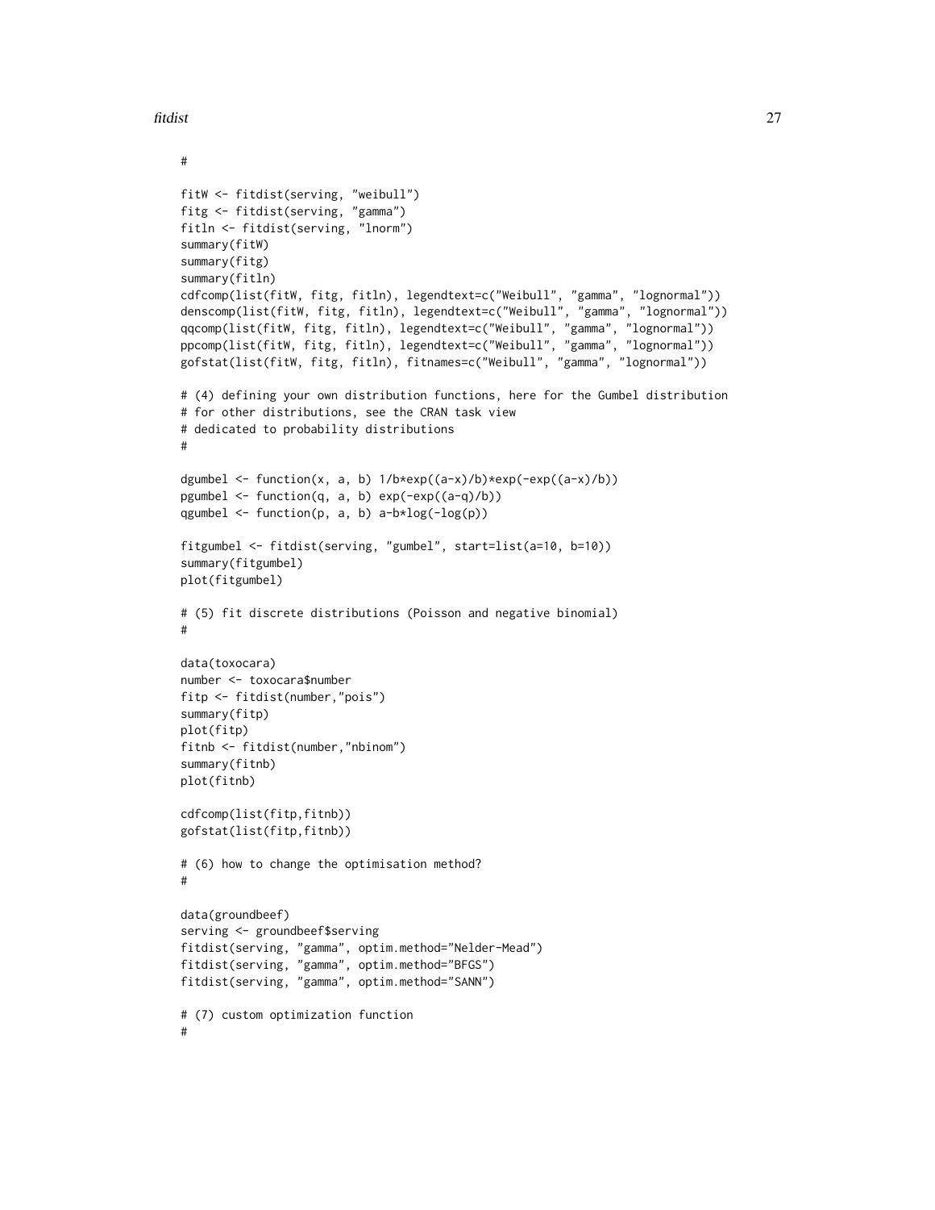```
#

fitW <- fitdist(serving, "weibull")
fitg <- fitdist(serving, "gamma")
fitln <- fitdist(serving, "lnorm")
summary(fitW)
summary(fitg)
summary(fitln)
cdfcomp(list(fitW, fitg, fitln), legendtext=c("Weibull", "gamma", "lognormal"))
denscomp(list(fitW, fitg, fitln), legendtext=c("Weibull", "gamma", "lognormal"))
qqcomp(list(fitW, fitg, fitln), legendtext=c("Weibull", "gamma", "lognormal"))
ppcomp(list(fitW, fitg, fitln), legendtext=c("Weibull", "gamma", "lognormal"))
gofstat(list(fitW, fitg, fitln), fitnames=c("Weibull", "gamma", "lognormal"))

# (4) defining your own distribution functions, here for the Gumbel distribution
# for other distributions, see the CRAN task view
# dedicated to probability distributions
#

dgumbel <- function(x, a, b) 1/b*exp((a-x)/b)*exp(-exp((a-x)/b))
pgumbel <- function(q, a, b) exp(-exp((a-q)/b))
qgumbel <- function(p, a, b) a-b*log(-log(p))

fitgumbel <- fitdist(serving, "gumbel", start=list(a=10, b=10))
summary(fitgumbel)
plot(fitgumbel)

# (5) fit discrete distributions (Poisson and negative binomial)
#

data(toxocara)
number <- toxocara$number
fitp <- fitdist(number,"pois")
summary(fitp)
plot(fitp)
fitnb <- fitdist(number,"nbinom")
summary(fitnb)
plot(fitnb)

cdfcomp(list(fitp,fitnb))
gofstat(list(fitp,fitnb))

# (6) how to change the optimisation method?
#

data(groundbeef)
serving <- groundbeef$serving
fitdist(serving, "gamma", optim.method="Nelder-Mead")
fitdist(serving, "gamma", optim.method="BFGS")
fitdist(serving, "gamma", optim.method="SANN")

# (7) custom optimization function
#
```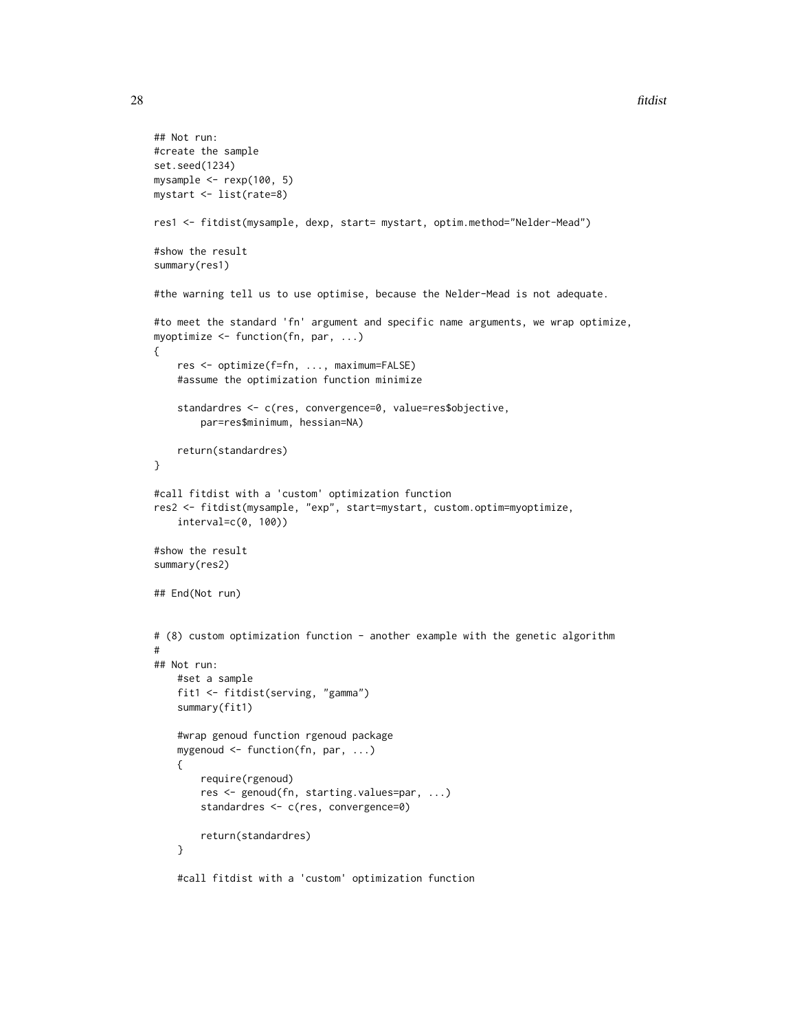```
## Not run:
#create the sample
set.seed(1234)
mysample <- rexp(100, 5)
mystart <- list(rate=8)

res1 <- fitdist(mysample, dexp, start= mystart, optim.method="Nelder-Mead")

#show the result
summary(res1)

#the warning tell us to use optimise, because the Nelder-Mead is not adequate.

#to meet the standard 'fn' argument and specific name arguments, we wrap optimize,
myoptimize <- function(fn, par, ...)
{
    res <- optimize(f=fn, ..., maximum=FALSE)
    #assume the optimization function minimize

    standardres <- c(res, convergence=0, value=res$objective,
        par=res$minimum, hessian=NA)

    return(standardres)
}

#call fitdist with a 'custom' optimization function
res2 <- fitdist(mysample, "exp", start=mystart, custom.optim=myoptimize,
    interval=c(0, 100))

#show the result
summary(res2)

## End(Not run)


# (8) custom optimization function - another example with the genetic algorithm
#
## Not run:
    #set a sample
    fit1 <- fitdist(serving, "gamma")
    summary(fit1)

    #wrap genoud function rgenoud package
    mygenoud <- function(fn, par, ...)
    {
        require(rgenoud)
        res <- genoud(fn, starting.values=par, ...)
        standardres <- c(res, convergence=0)

        return(standardres)
    }

    #call fitdist with a 'custom' optimization function
```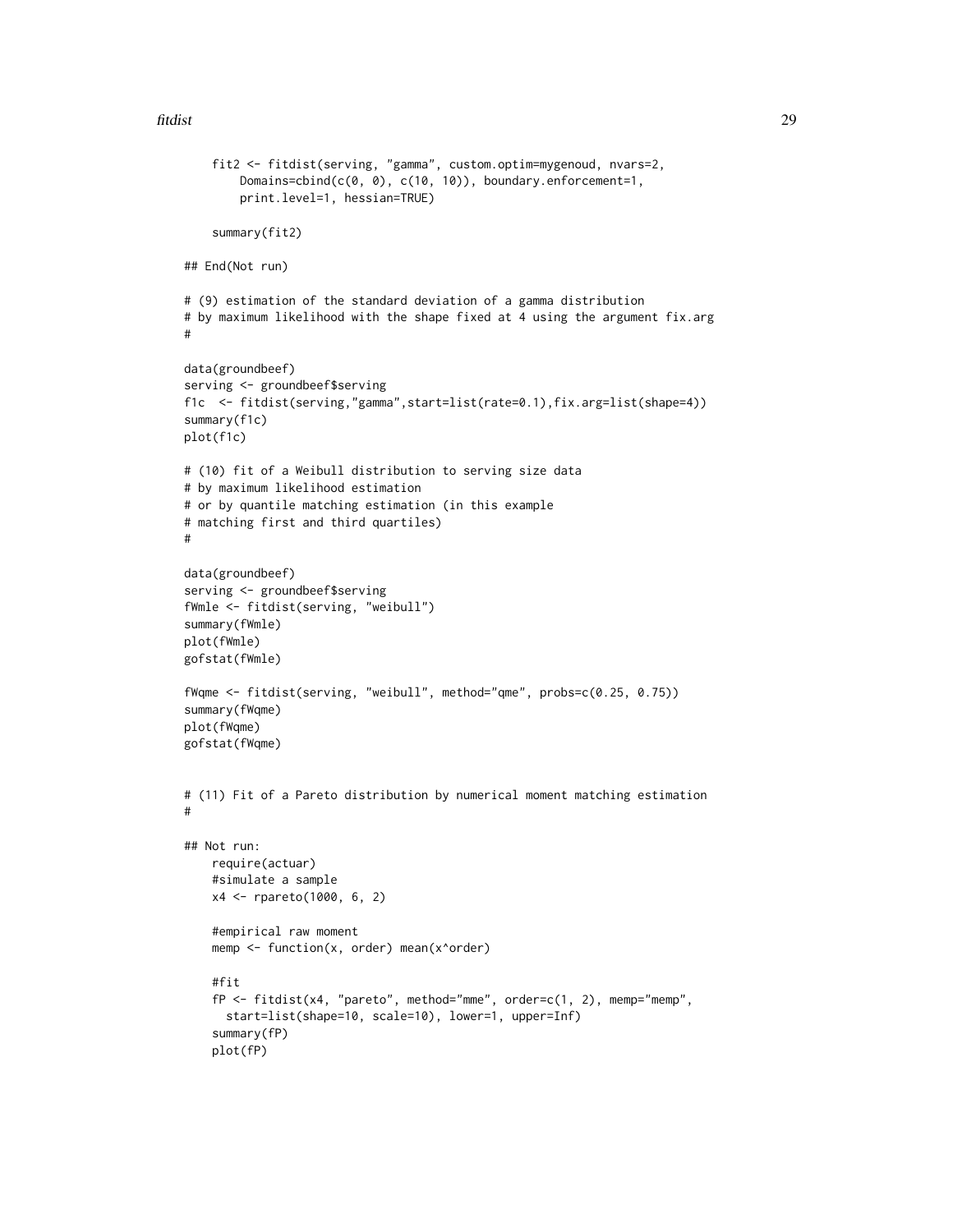```
    fit2 <- fitdist(serving, "gamma", custom.optim=mygenoud, nvars=2,
        Domains=cbind(c(0, 0), c(10, 10)), boundary.enforcement=1,
        print.level=1, hessian=TRUE)

    summary(fit2)

## End(Not run)

# (9) estimation of the standard deviation of a gamma distribution
# by maximum likelihood with the shape fixed at 4 using the argument fix.arg
#

data(groundbeef)
serving <- groundbeef$serving
f1c  <- fitdist(serving,"gamma",start=list(rate=0.1),fix.arg=list(shape=4))
summary(f1c)
plot(f1c)

# (10) fit of a Weibull distribution to serving size data
# by maximum likelihood estimation
# or by quantile matching estimation (in this example
# matching first and third quartiles)
#

data(groundbeef)
serving <- groundbeef$serving
fWmle <- fitdist(serving, "weibull")
summary(fWmle)
plot(fWmle)
gofstat(fWmle)

fWqme <- fitdist(serving, "weibull", method="qme", probs=c(0.25, 0.75))
summary(fWqme)
plot(fWqme)
gofstat(fWqme)


# (11) Fit of a Pareto distribution by numerical moment matching estimation
#

## Not run:
    require(actuar)
    #simulate a sample
    x4 <- rpareto(1000, 6, 2)

    #empirical raw moment
    memp <- function(x, order) mean(x^order)

    #fit
    fP <- fitdist(x4, "pareto", method="mme", order=c(1, 2), memp="memp",
      start=list(shape=10, scale=10), lower=1, upper=Inf)
    summary(fP)
    plot(fP)
```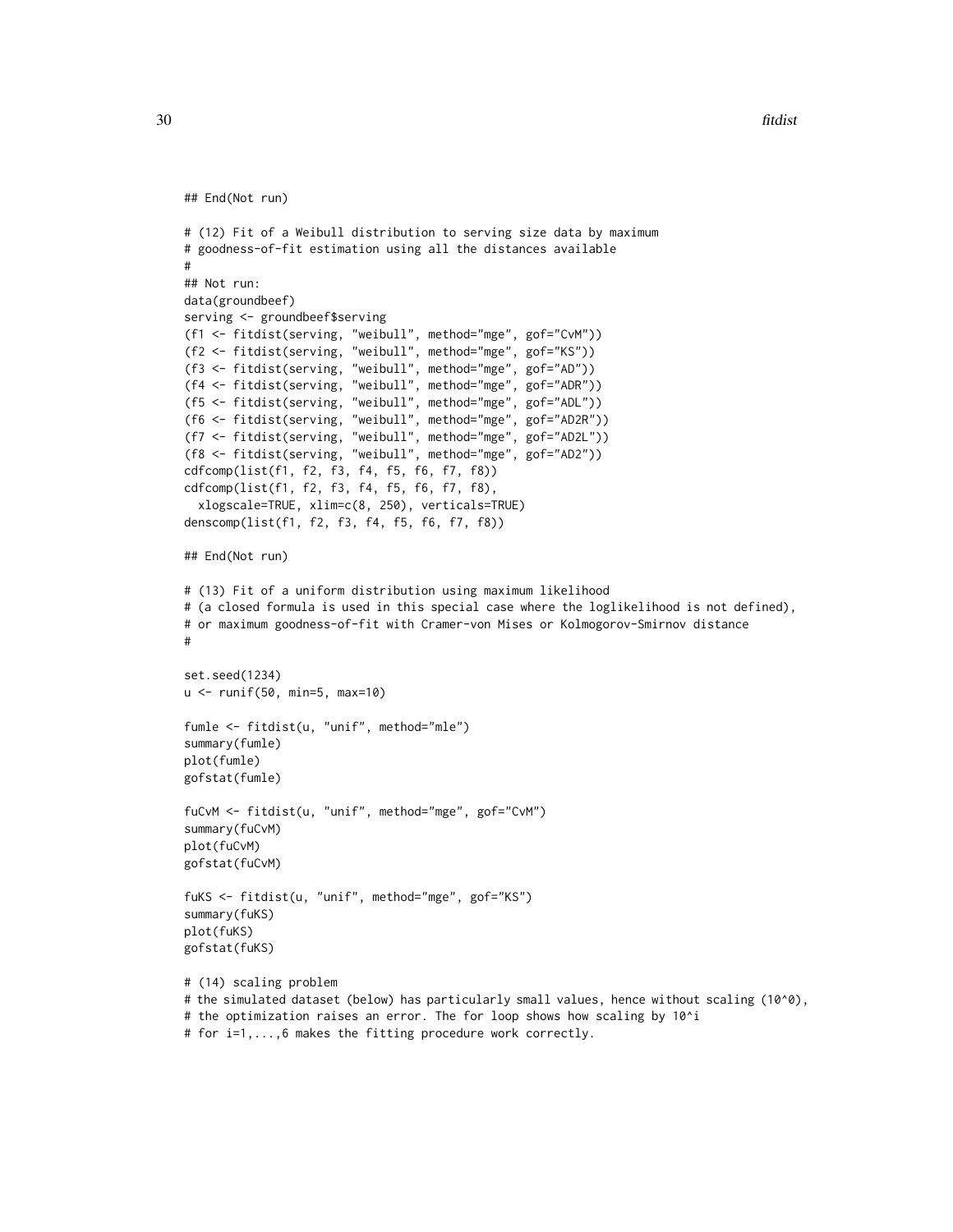```
## End(Not run)

# (12) Fit of a Weibull distribution to serving size data by maximum
# goodness-of-fit estimation using all the distances available
#
## Not run:
data(groundbeef)
serving <- groundbeef$serving
(f1 <- fitdist(serving, "weibull", method="mge", gof="CvM"))
(f2 <- fitdist(serving, "weibull", method="mge", gof="KS"))
(f3 <- fitdist(serving, "weibull", method="mge", gof="AD"))
(f4 <- fitdist(serving, "weibull", method="mge", gof="ADR"))
(f5 <- fitdist(serving, "weibull", method="mge", gof="ADL"))
(f6 <- fitdist(serving, "weibull", method="mge", gof="AD2R"))
(f7 <- fitdist(serving, "weibull", method="mge", gof="AD2L"))
(f8 <- fitdist(serving, "weibull", method="mge", gof="AD2"))
cdfcomp(list(f1, f2, f3, f4, f5, f6, f7, f8))
cdfcomp(list(f1, f2, f3, f4, f5, f6, f7, f8),
  xlogscale=TRUE, xlim=c(8, 250), verticals=TRUE)
denscomp(list(f1, f2, f3, f4, f5, f6, f7, f8))

## End(Not run)

# (13) Fit of a uniform distribution using maximum likelihood
# (a closed formula is used in this special case where the loglikelihood is not defined),
# or maximum goodness-of-fit with Cramer-von Mises or Kolmogorov-Smirnov distance
#

set.seed(1234)
u <- runif(50, min=5, max=10)

fumle <- fitdist(u, "unif", method="mle")
summary(fumle)
plot(fumle)
gofstat(fumle)

fuCvM <- fitdist(u, "unif", method="mge", gof="CvM")
summary(fuCvM)
plot(fuCvM)
gofstat(fuCvM)

fuKS <- fitdist(u, "unif", method="mge", gof="KS")
summary(fuKS)
plot(fuKS)
gofstat(fuKS)

# (14) scaling problem
# the simulated dataset (below) has particularly small values, hence without scaling (10^0),
# the optimization raises an error. The for loop shows how scaling by 10^i
# for i=1,...,6 makes the fitting procedure work correctly.
```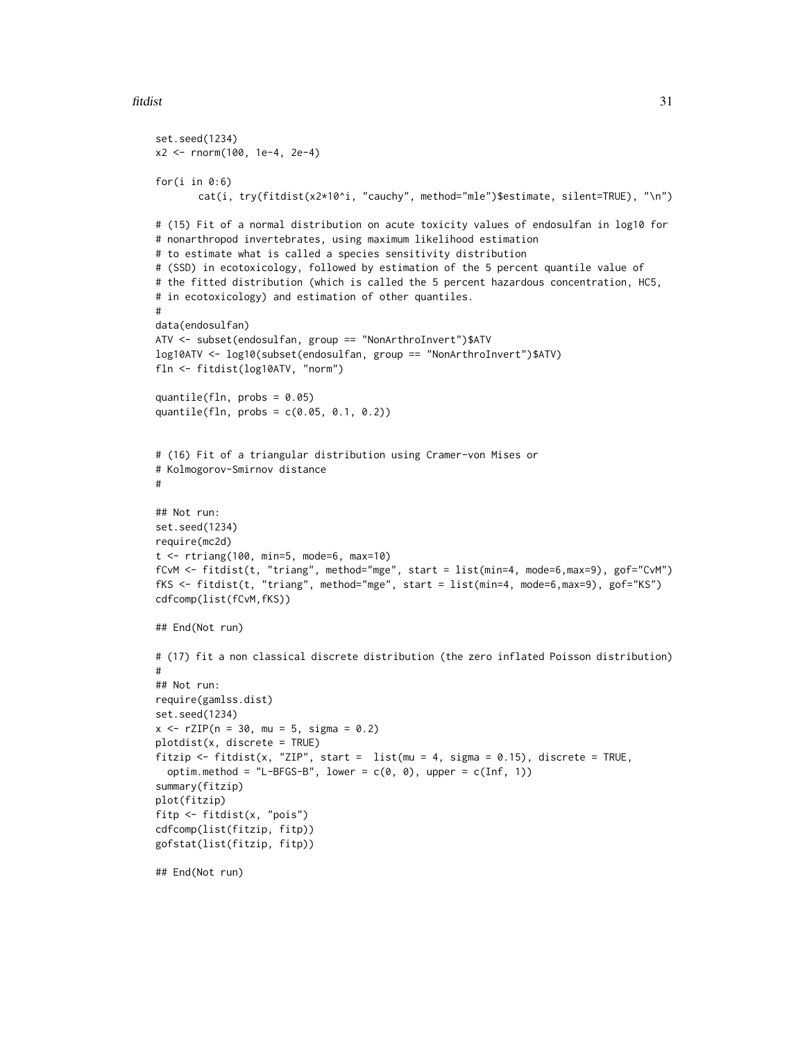```
set.seed(1234)
x2 <- rnorm(100, 1e-4, 2e-4)

for(i in 0:6)
        cat(i, try(fitdist(x2*10^i, "cauchy", method="mle")$estimate, silent=TRUE), "\n")

# (15) Fit of a normal distribution on acute toxicity values of endosulfan in log10 for
# nonarthropod invertebrates, using maximum likelihood estimation
# to estimate what is called a species sensitivity distribution
# (SSD) in ecotoxicology, followed by estimation of the 5 percent quantile value of
# the fitted distribution (which is called the 5 percent hazardous concentration, HC5,
# in ecotoxicology) and estimation of other quantiles.
#
data(endosulfan)
ATV <- subset(endosulfan, group == "NonArthroInvert")$ATV
log10ATV <- log10(subset(endosulfan, group == "NonArthroInvert")$ATV)
fln <- fitdist(log10ATV, "norm")

quantile(fln, probs = 0.05)
quantile(fln, probs = c(0.05, 0.1, 0.2))


# (16) Fit of a triangular distribution using Cramer-von Mises or
# Kolmogorov-Smirnov distance
#

## Not run:
set.seed(1234)
require(mc2d)
t <- rtriang(100, min=5, mode=6, max=10)
fCvM <- fitdist(t, "triang", method="mge", start = list(min=4, mode=6,max=9), gof="CvM")
fKS <- fitdist(t, "triang", method="mge", start = list(min=4, mode=6,max=9), gof="KS")
cdfcomp(list(fCvM,fKS))

## End(Not run)

# (17) fit a non classical discrete distribution (the zero inflated Poisson distribution)
#
## Not run:
require(gamlss.dist)
set.seed(1234)
x <- rZIP(n = 30, mu = 5, sigma = 0.2)
plotdist(x, discrete = TRUE)
fitzip <- fitdist(x, "ZIP", start =  list(mu = 4, sigma = 0.15), discrete = TRUE,
  optim.method = "L-BFGS-B", lower = c(0, 0), upper = c(Inf, 1))
summary(fitzip)
plot(fitzip)
fitp <- fitdist(x, "pois")
cdfcomp(list(fitzip, fitp))
gofstat(list(fitzip, fitp))

## End(Not run)
```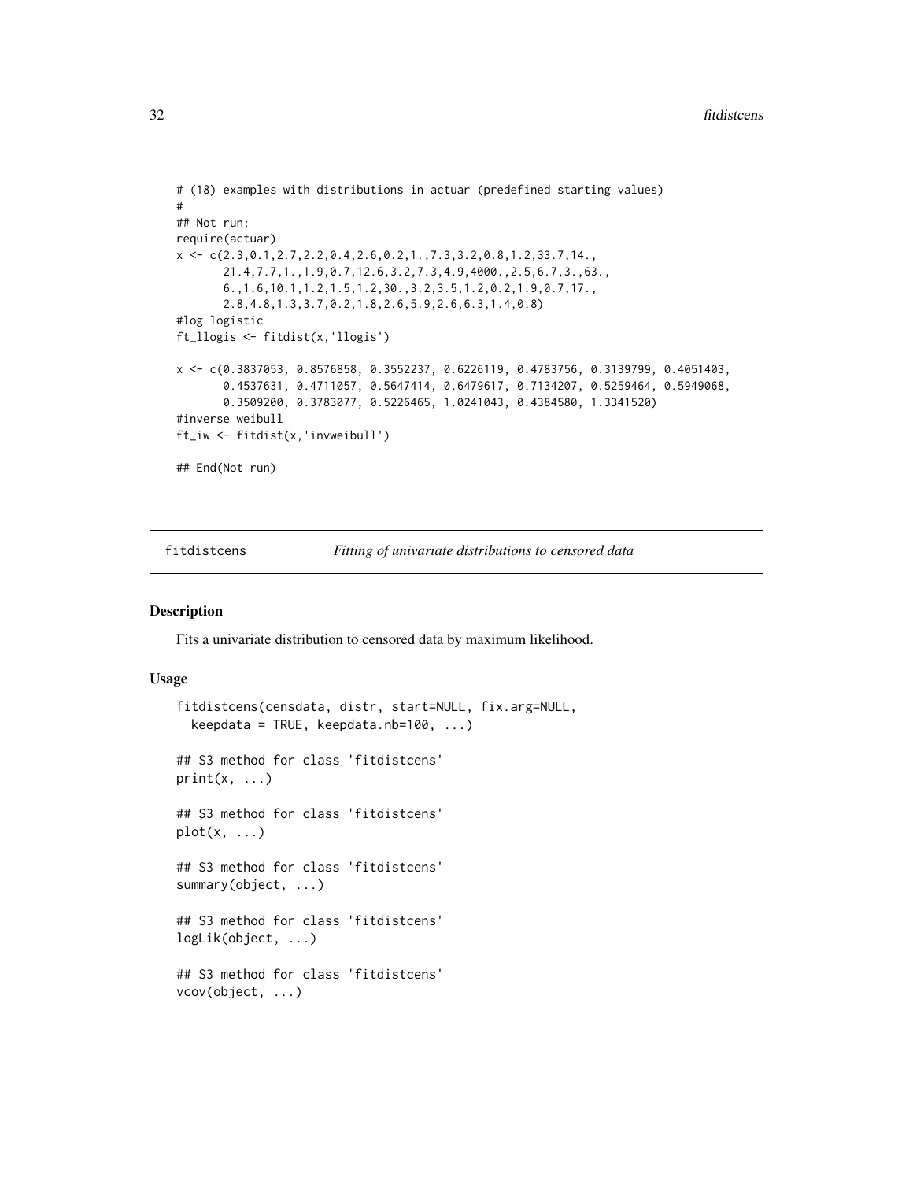```
# (18) examples with distributions in actuar (predefined starting values)
#
## Not run:
require(actuar)
x <- c(2.3,0.1,2.7,2.2,0.4,2.6,0.2,1.,7.3,3.2,0.8,1.2,33.7,14.,
       21.4,7.7,1.,1.9,0.7,12.6,3.2,7.3,4.9,4000.,2.5,6.7,3.,63.,
       6.,1.6,10.1,1.2,1.5,1.2,30.,3.2,3.5,1.2,0.2,1.9,0.7,17.,
       2.8,4.8,1.3,3.7,0.2,1.8,2.6,5.9,2.6,6.3,1.4,0.8)
#log logistic
ft_llogis <- fitdist(x,'llogis')

x <- c(0.3837053, 0.8576858, 0.3552237, 0.6226119, 0.4783756, 0.3139799, 0.4051403,
       0.4537631, 0.4711057, 0.5647414, 0.6479617, 0.7134207, 0.5259464, 0.5949068,
       0.3509200, 0.3783077, 0.5226465, 1.0241043, 0.4384580, 1.3341520)
#inverse weibull
ft_iw <- fitdist(x,'invweibull')

## End(Not run)
```

## fitdistcens — *Fitting of univariate distributions to censored data*

### Description

Fits a univariate distribution to censored data by maximum likelihood.

### Usage

```
fitdistcens(censdata, distr, start=NULL, fix.arg=NULL,
  keepdata = TRUE, keepdata.nb=100, ...)

## S3 method for class 'fitdistcens'
print(x, ...)

## S3 method for class 'fitdistcens'
plot(x, ...)

## S3 method for class 'fitdistcens'
summary(object, ...)

## S3 method for class 'fitdistcens'
logLik(object, ...)

## S3 method for class 'fitdistcens'
vcov(object, ...)
```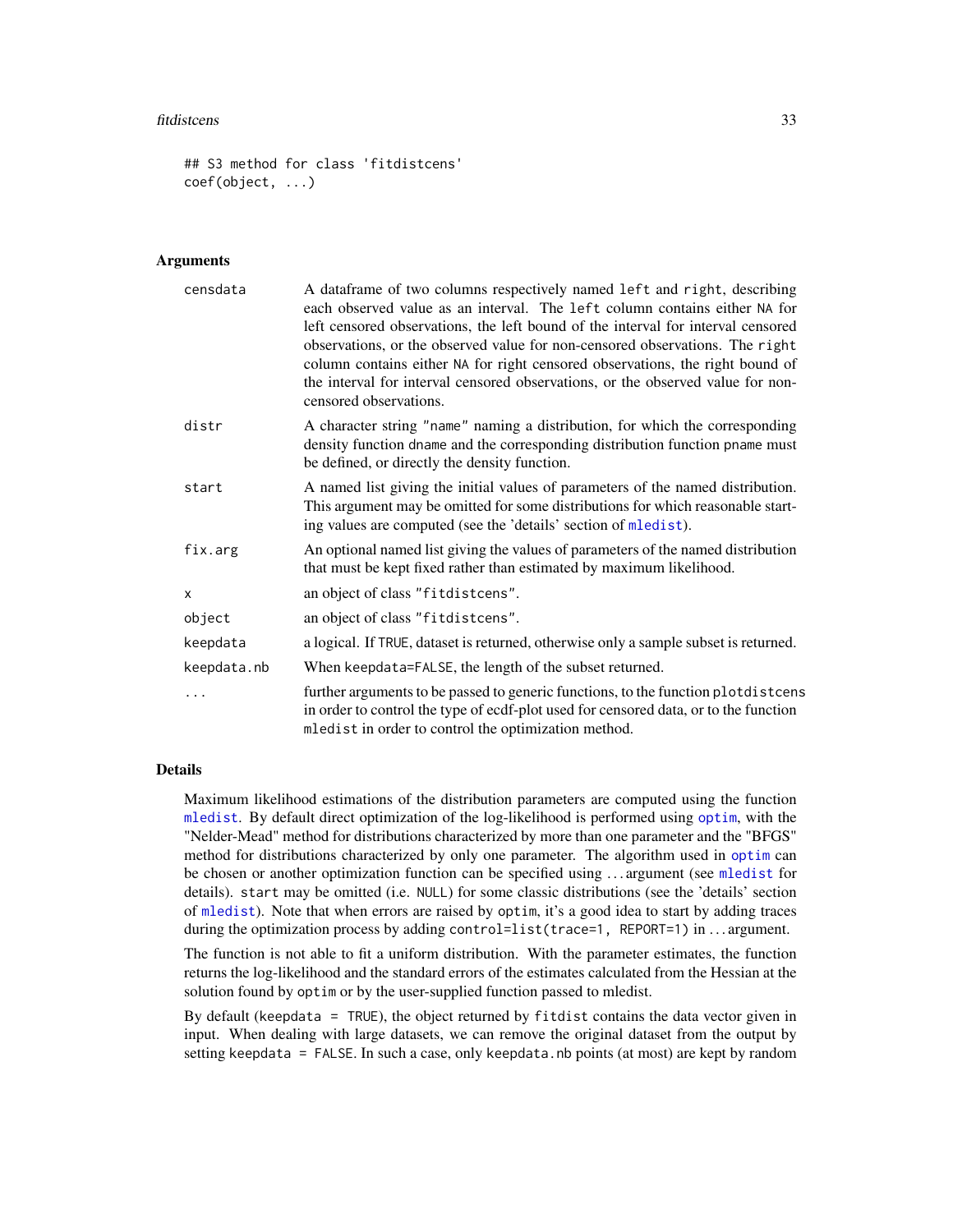```
## S3 method for class 'fitdistcens'
coef(object, ...)
```

### Arguments

| | |
|---|---|
| censdata | A dataframe of two columns respectively named `left` and `right`, describing each observed value as an interval. The `left` column contains either `NA` for left censored observations, the left bound of the interval for interval censored observations, or the observed value for non-censored observations. The `right` column contains either `NA` for right censored observations, the right bound of the interval for interval censored observations, or the observed value for non-censored observations. |
| distr | A character string `"name"` naming a distribution, for which the corresponding density function `dname` and the corresponding distribution function `pname` must be defined, or directly the density function. |
| start | A named list giving the initial values of parameters of the named distribution. This argument may be omitted for some distributions for which reasonable starting values are computed (see the 'details' section of `mledist`). |
| fix.arg | An optional named list giving the values of parameters of the named distribution that must be kept fixed rather than estimated by maximum likelihood. |
| x | an object of class `"fitdistcens"`. |
| object | an object of class `"fitdistcens"`. |
| keepdata | a logical. If `TRUE`, dataset is returned, otherwise only a sample subset is returned. |
| keepdata.nb | When `keepdata=FALSE`, the length of the subset returned. |
| ... | further arguments to be passed to generic functions, to the function `plotdistcens` in order to control the type of ecdf-plot used for censored data, or to the function `mledist` in order to control the optimization method. |

### Details

Maximum likelihood estimations of the distribution parameters are computed using the function `mledist`. By default direct optimization of the log-likelihood is performed using `optim`, with the "Nelder-Mead" method for distributions characterized by more than one parameter and the "BFGS" method for distributions characterized by only one parameter. The algorithm used in `optim` can be chosen or another optimization function can be specified using ... argument (see `mledist` for details). `start` may be omitted (i.e. `NULL`) for some classic distributions (see the 'details' section of `mledist`). Note that when errors are raised by `optim`, it's a good idea to start by adding traces during the optimization process by adding `control=list(trace=1, REPORT=1)` in ... argument.

The function is not able to fit a uniform distribution. With the parameter estimates, the function returns the log-likelihood and the standard errors of the estimates calculated from the Hessian at the solution found by `optim` or by the user-supplied function passed to mledist.

By default (`keepdata = TRUE`), the object returned by `fitdist` contains the data vector given in input. When dealing with large datasets, we can remove the original dataset from the output by setting `keepdata = FALSE`. In such a case, only `keepdata.nb` points (at most) are kept by random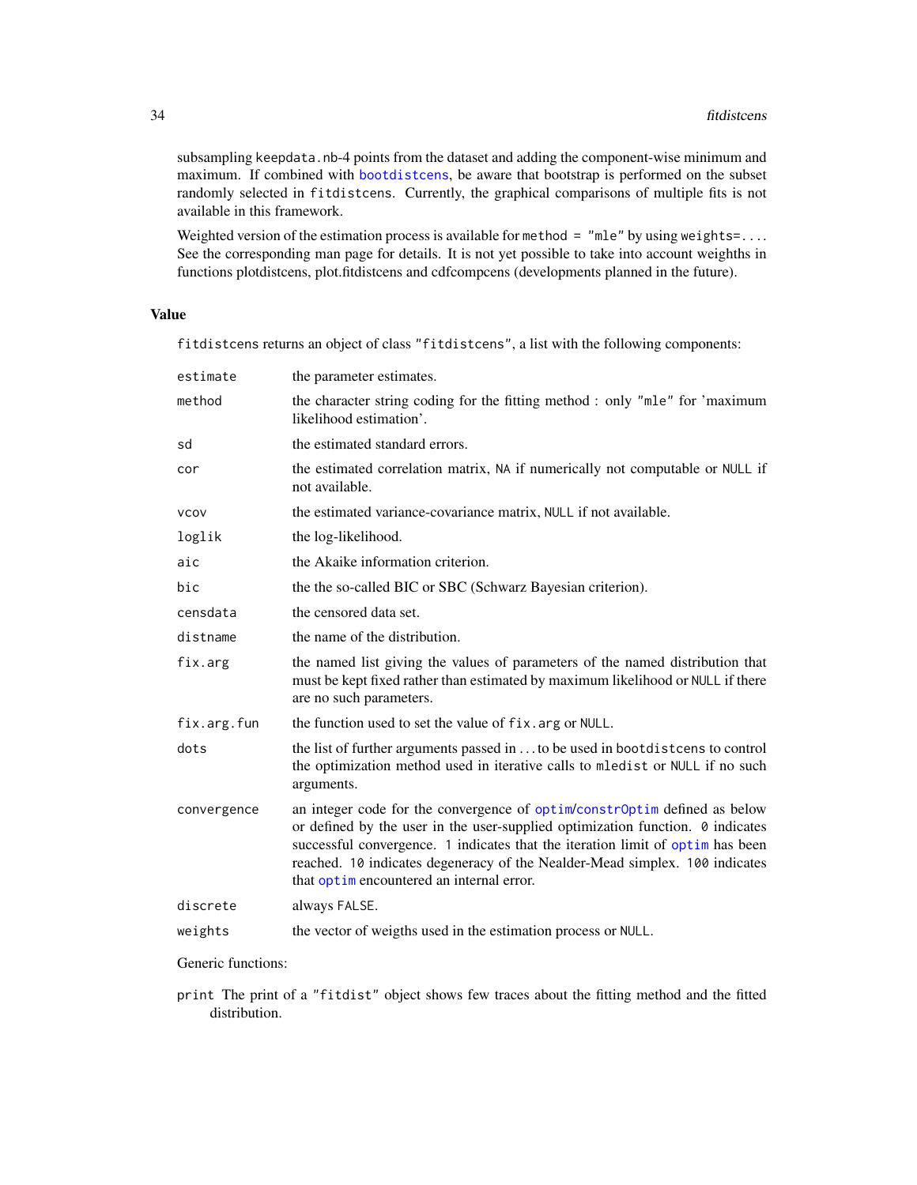subsampling keepdata.nb-4 points from the dataset and adding the component-wise minimum and maximum. If combined with bootdistcens, be aware that bootstrap is performed on the subset randomly selected in fitdistcens. Currently, the graphical comparisons of multiple fits is not available in this framework.

Weighted version of the estimation process is available for method = "mle" by using weights=.... See the corresponding man page for details. It is not yet possible to take into account weighths in functions plotdistcens, plot.fitdistcens and cdfcompcens (developments planned in the future).

## Value

fitdistcens returns an object of class "fitdistcens", a list with the following components:

| | |
|---|---|
| estimate | the parameter estimates. |
| method | the character string coding for the fitting method : only "mle" for 'maximum likelihood estimation'. |
| sd | the estimated standard errors. |
| cor | the estimated correlation matrix, NA if numerically not computable or NULL if not available. |
| vcov | the estimated variance-covariance matrix, NULL if not available. |
| loglik | the log-likelihood. |
| aic | the Akaike information criterion. |
| bic | the the so-called BIC or SBC (Schwarz Bayesian criterion). |
| censdata | the censored data set. |
| distname | the name of the distribution. |
| fix.arg | the named list giving the values of parameters of the named distribution that must be kept fixed rather than estimated by maximum likelihood or NULL if there are no such parameters. |
| fix.arg.fun | the function used to set the value of fix.arg or NULL. |
| dots | the list of further arguments passed in ... to be used in bootdistcens to control the optimization method used in iterative calls to mledist or NULL if no such arguments. |
| convergence | an integer code for the convergence of optim/constrOptim defined as below or defined by the user in the user-supplied optimization function. 0 indicates successful convergence. 1 indicates that the iteration limit of optim has been reached. 10 indicates degeneracy of the Nealder-Mead simplex. 100 indicates that optim encountered an internal error. |
| discrete | always FALSE. |
| weights | the vector of weigths used in the estimation process or NULL. |

Generic functions:

print The print of a "fitdist" object shows few traces about the fitting method and the fitted distribution.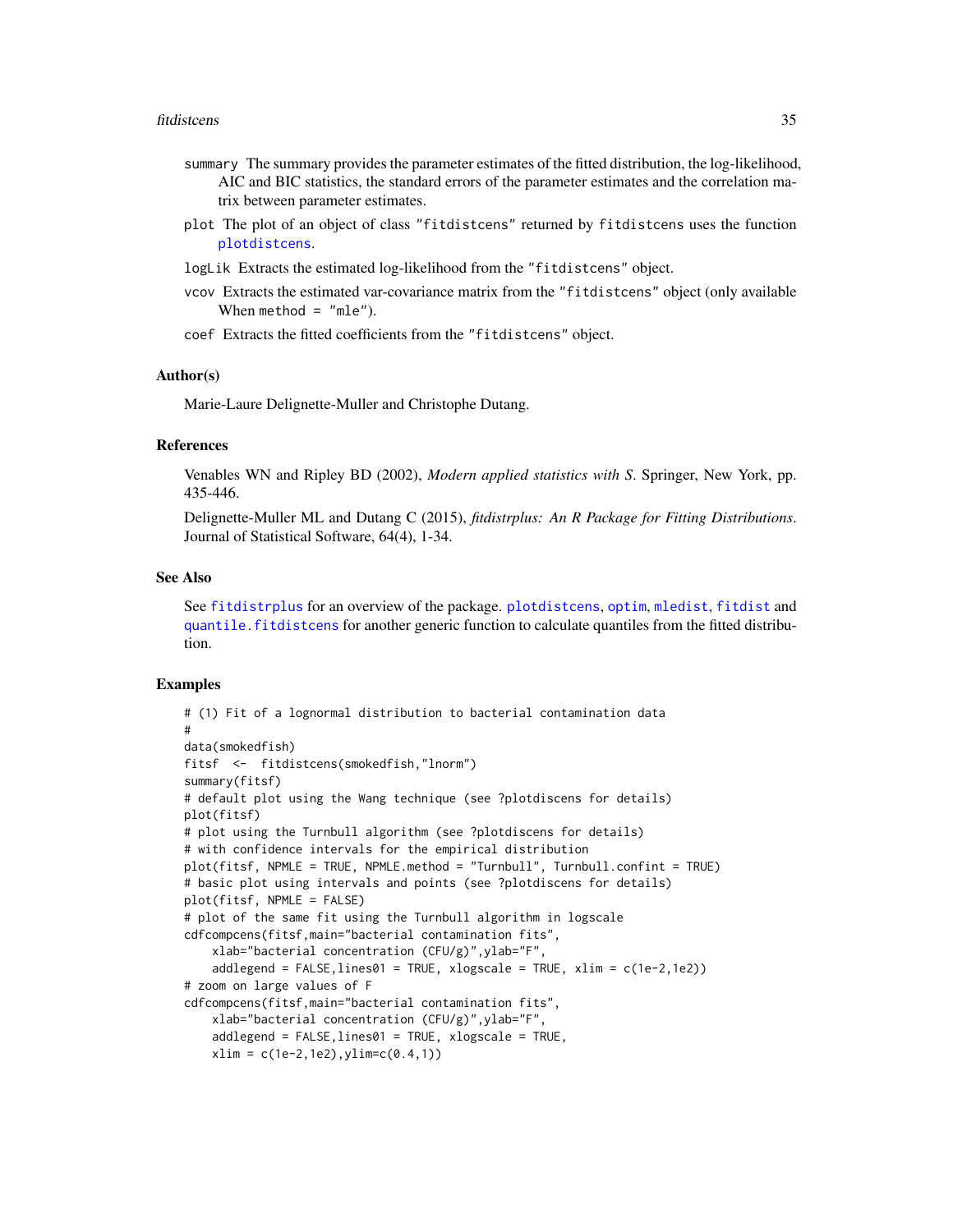summary The summary provides the parameter estimates of the fitted distribution, the log-likelihood, AIC and BIC statistics, the standard errors of the parameter estimates and the correlation matrix between parameter estimates.

plot The plot of an object of class "fitdistcens" returned by fitdistcens uses the function plotdistcens.

logLik Extracts the estimated log-likelihood from the "fitdistcens" object.

vcov Extracts the estimated var-covariance matrix from the "fitdistcens" object (only available When method = "mle").

coef Extracts the fitted coefficients from the "fitdistcens" object.

## Author(s)

Marie-Laure Delignette-Muller and Christophe Dutang.

## References

Venables WN and Ripley BD (2002), *Modern applied statistics with S*. Springer, New York, pp. 435-446.

Delignette-Muller ML and Dutang C (2015), *fitdistrplus: An R Package for Fitting Distributions*. Journal of Statistical Software, 64(4), 1-34.

## See Also

See fitdistrplus for an overview of the package. plotdistcens, optim, mledist, fitdist and quantile.fitdistcens for another generic function to calculate quantiles from the fitted distribution.

## Examples

```
# (1) Fit of a lognormal distribution to bacterial contamination data
#
data(smokedfish)
fitsf  <-  fitdistcens(smokedfish,"lnorm")
summary(fitsf)
# default plot using the Wang technique (see ?plotdiscens for details)
plot(fitsf)
# plot using the Turnbull algorithm (see ?plotdiscens for details)
# with confidence intervals for the empirical distribution
plot(fitsf, NPMLE = TRUE, NPMLE.method = "Turnbull", Turnbull.confint = TRUE)
# basic plot using intervals and points (see ?plotdiscens for details)
plot(fitsf, NPMLE = FALSE)
# plot of the same fit using the Turnbull algorithm in logscale
cdfcompcens(fitsf,main="bacterial contamination fits",
    xlab="bacterial concentration (CFU/g)",ylab="F",
    addlegend = FALSE,lines01 = TRUE, xlogscale = TRUE, xlim = c(1e-2,1e2))
# zoom on large values of F
cdfcompcens(fitsf,main="bacterial contamination fits",
    xlab="bacterial concentration (CFU/g)",ylab="F",
    addlegend = FALSE,lines01 = TRUE, xlogscale = TRUE,
    xlim = c(1e-2,1e2),ylim=c(0.4,1))
```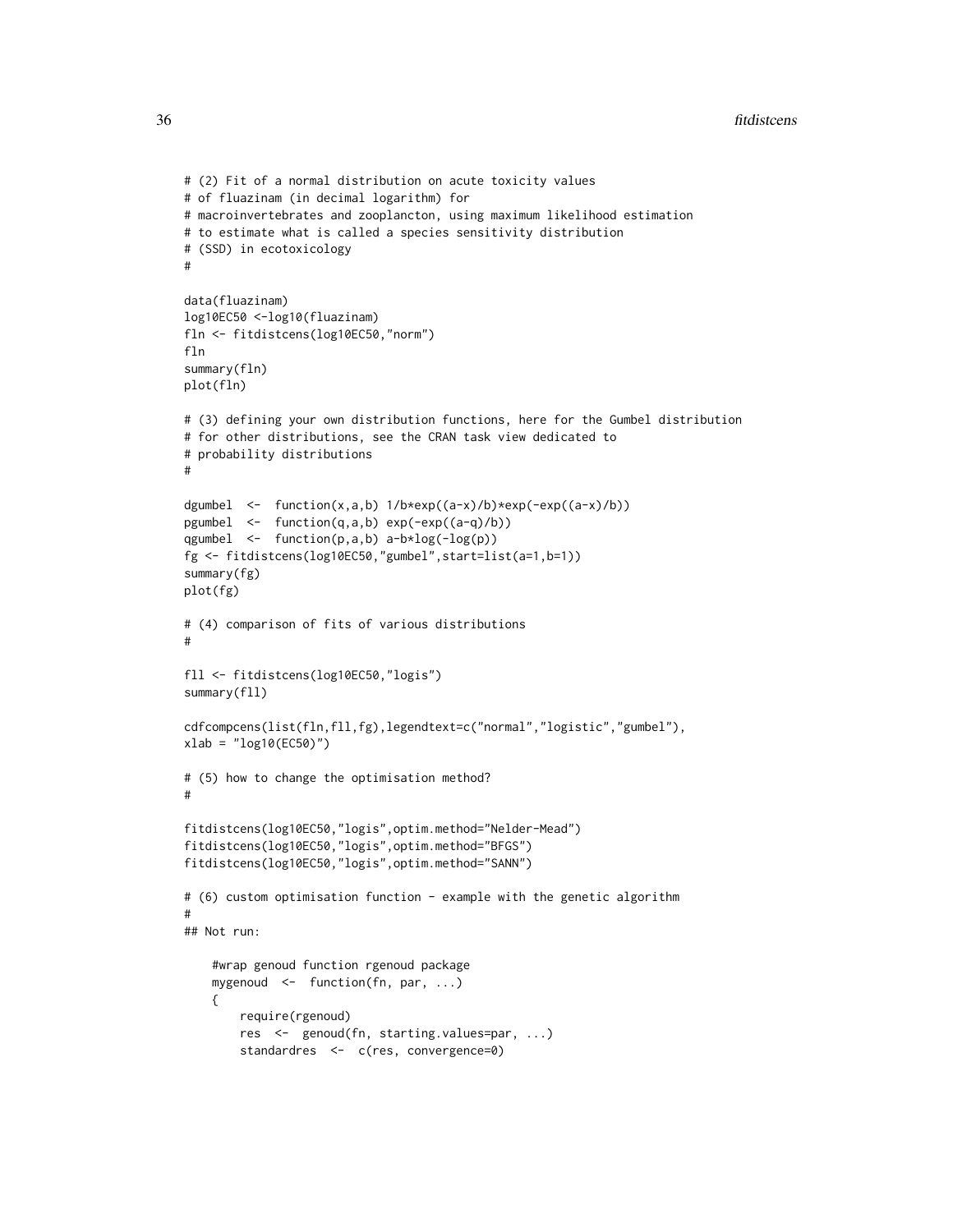```
# (2) Fit of a normal distribution on acute toxicity values
# of fluazinam (in decimal logarithm) for
# macroinvertebrates and zooplancton, using maximum likelihood estimation
# to estimate what is called a species sensitivity distribution
# (SSD) in ecotoxicology
#

data(fluazinam)
log10EC50 <-log10(fluazinam)
fln <- fitdistcens(log10EC50,"norm")
fln
summary(fln)
plot(fln)

# (3) defining your own distribution functions, here for the Gumbel distribution
# for other distributions, see the CRAN task view dedicated to
# probability distributions
#

dgumbel  <-  function(x,a,b) 1/b*exp((a-x)/b)*exp(-exp((a-x)/b))
pgumbel  <-  function(q,a,b) exp(-exp((a-q)/b))
qgumbel  <-  function(p,a,b) a-b*log(-log(p))
fg <- fitdistcens(log10EC50,"gumbel",start=list(a=1,b=1))
summary(fg)
plot(fg)

# (4) comparison of fits of various distributions
#

fll <- fitdistcens(log10EC50,"logis")
summary(fll)

cdfcompcens(list(fln,fll,fg),legendtext=c("normal","logistic","gumbel"),
xlab = "log10(EC50)")

# (5) how to change the optimisation method?
#

fitdistcens(log10EC50,"logis",optim.method="Nelder-Mead")
fitdistcens(log10EC50,"logis",optim.method="BFGS")
fitdistcens(log10EC50,"logis",optim.method="SANN")

# (6) custom optimisation function - example with the genetic algorithm
#
## Not run:

    #wrap genoud function rgenoud package
    mygenoud  <-  function(fn, par, ...)
    {
        require(rgenoud)
        res  <-  genoud(fn, starting.values=par, ...)
        standardres  <-  c(res, convergence=0)
```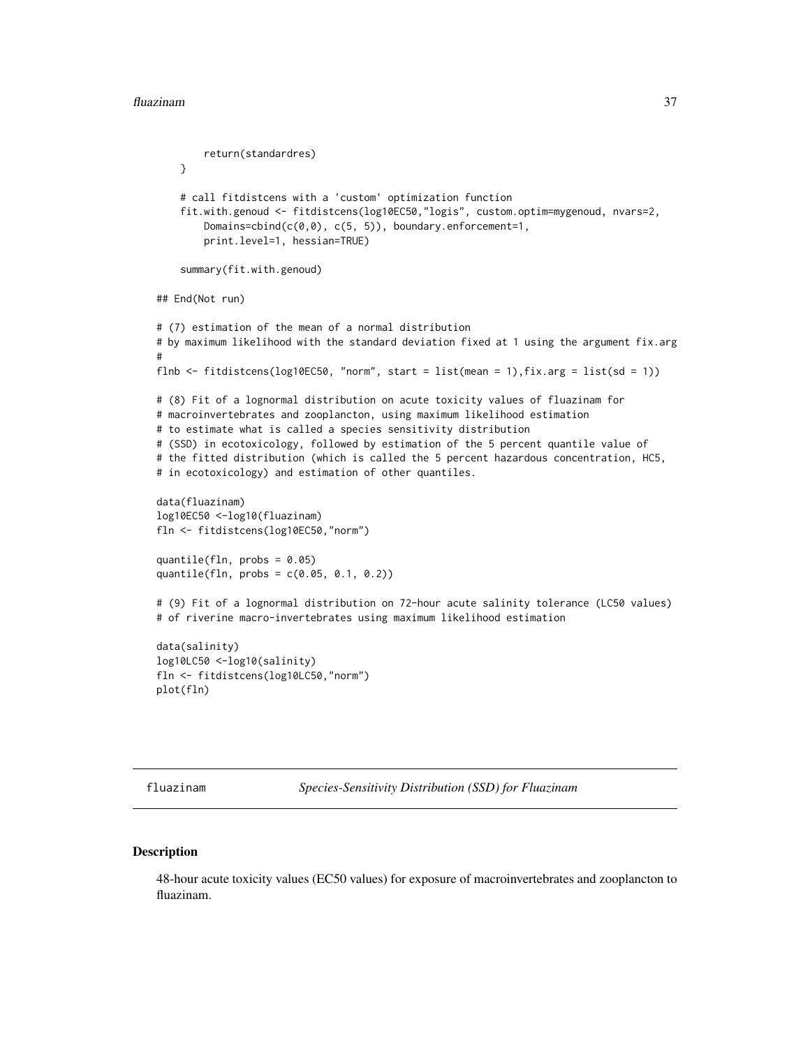```
        return(standardres)
    }

    # call fitdistcens with a 'custom' optimization function
    fit.with.genoud <- fitdistcens(log10EC50,"logis", custom.optim=mygenoud, nvars=2,
        Domains=cbind(c(0,0), c(5, 5)), boundary.enforcement=1,
        print.level=1, hessian=TRUE)

    summary(fit.with.genoud)

## End(Not run)

# (7) estimation of the mean of a normal distribution
# by maximum likelihood with the standard deviation fixed at 1 using the argument fix.arg
#
flnb <- fitdistcens(log10EC50, "norm", start = list(mean = 1),fix.arg = list(sd = 1))

# (8) Fit of a lognormal distribution on acute toxicity values of fluazinam for
# macroinvertebrates and zooplancton, using maximum likelihood estimation
# to estimate what is called a species sensitivity distribution
# (SSD) in ecotoxicology, followed by estimation of the 5 percent quantile value of
# the fitted distribution (which is called the 5 percent hazardous concentration, HC5,
# in ecotoxicology) and estimation of other quantiles.

data(fluazinam)
log10EC50 <-log10(fluazinam)
fln <- fitdistcens(log10EC50,"norm")

quantile(fln, probs = 0.05)
quantile(fln, probs = c(0.05, 0.1, 0.2))

# (9) Fit of a lognormal distribution on 72-hour acute salinity tolerance (LC50 values)
# of riverine macro-invertebrates using maximum likelihood estimation

data(salinity)
log10LC50 <-log10(salinity)
fln <- fitdistcens(log10LC50,"norm")
plot(fln)
```

---

## fluazinam — *Species-Sensitivity Distribution (SSD) for Fluazinam*

---

### Description

48-hour acute toxicity values (EC50 values) for exposure of macroinvertebrates and zooplancton to fluazinam.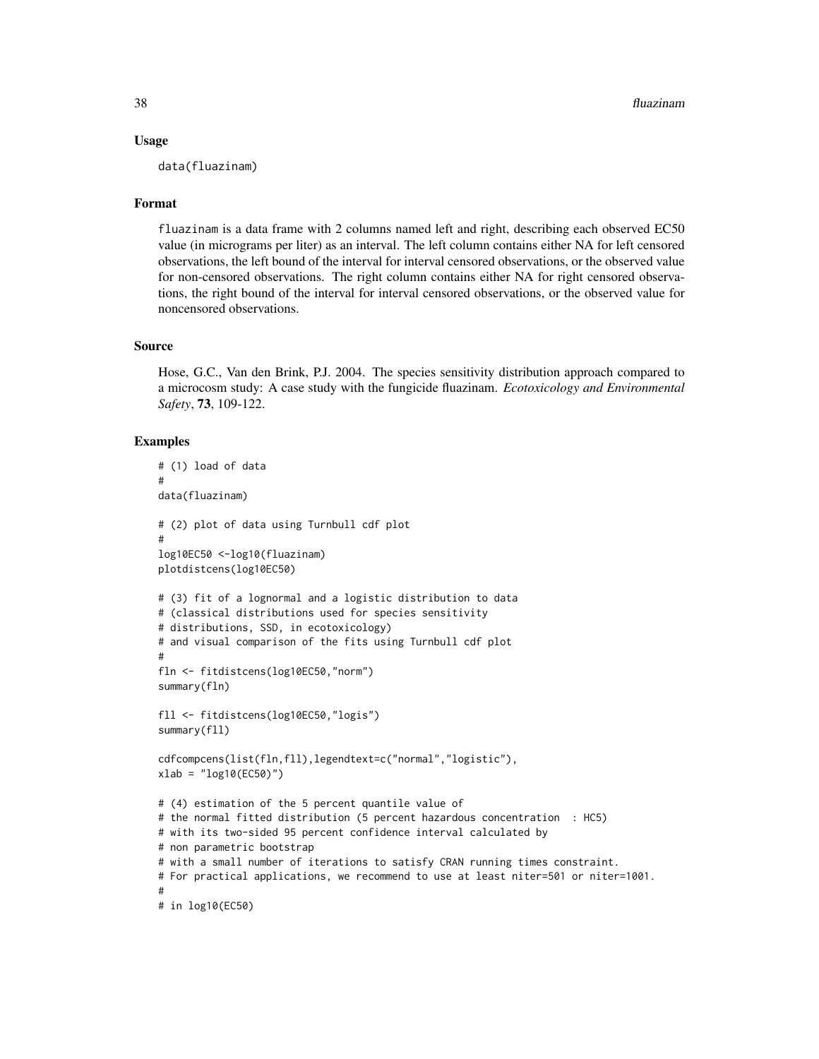### Usage

```
data(fluazinam)
```

### Format

fluazinam is a data frame with 2 columns named left and right, describing each observed EC50 value (in micrograms per liter) as an interval. The left column contains either NA for left censored observations, the left bound of the interval for interval censored observations, or the observed value for non-censored observations. The right column contains either NA for right censored observations, the right bound of the interval for interval censored observations, or the observed value for noncensored observations.

### Source

Hose, G.C., Van den Brink, P.J. 2004. The species sensitivity distribution approach compared to a microcosm study: A case study with the fungicide fluazinam. *Ecotoxicology and Environmental Safety*, **73**, 109-122.

### Examples

```
# (1) load of data
#
data(fluazinam)

# (2) plot of data using Turnbull cdf plot
#
log10EC50 <-log10(fluazinam)
plotdistcens(log10EC50)

# (3) fit of a lognormal and a logistic distribution to data
# (classical distributions used for species sensitivity
# distributions, SSD, in ecotoxicology)
# and visual comparison of the fits using Turnbull cdf plot
#
fln <- fitdistcens(log10EC50,"norm")
summary(fln)

fll <- fitdistcens(log10EC50,"logis")
summary(fll)

cdfcompcens(list(fln,fll),legendtext=c("normal","logistic"),
xlab = "log10(EC50)")

# (4) estimation of the 5 percent quantile value of
# the normal fitted distribution (5 percent hazardous concentration  : HC5)
# with its two-sided 95 percent confidence interval calculated by
# non parametric bootstrap
# with a small number of iterations to satisfy CRAN running times constraint.
# For practical applications, we recommend to use at least niter=501 or niter=1001.
#
# in log10(EC50)
```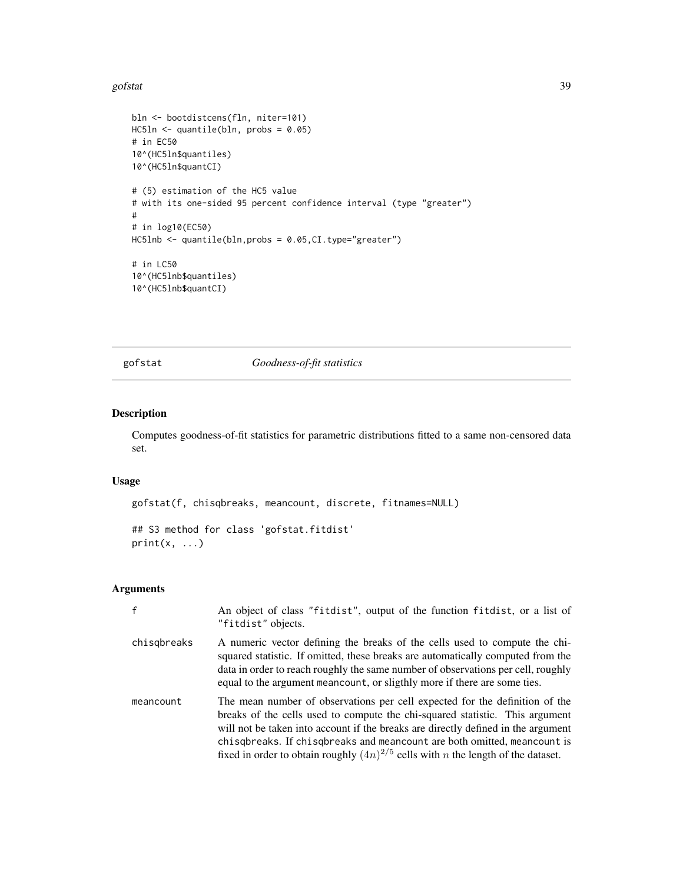```
bln <- bootdistcens(fln, niter=101)
HC5ln <- quantile(bln, probs = 0.05)
# in EC50
10^(HC5ln$quantiles)
10^(HC5ln$quantCI)

# (5) estimation of the HC5 value
# with its one-sided 95 percent confidence interval (type "greater")
#
# in log10(EC50)
HC5lnb <- quantile(bln,probs = 0.05,CI.type="greater")

# in LC50
10^(HC5lnb$quantiles)
10^(HC5lnb$quantCI)
```

## gofstat — *Goodness-of-fit statistics*

### Description

Computes goodness-of-fit statistics for parametric distributions fitted to a same non-censored data set.

### Usage

```
gofstat(f, chisqbreaks, meancount, discrete, fitnames=NULL)

## S3 method for class 'gofstat.fitdist'
print(x, ...)
```

### Arguments

| | |
|---|---|
| f | An object of class "fitdist", output of the function fitdist, or a list of "fitdist" objects. |
| chisqbreaks | A numeric vector defining the breaks of the cells used to compute the chi-squared statistic. If omitted, these breaks are automatically computed from the data in order to reach roughly the same number of observations per cell, roughly equal to the argument meancount, or sligthly more if there are some ties. |
| meancount | The mean number of observations per cell expected for the definition of the breaks of the cells used to compute the chi-squared statistic. This argument will not be taken into account if the breaks are directly defined in the argument chisqbreaks. If chisqbreaks and meancount are both omitted, meancount is fixed in order to obtain roughly $(4n)^{2/5}$ cells with $n$ the length of the dataset. |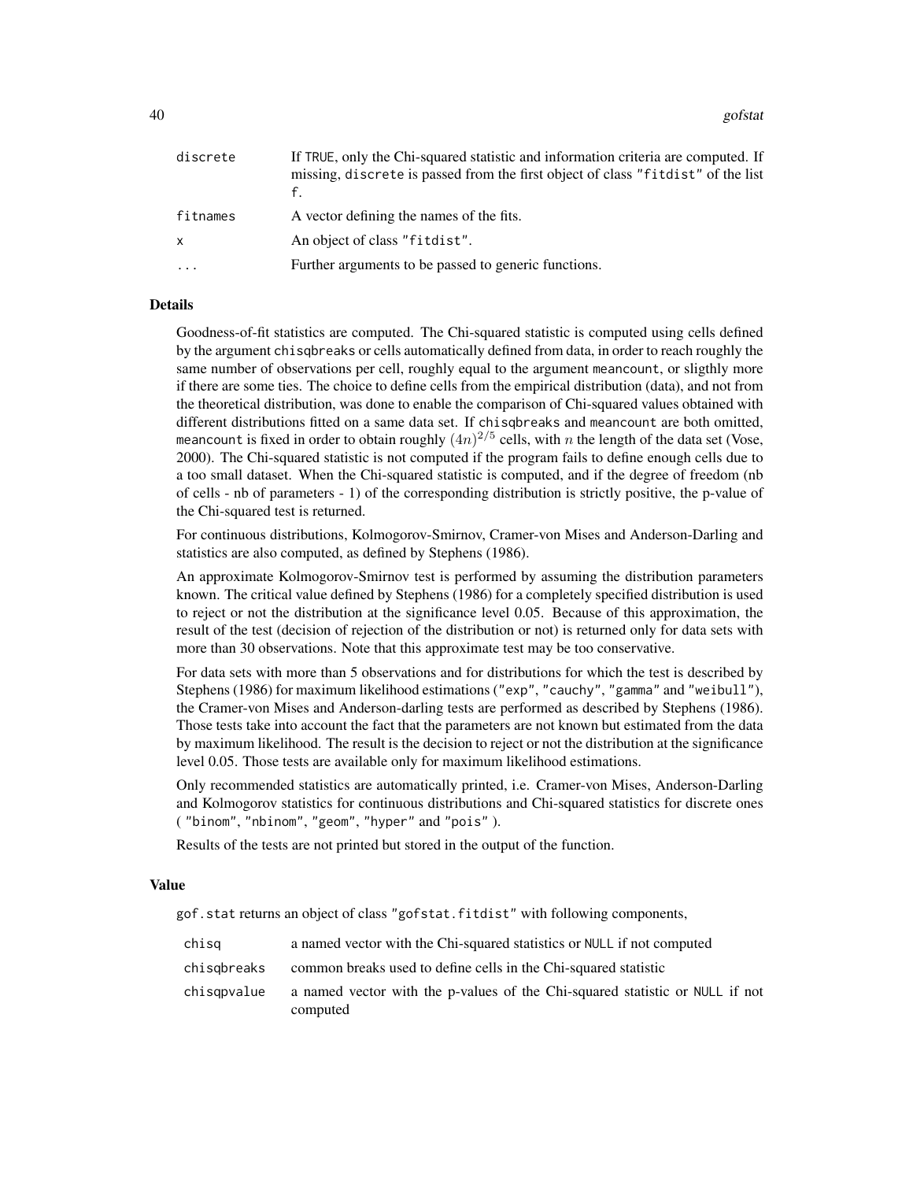| | |
|---|---|
| discrete | If TRUE, only the Chi-squared statistic and information criteria are computed. If missing, discrete is passed from the first object of class "fitdist" of the list f. |
| fitnames | A vector defining the names of the fits. |
| x | An object of class "fitdist". |
| ... | Further arguments to be passed to generic functions. |

### Details

Goodness-of-fit statistics are computed. The Chi-squared statistic is computed using cells defined by the argument chisqbreaks or cells automatically defined from data, in order to reach roughly the same number of observations per cell, roughly equal to the argument meancount, or sligthly more if there are some ties. The choice to define cells from the empirical distribution (data), and not from the theoretical distribution, was done to enable the comparison of Chi-squared values obtained with different distributions fitted on a same data set. If chisqbreaks and meancount are both omitted, meancount is fixed in order to obtain roughly $(4n)^{2/5}$ cells, with $n$ the length of the data set (Vose, 2000). The Chi-squared statistic is not computed if the program fails to define enough cells due to a too small dataset. When the Chi-squared statistic is computed, and if the degree of freedom (nb of cells - nb of parameters - 1) of the corresponding distribution is strictly positive, the p-value of the Chi-squared test is returned.

For continuous distributions, Kolmogorov-Smirnov, Cramer-von Mises and Anderson-Darling and statistics are also computed, as defined by Stephens (1986).

An approximate Kolmogorov-Smirnov test is performed by assuming the distribution parameters known. The critical value defined by Stephens (1986) for a completely specified distribution is used to reject or not the distribution at the significance level 0.05. Because of this approximation, the result of the test (decision of rejection of the distribution or not) is returned only for data sets with more than 30 observations. Note that this approximate test may be too conservative.

For data sets with more than 5 observations and for distributions for which the test is described by Stephens (1986) for maximum likelihood estimations ("exp", "cauchy", "gamma" and "weibull"), the Cramer-von Mises and Anderson-darling tests are performed as described by Stephens (1986). Those tests take into account the fact that the parameters are not known but estimated from the data by maximum likelihood. The result is the decision to reject or not the distribution at the significance level 0.05. Those tests are available only for maximum likelihood estimations.

Only recommended statistics are automatically printed, i.e. Cramer-von Mises, Anderson-Darling and Kolmogorov statistics for continuous distributions and Chi-squared statistics for discrete ones ( "binom", "nbinom", "geom", "hyper" and "pois" ).

Results of the tests are not printed but stored in the output of the function.

### Value

gof.stat returns an object of class "gofstat.fitdist" with following components,

| | |
|---|---|
| chisq | a named vector with the Chi-squared statistics or NULL if not computed |
| chisqbreaks | common breaks used to define cells in the Chi-squared statistic |
| chisqpvalue | a named vector with the p-values of the Chi-squared statistic or NULL if not computed |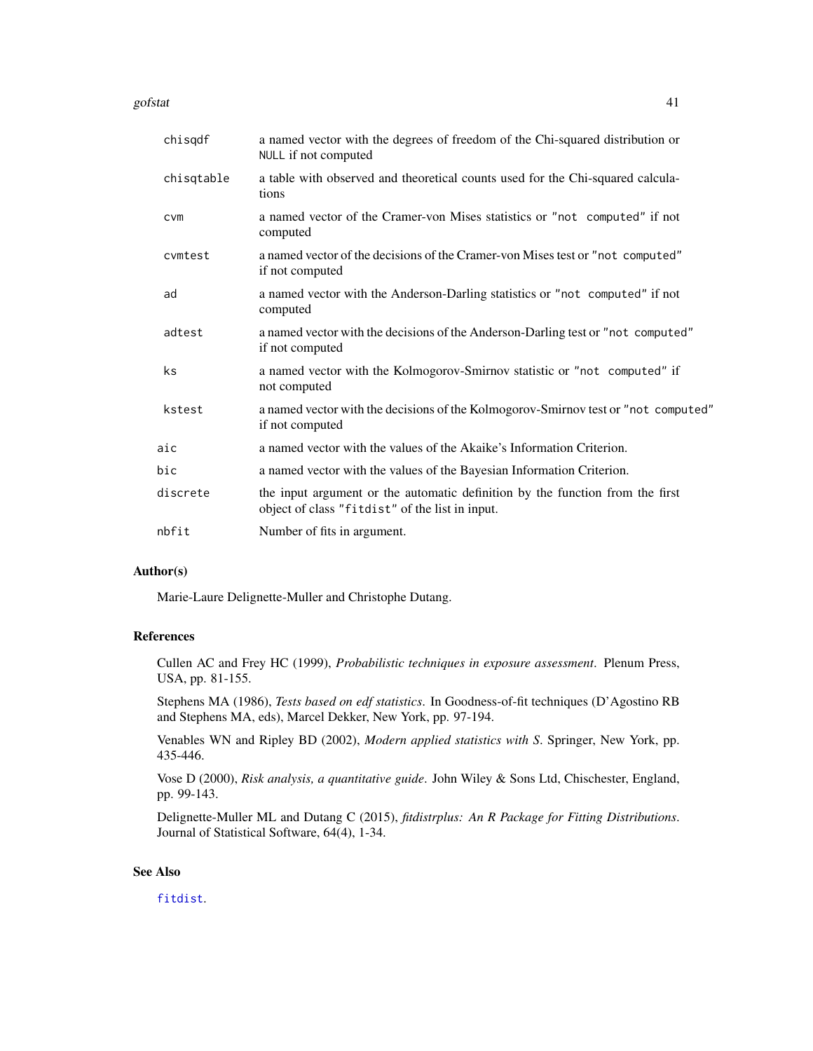| | |
|---|---|
| `chisqdf` | a named vector with the degrees of freedom of the Chi-squared distribution or `NULL` if not computed |
| `chisqtable` | a table with observed and theoretical counts used for the Chi-squared calculations |
| `cvm` | a named vector of the Cramer-von Mises statistics or `"not computed"` if not computed |
| `cvmtest` | a named vector of the decisions of the Cramer-von Mises test or `"not computed"` if not computed |
| `ad` | a named vector with the Anderson-Darling statistics or `"not computed"` if not computed |
| `adtest` | a named vector with the decisions of the Anderson-Darling test or `"not computed"` if not computed |
| `ks` | a named vector with the Kolmogorov-Smirnov statistic or `"not computed"` if not computed |
| `kstest` | a named vector with the decisions of the Kolmogorov-Smirnov test or `"not computed"` if not computed |
| `aic` | a named vector with the values of the Akaike's Information Criterion. |
| `bic` | a named vector with the values of the Bayesian Information Criterion. |
| `discrete` | the input argument or the automatic definition by the function from the first object of class `"fitdist"` of the list in input. |
| `nbfit` | Number of fits in argument. |

## Author(s)

Marie-Laure Delignette-Muller and Christophe Dutang.

## References

Cullen AC and Frey HC (1999), *Probabilistic techniques in exposure assessment*. Plenum Press, USA, pp. 81-155.

Stephens MA (1986), *Tests based on edf statistics*. In Goodness-of-fit techniques (D'Agostino RB and Stephens MA, eds), Marcel Dekker, New York, pp. 97-194.

Venables WN and Ripley BD (2002), *Modern applied statistics with S*. Springer, New York, pp. 435-446.

Vose D (2000), *Risk analysis, a quantitative guide*. John Wiley & Sons Ltd, Chischester, England, pp. 99-143.

Delignette-Muller ML and Dutang C (2015), *fitdistrplus: An R Package for Fitting Distributions*. Journal of Statistical Software, 64(4), 1-34.

## See Also

`fitdist`.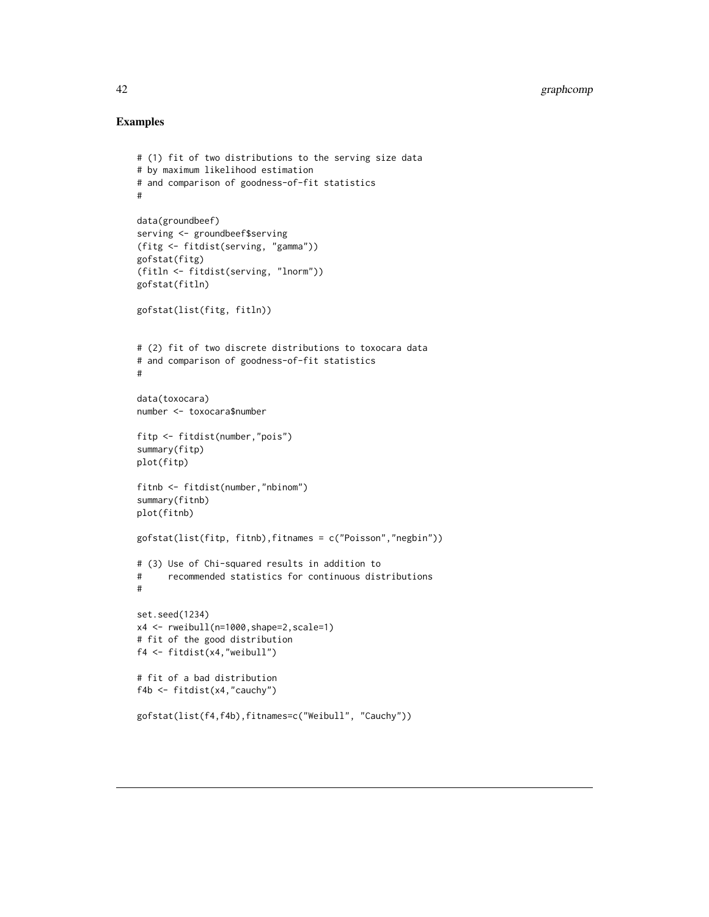## Examples

```
# (1) fit of two distributions to the serving size data
# by maximum likelihood estimation
# and comparison of goodness-of-fit statistics
#

data(groundbeef)
serving <- groundbeef$serving
(fitg <- fitdist(serving, "gamma"))
gofstat(fitg)
(fitln <- fitdist(serving, "lnorm"))
gofstat(fitln)

gofstat(list(fitg, fitln))


# (2) fit of two discrete distributions to toxocara data
# and comparison of goodness-of-fit statistics
#

data(toxocara)
number <- toxocara$number

fitp <- fitdist(number,"pois")
summary(fitp)
plot(fitp)

fitnb <- fitdist(number,"nbinom")
summary(fitnb)
plot(fitnb)

gofstat(list(fitp, fitnb),fitnames = c("Poisson","negbin"))

# (3) Use of Chi-squared results in addition to
#     recommended statistics for continuous distributions
#

set.seed(1234)
x4 <- rweibull(n=1000,shape=2,scale=1)
# fit of the good distribution
f4 <- fitdist(x4,"weibull")

# fit of a bad distribution
f4b <- fitdist(x4,"cauchy")

gofstat(list(f4,f4b),fitnames=c("Weibull", "Cauchy"))
```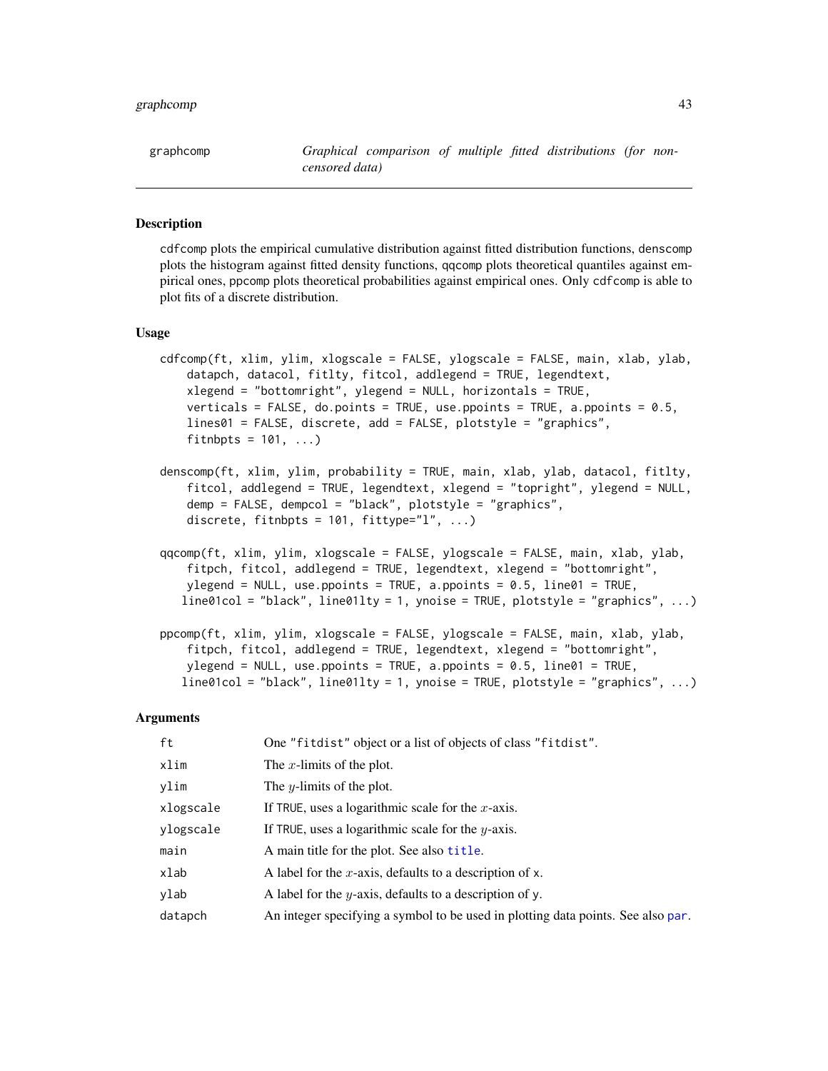## graphcomp — *Graphical comparison of multiple fitted distributions (for non-censored data)*

### Description

`cdfcomp` plots the empirical cumulative distribution against fitted distribution functions, `denscomp` plots the histogram against fitted density functions, `qqcomp` plots theoretical quantiles against empirical ones, `ppcomp` plots theoretical probabilities against empirical ones. Only `cdfcomp` is able to plot fits of a discrete distribution.

### Usage

```
cdfcomp(ft, xlim, ylim, xlogscale = FALSE, ylogscale = FALSE, main, xlab, ylab,
    datapch, datacol, fitlty, fitcol, addlegend = TRUE, legendtext,
    xlegend = "bottomright", ylegend = NULL, horizontals = TRUE,
    verticals = FALSE, do.points = TRUE, use.ppoints = TRUE, a.ppoints = 0.5,
    lines01 = FALSE, discrete, add = FALSE, plotstyle = "graphics",
    fitnbpts = 101, ...)

denscomp(ft, xlim, ylim, probability = TRUE, main, xlab, ylab, datacol, fitlty,
    fitcol, addlegend = TRUE, legendtext, xlegend = "topright", ylegend = NULL,
    demp = FALSE, dempcol = "black", plotstyle = "graphics",
    discrete, fitnbpts = 101, fittype="l", ...)

qqcomp(ft, xlim, ylim, xlogscale = FALSE, ylogscale = FALSE, main, xlab, ylab,
    fitpch, fitcol, addlegend = TRUE, legendtext, xlegend = "bottomright",
    ylegend = NULL, use.ppoints = TRUE, a.ppoints = 0.5, line01 = TRUE,
   line01col = "black", line01lty = 1, ynoise = TRUE, plotstyle = "graphics", ...)

ppcomp(ft, xlim, ylim, xlogscale = FALSE, ylogscale = FALSE, main, xlab, ylab,
    fitpch, fitcol, addlegend = TRUE, legendtext, xlegend = "bottomright",
    ylegend = NULL, use.ppoints = TRUE, a.ppoints = 0.5, line01 = TRUE,
   line01col = "black", line01lty = 1, ynoise = TRUE, plotstyle = "graphics", ...)
```

### Arguments

| | |
|---|---|
| `ft` | One `"fitdist"` object or a list of objects of class `"fitdist"`. |
| `xlim` | The $x$-limits of the plot. |
| `ylim` | The $y$-limits of the plot. |
| `xlogscale` | If `TRUE`, uses a logarithmic scale for the $x$-axis. |
| `ylogscale` | If `TRUE`, uses a logarithmic scale for the $y$-axis. |
| `main` | A main title for the plot. See also `title`. |
| `xlab` | A label for the $x$-axis, defaults to a description of `x`. |
| `ylab` | A label for the $y$-axis, defaults to a description of `y`. |
| `datapch` | An integer specifying a symbol to be used in plotting data points. See also `par`. |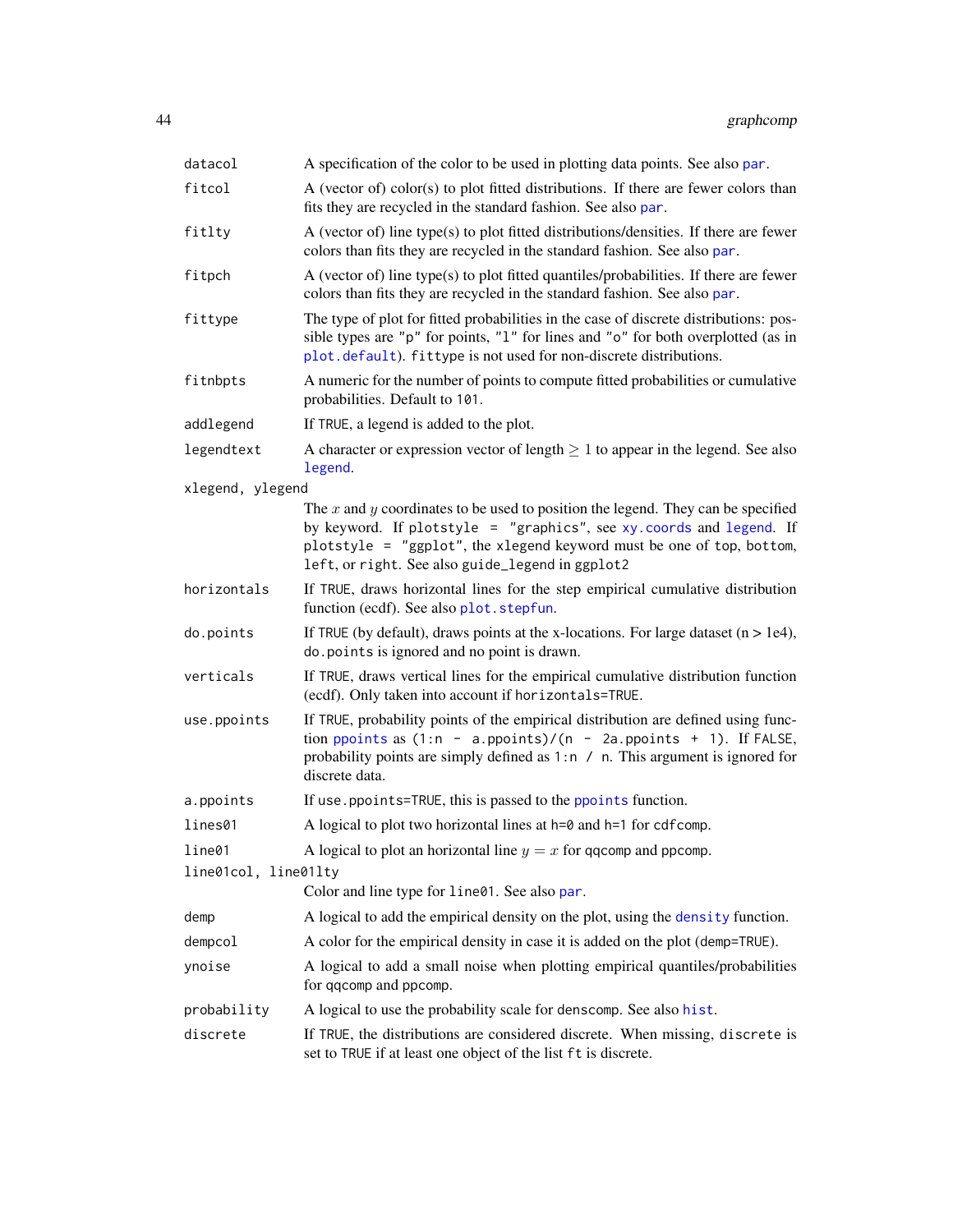`datacol`
: A specification of the color to be used in plotting data points. See also `par`.

`fitcol`
: A (vector of) color(s) to plot fitted distributions. If there are fewer colors than fits they are recycled in the standard fashion. See also `par`.

`fitlty`
: A (vector of) line type(s) to plot fitted distributions/densities. If there are fewer colors than fits they are recycled in the standard fashion. See also `par`.

`fitpch`
: A (vector of) line type(s) to plot fitted quantiles/probabilities. If there are fewer colors than fits they are recycled in the standard fashion. See also `par`.

`fittype`
: The type of plot for fitted probabilities in the case of discrete distributions: possible types are `"p"` for points, `"l"` for lines and `"o"` for both overplotted (as in `plot.default`). `fittype` is not used for non-discrete distributions.

`fitnbpts`
: A numeric for the number of points to compute fitted probabilities or cumulative probabilities. Default to `101`.

`addlegend`
: If `TRUE`, a legend is added to the plot.

`legendtext`
: A character or expression vector of length $\geq 1$ to appear in the legend. See also `legend`.

`xlegend, ylegend`
: The $x$ and $y$ coordinates to be used to position the legend. They can be specified by keyword. If `plotstyle = "graphics"`, see `xy.coords` and `legend`. If `plotstyle = "ggplot"`, the `xlegend` keyword must be one of `top`, `bottom`, `left`, or `right`. See also `guide_legend` in `ggplot2`

`horizontals`
: If `TRUE`, draws horizontal lines for the step empirical cumulative distribution function (ecdf). See also `plot.stepfun`.

`do.points`
: If `TRUE` (by default), draws points at the x-locations. For large dataset (n > 1e4), `do.points` is ignored and no point is drawn.

`verticals`
: If `TRUE`, draws vertical lines for the empirical cumulative distribution function (ecdf). Only taken into account if `horizontals=TRUE`.

`use.ppoints`
: If `TRUE`, probability points of the empirical distribution are defined using function `ppoints` as `(1:n - a.ppoints)/(n - 2a.ppoints + 1)`. If `FALSE`, probability points are simply defined as `1:n / n`. This argument is ignored for discrete data.

`a.ppoints`
: If `use.ppoints=TRUE`, this is passed to the `ppoints` function.

`lines01`
: A logical to plot two horizontal lines at `h=0` and `h=1` for `cdfcomp`.

`line01`
: A logical to plot an horizontal line $y = x$ for `qqcomp` and `ppcomp`.

`line01col, line01lty`
: Color and line type for `line01`. See also `par`.

`demp`
: A logical to add the empirical density on the plot, using the `density` function.

`dempcol`
: A color for the empirical density in case it is added on the plot (`demp=TRUE`).

`ynoise`
: A logical to add a small noise when plotting empirical quantiles/probabilities for `qqcomp` and `ppcomp`.

`probability`
: A logical to use the probability scale for `denscomp`. See also `hist`.

`discrete`
: If `TRUE`, the distributions are considered discrete. When missing, `discrete` is set to `TRUE` if at least one object of the list `ft` is discrete.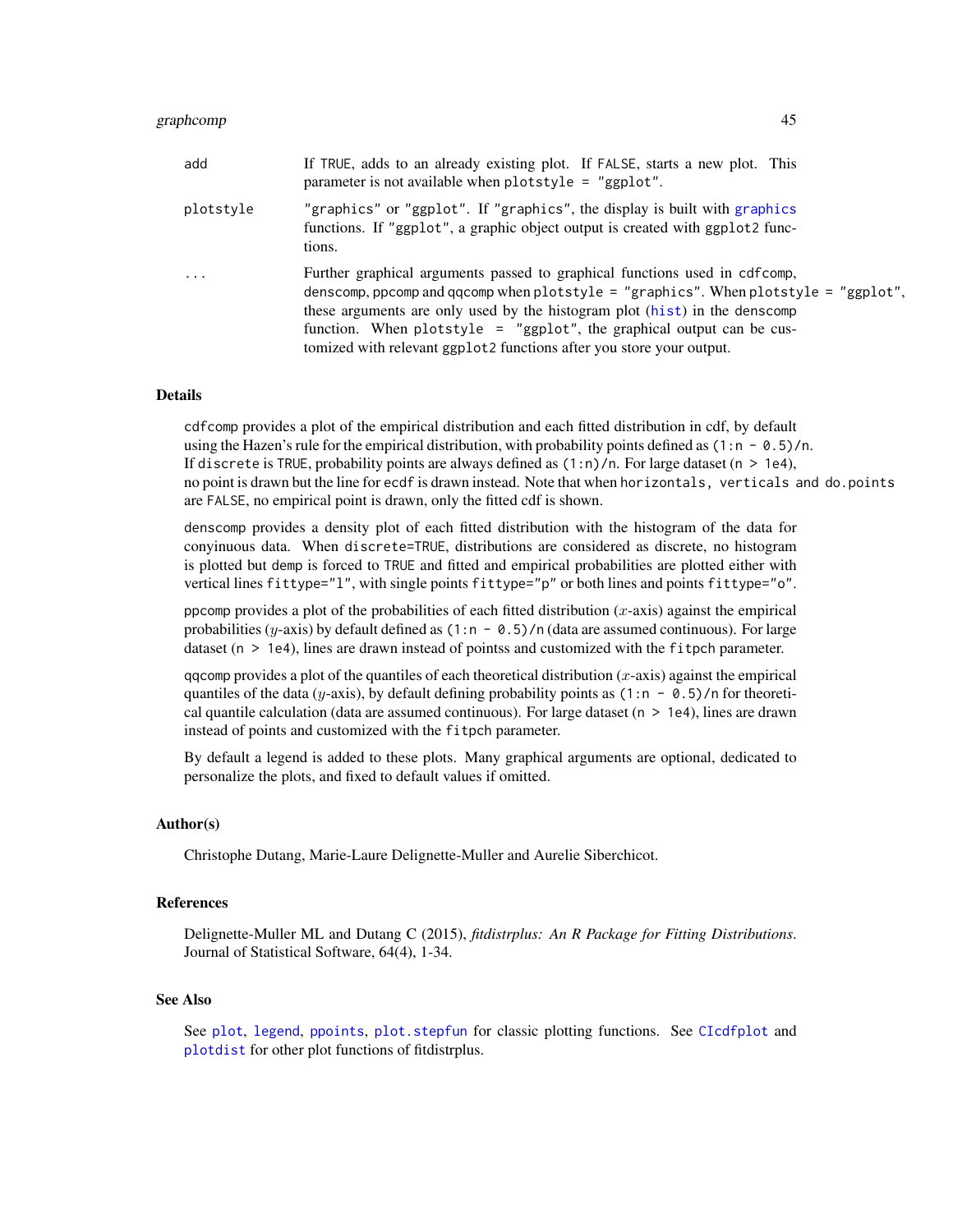| | |
|---|---|
| add | If TRUE, adds to an already existing plot. If FALSE, starts a new plot. This parameter is not available when `plotstyle = "ggplot"`. |
| plotstyle | `"graphics"` or `"ggplot"`. If `"graphics"`, the display is built with graphics functions. If `"ggplot"`, a graphic object output is created with ggplot2 functions. |
| ... | Further graphical arguments passed to graphical functions used in cdfcomp, denscomp, ppcomp and qqcomp when `plotstyle = "graphics"`. When `plotstyle = "ggplot"`, these arguments are only used by the histogram plot (hist) in the denscomp function. When `plotstyle = "ggplot"`, the graphical output can be customized with relevant ggplot2 functions after you store your output. |

## Details

`cdfcomp` provides a plot of the empirical distribution and each fitted distribution in cdf, by default using the Hazen's rule for the empirical distribution, with probability points defined as `(1:n - 0.5)/n`. If `discrete` is `TRUE`, probability points are always defined as `(1:n)/n`. For large dataset (`n > 1e4`), no point is drawn but the line for `ecdf` is drawn instead. Note that when `horizontals, verticals` and `do.points` are `FALSE`, no empirical point is drawn, only the fitted cdf is shown.

`denscomp` provides a density plot of each fitted distribution with the histogram of the data for conyinuous data. When `discrete=TRUE`, distributions are considered as discrete, no histogram is plotted but `demp` is forced to `TRUE` and fitted and empirical probabilities are plotted either with vertical lines `fittype="l"`, with single points `fittype="p"` or both lines and points `fittype="o"`.

`ppcomp` provides a plot of the probabilities of each fitted distribution ($x$-axis) against the empirical probabilities ($y$-axis) by default defined as `(1:n - 0.5)/n` (data are assumed continuous). For large dataset (`n > 1e4`), lines are drawn instead of pointss and customized with the `fitpch` parameter.

`qqcomp` provides a plot of the quantiles of each theoretical distribution ($x$-axis) against the empirical quantiles of the data ($y$-axis), by default defining probability points as `(1:n - 0.5)/n` for theoretical quantile calculation (data are assumed continuous). For large dataset (`n > 1e4`), lines are drawn instead of points and customized with the `fitpch` parameter.

By default a legend is added to these plots. Many graphical arguments are optional, dedicated to personalize the plots, and fixed to default values if omitted.

## Author(s)

Christophe Dutang, Marie-Laure Delignette-Muller and Aurelie Siberchicot.

## References

Delignette-Muller ML and Dutang C (2015), *fitdistrplus: An R Package for Fitting Distributions*. Journal of Statistical Software, 64(4), 1-34.

## See Also

See plot, legend, ppoints, plot.stepfun for classic plotting functions. See CIcdfplot and plotdist for other plot functions of fitdistrplus.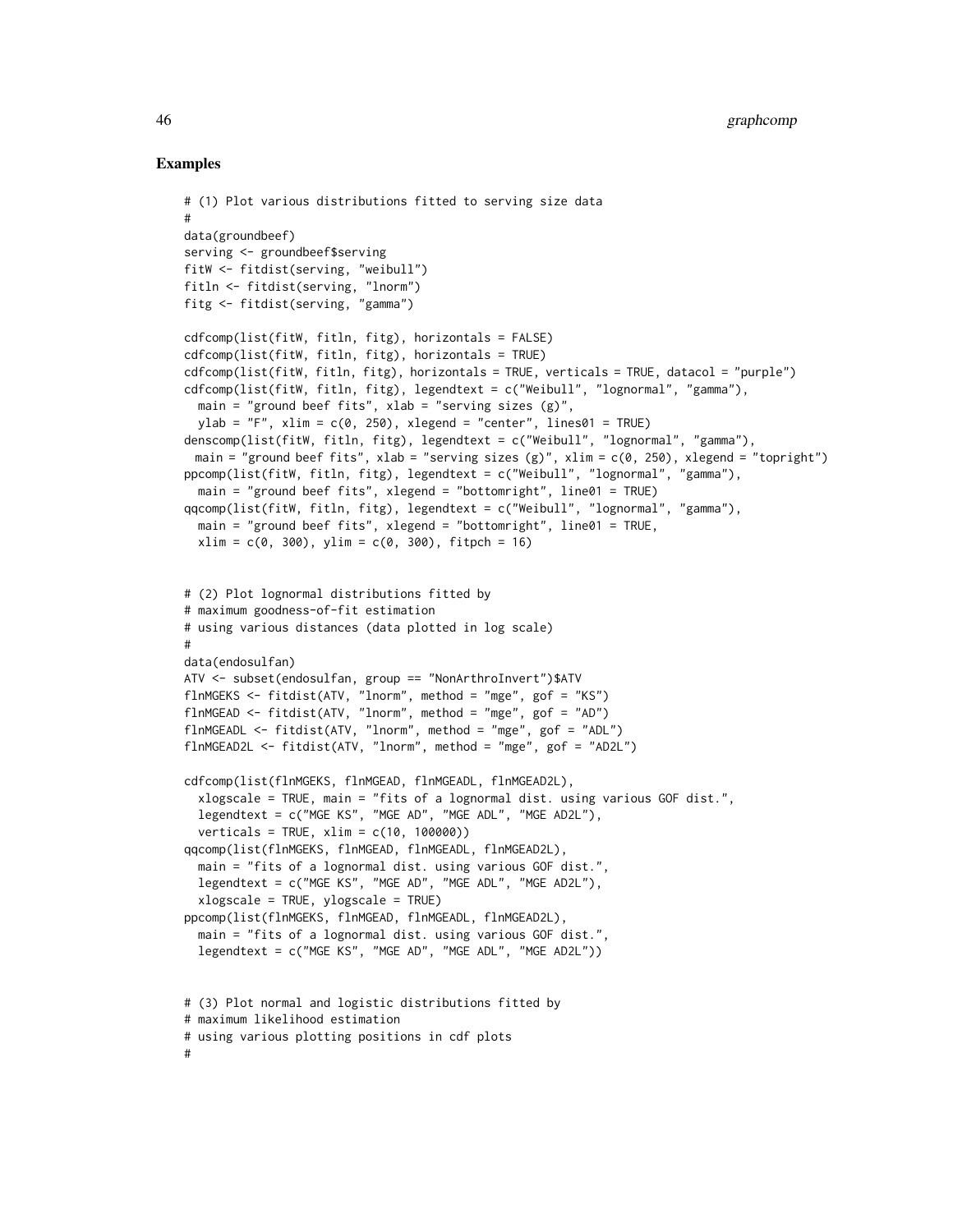## Examples

```
# (1) Plot various distributions fitted to serving size data
#
data(groundbeef)
serving <- groundbeef$serving
fitW <- fitdist(serving, "weibull")
fitln <- fitdist(serving, "lnorm")
fitg <- fitdist(serving, "gamma")

cdfcomp(list(fitW, fitln, fitg), horizontals = FALSE)
cdfcomp(list(fitW, fitln, fitg), horizontals = TRUE)
cdfcomp(list(fitW, fitln, fitg), horizontals = TRUE, verticals = TRUE, datacol = "purple")
cdfcomp(list(fitW, fitln, fitg), legendtext = c("Weibull", "lognormal", "gamma"),
  main = "ground beef fits", xlab = "serving sizes (g)",
  ylab = "F", xlim = c(0, 250), xlegend = "center", lines01 = TRUE)
denscomp(list(fitW, fitln, fitg), legendtext = c("Weibull", "lognormal", "gamma"),
 main = "ground beef fits", xlab = "serving sizes (g)", xlim = c(0, 250), xlegend = "topright")
ppcomp(list(fitW, fitln, fitg), legendtext = c("Weibull", "lognormal", "gamma"),
  main = "ground beef fits", xlegend = "bottomright", line01 = TRUE)
qqcomp(list(fitW, fitln, fitg), legendtext = c("Weibull", "lognormal", "gamma"),
  main = "ground beef fits", xlegend = "bottomright", line01 = TRUE,
  xlim = c(0, 300), ylim = c(0, 300), fitpch = 16)


# (2) Plot lognormal distributions fitted by
# maximum goodness-of-fit estimation
# using various distances (data plotted in log scale)
#
data(endosulfan)
ATV <- subset(endosulfan, group == "NonArthroInvert")$ATV
flnMGEKS <- fitdist(ATV, "lnorm", method = "mge", gof = "KS")
flnMGEAD <- fitdist(ATV, "lnorm", method = "mge", gof = "AD")
flnMGEADL <- fitdist(ATV, "lnorm", method = "mge", gof = "ADL")
flnMGEAD2L <- fitdist(ATV, "lnorm", method = "mge", gof = "AD2L")

cdfcomp(list(flnMGEKS, flnMGEAD, flnMGEADL, flnMGEAD2L),
  xlogscale = TRUE, main = "fits of a lognormal dist. using various GOF dist.",
  legendtext = c("MGE KS", "MGE AD", "MGE ADL", "MGE AD2L"),
  verticals = TRUE, xlim = c(10, 100000))
qqcomp(list(flnMGEKS, flnMGEAD, flnMGEADL, flnMGEAD2L),
  main = "fits of a lognormal dist. using various GOF dist.",
  legendtext = c("MGE KS", "MGE AD", "MGE ADL", "MGE AD2L"),
  xlogscale = TRUE, ylogscale = TRUE)
ppcomp(list(flnMGEKS, flnMGEAD, flnMGEADL, flnMGEAD2L),
  main = "fits of a lognormal dist. using various GOF dist.",
  legendtext = c("MGE KS", "MGE AD", "MGE ADL", "MGE AD2L"))


# (3) Plot normal and logistic distributions fitted by
# maximum likelihood estimation
# using various plotting positions in cdf plots
#
```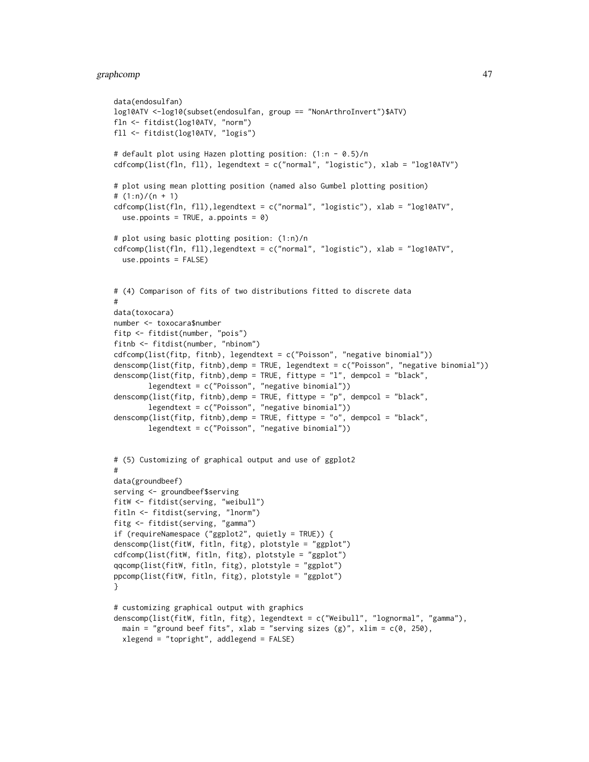```
data(endosulfan)
log10ATV <-log10(subset(endosulfan, group == "NonArthroInvert")$ATV)
fln <- fitdist(log10ATV, "norm")
fll <- fitdist(log10ATV, "logis")

# default plot using Hazen plotting position: (1:n - 0.5)/n
cdfcomp(list(fln, fll), legendtext = c("normal", "logistic"), xlab = "log10ATV")

# plot using mean plotting position (named also Gumbel plotting position)
# (1:n)/(n + 1)
cdfcomp(list(fln, fll),legendtext = c("normal", "logistic"), xlab = "log10ATV",
  use.ppoints = TRUE, a.ppoints = 0)

# plot using basic plotting position: (1:n)/n
cdfcomp(list(fln, fll),legendtext = c("normal", "logistic"), xlab = "log10ATV",
  use.ppoints = FALSE)


# (4) Comparison of fits of two distributions fitted to discrete data
#
data(toxocara)
number <- toxocara$number
fitp <- fitdist(number, "pois")
fitnb <- fitdist(number, "nbinom")
cdfcomp(list(fitp, fitnb), legendtext = c("Poisson", "negative binomial"))
denscomp(list(fitp, fitnb),demp = TRUE, legendtext = c("Poisson", "negative binomial"))
denscomp(list(fitp, fitnb),demp = TRUE, fittype = "l", dempcol = "black",
        legendtext = c("Poisson", "negative binomial"))
denscomp(list(fitp, fitnb),demp = TRUE, fittype = "p", dempcol = "black",
        legendtext = c("Poisson", "negative binomial"))
denscomp(list(fitp, fitnb),demp = TRUE, fittype = "o", dempcol = "black",
        legendtext = c("Poisson", "negative binomial"))


# (5) Customizing of graphical output and use of ggplot2
#
data(groundbeef)
serving <- groundbeef$serving
fitW <- fitdist(serving, "weibull")
fitln <- fitdist(serving, "lnorm")
fitg <- fitdist(serving, "gamma")
if (requireNamespace ("ggplot2", quietly = TRUE)) {
denscomp(list(fitW, fitln, fitg), plotstyle = "ggplot")
cdfcomp(list(fitW, fitln, fitg), plotstyle = "ggplot")
qqcomp(list(fitW, fitln, fitg), plotstyle = "ggplot")
ppcomp(list(fitW, fitln, fitg), plotstyle = "ggplot")
}

# customizing graphical output with graphics
denscomp(list(fitW, fitln, fitg), legendtext = c("Weibull", "lognormal", "gamma"),
  main = "ground beef fits", xlab = "serving sizes (g)", xlim = c(0, 250),
  xlegend = "topright", addlegend = FALSE)
```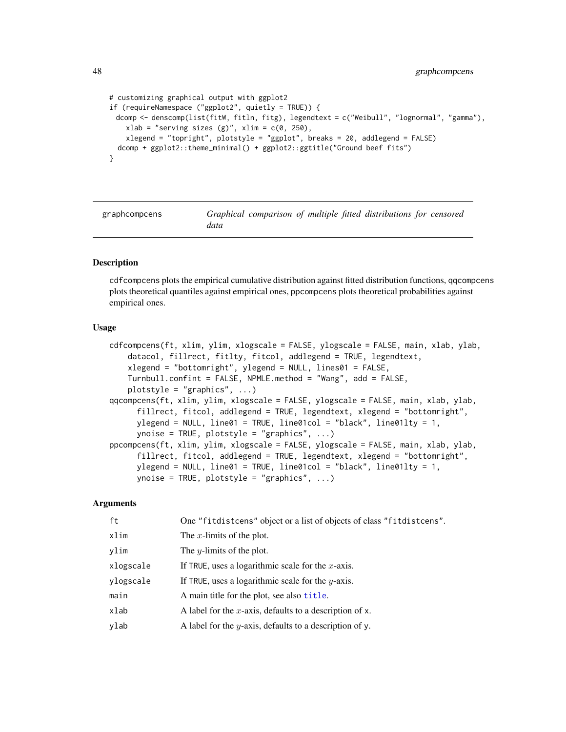```
# customizing graphical output with ggplot2
if (requireNamespace ("ggplot2", quietly = TRUE)) {
  dcomp <- denscomp(list(fitW, fitln, fitg), legendtext = c("Weibull", "lognormal", "gamma"),
    xlab = "serving sizes (g)", xlim = c(0, 250),
    xlegend = "topright", plotstyle = "ggplot", breaks = 20, addlegend = FALSE)
  dcomp + ggplot2::theme_minimal() + ggplot2::ggtitle("Ground beef fits")
}
```

---

## graphcompcens — *Graphical comparison of multiple fitted distributions for censored data*

---

### Description

cdfcompcens plots the empirical cumulative distribution against fitted distribution functions, qqcompcens plots theoretical quantiles against empirical ones, ppcompcens plots theoretical probabilities against empirical ones.

### Usage

```
cdfcompcens(ft, xlim, ylim, xlogscale = FALSE, ylogscale = FALSE, main, xlab, ylab,
    datacol, fillrect, fitlty, fitcol, addlegend = TRUE, legendtext,
    xlegend = "bottomright", ylegend = NULL, lines01 = FALSE,
    Turnbull.confint = FALSE, NPMLE.method = "Wang", add = FALSE,
    plotstyle = "graphics", ...)
qqcompcens(ft, xlim, ylim, xlogscale = FALSE, ylogscale = FALSE, main, xlab, ylab,
      fillrect, fitcol, addlegend = TRUE, legendtext, xlegend = "bottomright",
      ylegend = NULL, line01 = TRUE, line01col = "black", line01lty = 1,
      ynoise = TRUE, plotstyle = "graphics", ...)
ppcompcens(ft, xlim, ylim, xlogscale = FALSE, ylogscale = FALSE, main, xlab, ylab,
      fillrect, fitcol, addlegend = TRUE, legendtext, xlegend = "bottomright",
      ylegend = NULL, line01 = TRUE, line01col = "black", line01lty = 1,
      ynoise = TRUE, plotstyle = "graphics", ...)
```

### Arguments

| | |
|---|---|
| ft | One "fitdistcens" object or a list of objects of class "fitdistcens". |
| xlim | The $x$-limits of the plot. |
| ylim | The $y$-limits of the plot. |
| xlogscale | If TRUE, uses a logarithmic scale for the $x$-axis. |
| ylogscale | If TRUE, uses a logarithmic scale for the $y$-axis. |
| main | A main title for the plot, see also title. |
| xlab | A label for the $x$-axis, defaults to a description of x. |
| ylab | A label for the $y$-axis, defaults to a description of y. |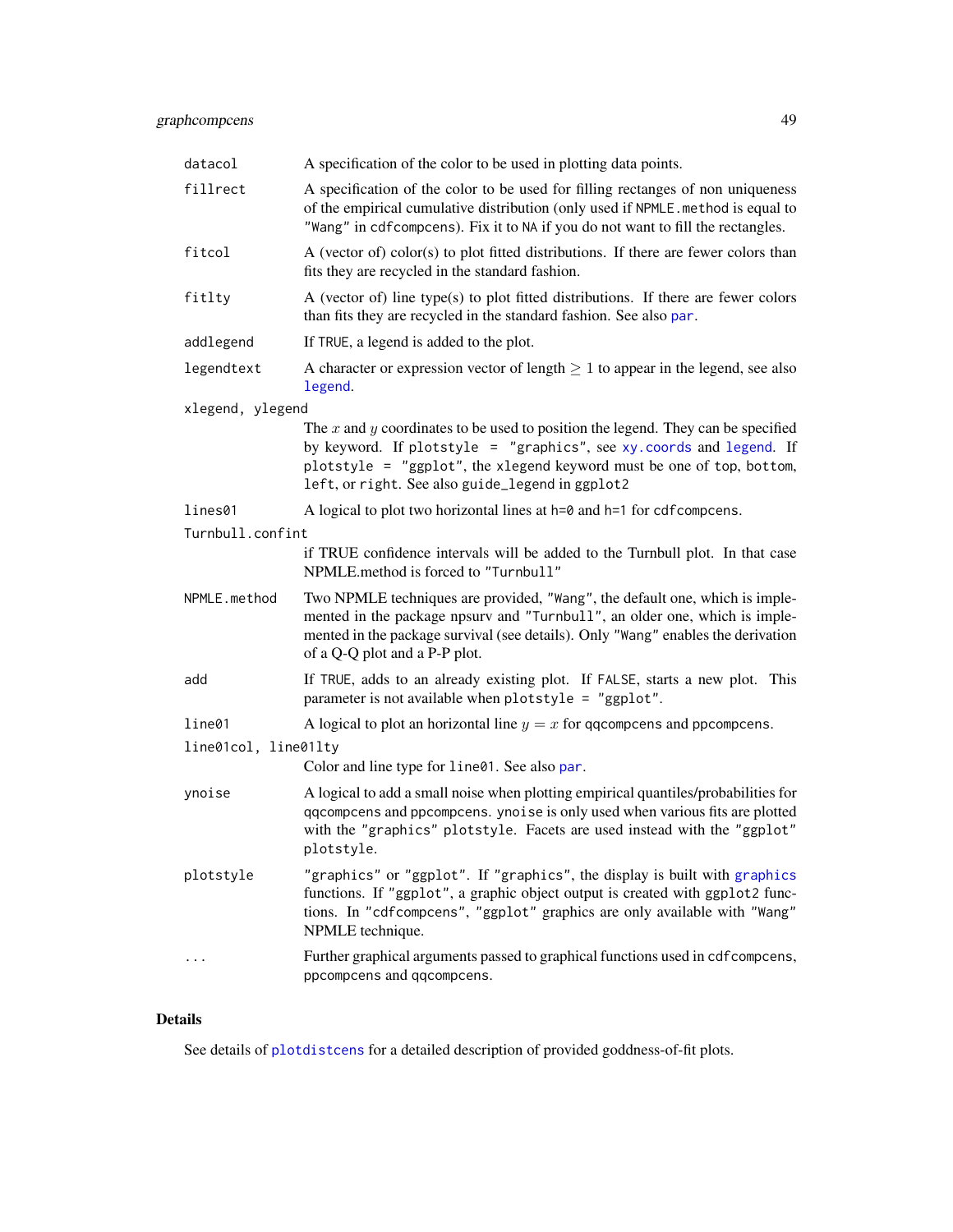`datacol`
: A specification of the color to be used in plotting data points.

`fillrect`
: A specification of the color to be used for filling rectanges of non uniqueness of the empirical cumulative distribution (only used if `NPMLE.method` is equal to `"Wang"` in `cdfcompcens`). Fix it to `NA` if you do not want to fill the rectangles.

`fitcol`
: A (vector of) color(s) to plot fitted distributions. If there are fewer colors than fits they are recycled in the standard fashion.

`fitlty`
: A (vector of) line type(s) to plot fitted distributions. If there are fewer colors than fits they are recycled in the standard fashion. See also par.

`addlegend`
: If `TRUE`, a legend is added to the plot.

`legendtext`
: A character or expression vector of length $\geq 1$ to appear in the legend, see also legend.

`xlegend, ylegend`
: The $x$ and $y$ coordinates to be used to position the legend. They can be specified by keyword. If `plotstyle = "graphics"`, see xy.coords and legend. If `plotstyle = "ggplot"`, the `xlegend` keyword must be one of `top`, `bottom`, `left`, or `right`. See also `guide_legend` in `ggplot2`

`lines01`
: A logical to plot two horizontal lines at `h=0` and `h=1` for `cdfcompcens`.

`Turnbull.confint`
: if TRUE confidence intervals will be added to the Turnbull plot. In that case NPMLE.method is forced to `"Turnbull"`

`NPMLE.method`
: Two NPMLE techniques are provided, `"Wang"`, the default one, which is implemented in the package npsurv and `"Turnbull"`, an older one, which is implemented in the package survival (see details). Only `"Wang"` enables the derivation of a Q-Q plot and a P-P plot.

`add`
: If `TRUE`, adds to an already existing plot. If `FALSE`, starts a new plot. This parameter is not available when `plotstyle = "ggplot"`.

`line01`
: A logical to plot an horizontal line $y = x$ for `qqcompcens` and `ppcompcens`.

`line01col, line01lty`
: Color and line type for `line01`. See also par.

`ynoise`
: A logical to add a small noise when plotting empirical quantiles/probabilities for `qqcompcens` and `ppcompcens`. `ynoise` is only used when various fits are plotted with the `"graphics"` plotstyle. Facets are used instead with the `"ggplot"` plotstyle.

`plotstyle`
: `"graphics"` or `"ggplot"`. If `"graphics"`, the display is built with graphics functions. If `"ggplot"`, a graphic object output is created with `ggplot2` functions. In `"cdfcompcens"`, `"ggplot"` graphics are only available with `"Wang"` NPMLE technique.

`...`
: Further graphical arguments passed to graphical functions used in `cdfcompcens`, `ppcompcens` and `qqcompcens`.

## Details

See details of plotdistcens for a detailed description of provided goddness-of-fit plots.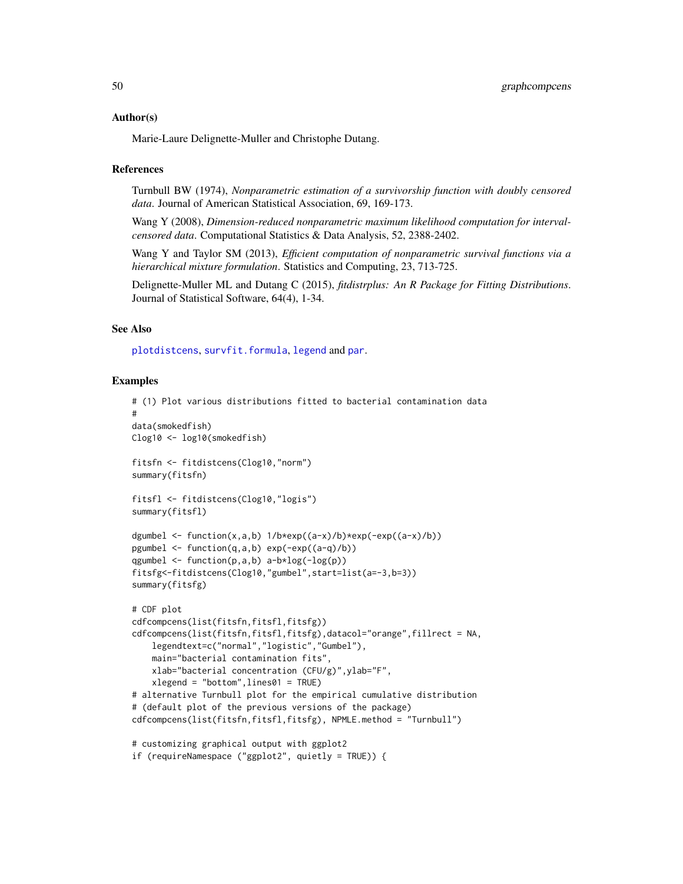### Author(s)

Marie-Laure Delignette-Muller and Christophe Dutang.

### References

Turnbull BW (1974), *Nonparametric estimation of a survivorship function with doubly censored data*. Journal of American Statistical Association, 69, 169-173.

Wang Y (2008), *Dimension-reduced nonparametric maximum likelihood computation for interval-censored data*. Computational Statistics & Data Analysis, 52, 2388-2402.

Wang Y and Taylor SM (2013), *Efficient computation of nonparametric survival functions via a hierarchical mixture formulation*. Statistics and Computing, 23, 713-725.

Delignette-Muller ML and Dutang C (2015), *fitdistrplus: An R Package for Fitting Distributions*. Journal of Statistical Software, 64(4), 1-34.

### See Also

plotdistcens, survfit.formula, legend and par.

### Examples

```
# (1) Plot various distributions fitted to bacterial contamination data
#
data(smokedfish)
Clog10 <- log10(smokedfish)

fitsfn <- fitdistcens(Clog10,"norm")
summary(fitsfn)

fitsfl <- fitdistcens(Clog10,"logis")
summary(fitsfl)

dgumbel <- function(x,a,b) 1/b*exp((a-x)/b)*exp(-exp((a-x)/b))
pgumbel <- function(q,a,b) exp(-exp((a-q)/b))
qgumbel <- function(p,a,b) a-b*log(-log(p))
fitsfg<-fitdistcens(Clog10,"gumbel",start=list(a=-3,b=3))
summary(fitsfg)

# CDF plot
cdfcompcens(list(fitsfn,fitsfl,fitsfg))
cdfcompcens(list(fitsfn,fitsfl,fitsfg),datacol="orange",fillrect = NA,
    legendtext=c("normal","logistic","Gumbel"),
    main="bacterial contamination fits",
    xlab="bacterial concentration (CFU/g)",ylab="F",
    xlegend = "bottom",lines01 = TRUE)
# alternative Turnbull plot for the empirical cumulative distribution
# (default plot of the previous versions of the package)
cdfcompcens(list(fitsfn,fitsfl,fitsfg), NPMLE.method = "Turnbull")

# customizing graphical output with ggplot2
if (requireNamespace ("ggplot2", quietly = TRUE)) {
```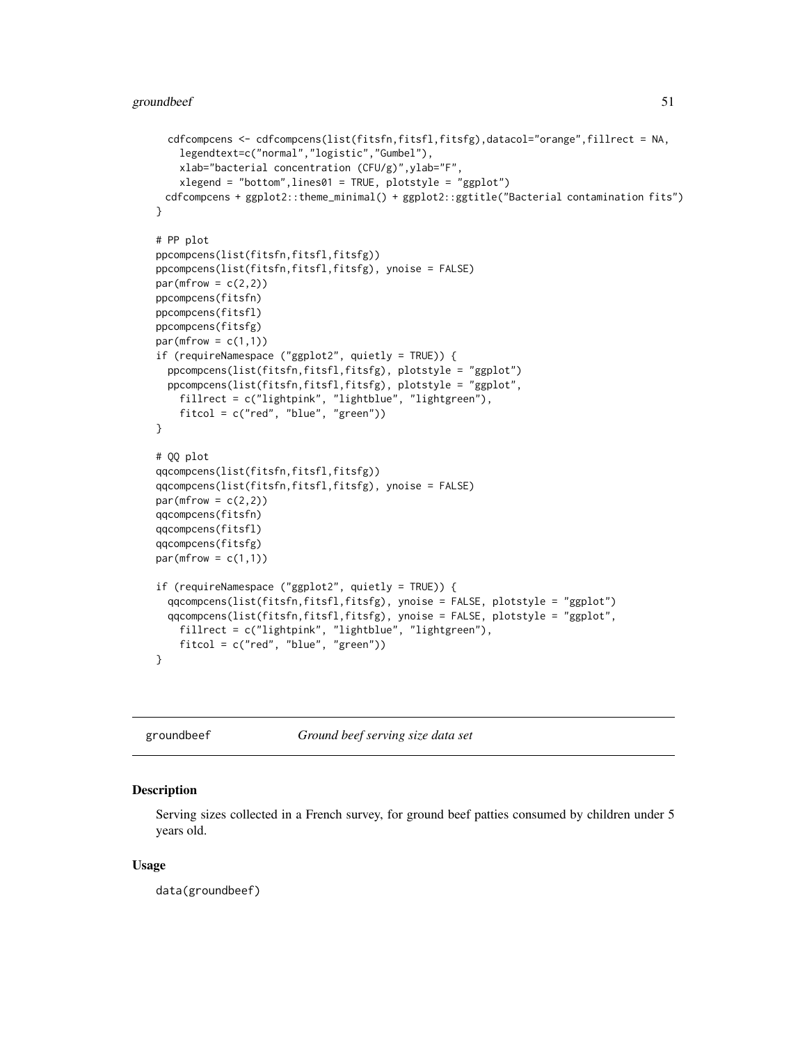```
  cdfcompcens <- cdfcompcens(list(fitsfn,fitsfl,fitsfg),datacol="orange",fillrect = NA,
    legendtext=c("normal","logistic","Gumbel"),
    xlab="bacterial concentration (CFU/g)",ylab="F",
    xlegend = "bottom",lines01 = TRUE, plotstyle = "ggplot")
 cdfcompcens + ggplot2::theme_minimal() + ggplot2::ggtitle("Bacterial contamination fits")
}

# PP plot
ppcompcens(list(fitsfn,fitsfl,fitsfg))
ppcompcens(list(fitsfn,fitsfl,fitsfg), ynoise = FALSE)
par(mfrow = c(2,2))
ppcompcens(fitsfn)
ppcompcens(fitsfl)
ppcompcens(fitsfg)
par(mfrow = c(1,1))
if (requireNamespace ("ggplot2", quietly = TRUE)) {
  ppcompcens(list(fitsfn,fitsfl,fitsfg), plotstyle = "ggplot")
  ppcompcens(list(fitsfn,fitsfl,fitsfg), plotstyle = "ggplot",
    fillrect = c("lightpink", "lightblue", "lightgreen"),
    fitcol = c("red", "blue", "green"))
}

# QQ plot
qqcompcens(list(fitsfn,fitsfl,fitsfg))
qqcompcens(list(fitsfn,fitsfl,fitsfg), ynoise = FALSE)
par(mfrow = c(2,2))
qqcompcens(fitsfn)
qqcompcens(fitsfl)
qqcompcens(fitsfg)
par(mfrow = c(1,1))

if (requireNamespace ("ggplot2", quietly = TRUE)) {
  qqcompcens(list(fitsfn,fitsfl,fitsfg), ynoise = FALSE, plotstyle = "ggplot")
  qqcompcens(list(fitsfn,fitsfl,fitsfg), ynoise = FALSE, plotstyle = "ggplot",
    fillrect = c("lightpink", "lightblue", "lightgreen"),
    fitcol = c("red", "blue", "green"))
}
```

---

groundbeef *Ground beef serving size data set*

---

## Description

Serving sizes collected in a French survey, for ground beef patties consumed by children under 5 years old.

## Usage

```
data(groundbeef)
```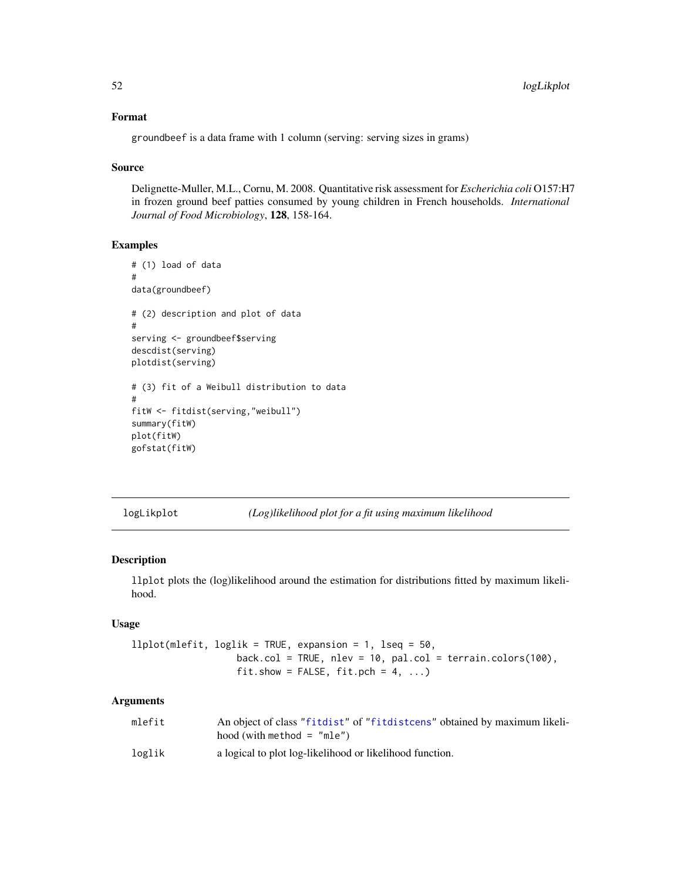### Format

groundbeef is a data frame with 1 column (serving: serving sizes in grams)

### Source

Delignette-Muller, M.L., Cornu, M. 2008. Quantitative risk assessment for *Escherichia coli* O157:H7 in frozen ground beef patties consumed by young children in French households. *International Journal of Food Microbiology*, **128**, 158-164.

### Examples

```
# (1) load of data
#
data(groundbeef)

# (2) description and plot of data
#
serving <- groundbeef$serving
descdist(serving)
plotdist(serving)

# (3) fit of a Weibull distribution to data
#
fitW <- fitdist(serving,"weibull")
summary(fitW)
plot(fitW)
gofstat(fitW)
```

---

## logLikplot — *(Log)likelihood plot for a fit using maximum likelihood*

---

### Description

llplot plots the (log)likelihood around the estimation for distributions fitted by maximum likelihood.

### Usage

```
llplot(mlefit, loglik = TRUE, expansion = 1, lseq = 50,
                  back.col = TRUE, nlev = 10, pal.col = terrain.colors(100),
                  fit.show = FALSE, fit.pch = 4, ...)
```

### Arguments

| | |
|---|---|
| mlefit | An object of class "fitdist" of "fitdistcens" obtained by maximum likelihood (with method = "mle") |
| loglik | a logical to plot log-likelihood or likelihood function. |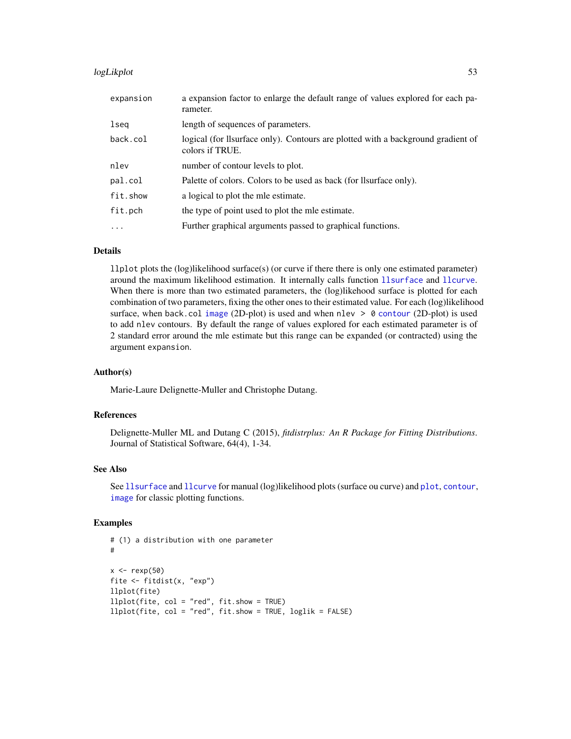| | |
|---|---|
| expansion | a expansion factor to enlarge the default range of values explored for each parameter. |
| lseq | length of sequences of parameters. |
| back.col | logical (for llsurface only). Contours are plotted with a background gradient of colors if TRUE. |
| nlev | number of contour levels to plot. |
| pal.col | Palette of colors. Colors to be used as back (for llsurface only). |
| fit.show | a logical to plot the mle estimate. |
| fit.pch | the type of point used to plot the mle estimate. |
| ... | Further graphical arguments passed to graphical functions. |

## Details

`llplot` plots the (log)likelihood surface(s) (or curve if there there is only one estimated parameter) around the maximum likelihood estimation. It internally calls function `llsurface` and `llcurve`. When there is more than two estimated parameters, the (log)likehood surface is plotted for each combination of two parameters, fixing the other ones to their estimated value. For each (log)likelihood surface, when `back.col` `image` (2D-plot) is used and when `nlev > 0` `contour` (2D-plot) is used to add `nlev` contours. By default the range of values explored for each estimated parameter is of 2 standard error around the mle estimate but this range can be expanded (or contracted) using the argument `expansion`.

## Author(s)

Marie-Laure Delignette-Muller and Christophe Dutang.

## References

Delignette-Muller ML and Dutang C (2015), *fitdistrplus: An R Package for Fitting Distributions*. Journal of Statistical Software, 64(4), 1-34.

## See Also

See `llsurface` and `llcurve` for manual (log)likelihood plots (surface ou curve) and `plot`, `contour`, `image` for classic plotting functions.

## Examples

```
# (1) a distribution with one parameter
#

x <- rexp(50)
fite <- fitdist(x, "exp")
llplot(fite)
llplot(fite, col = "red", fit.show = TRUE)
llplot(fite, col = "red", fit.show = TRUE, loglik = FALSE)
```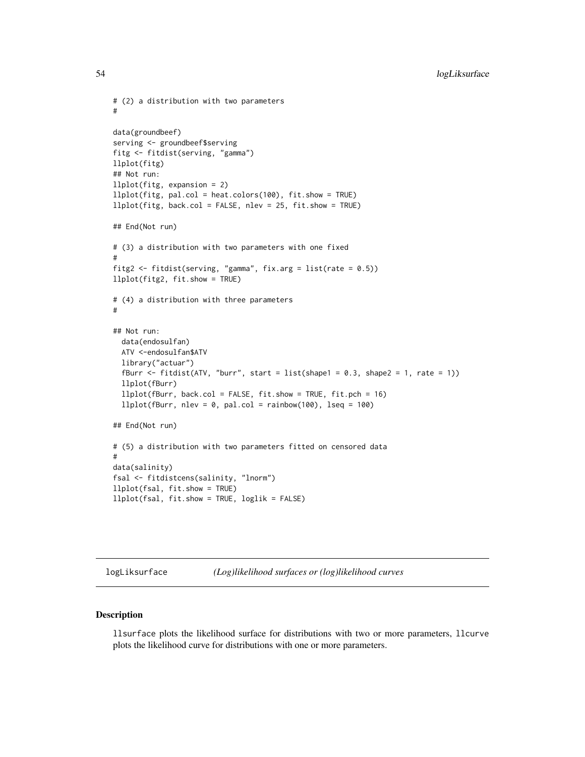```
# (2) a distribution with two parameters
#

data(groundbeef)
serving <- groundbeef$serving
fitg <- fitdist(serving, "gamma")
llplot(fitg)
## Not run:
llplot(fitg, expansion = 2)
llplot(fitg, pal.col = heat.colors(100), fit.show = TRUE)
llplot(fitg, back.col = FALSE, nlev = 25, fit.show = TRUE)

## End(Not run)

# (3) a distribution with two parameters with one fixed
#
fitg2 <- fitdist(serving, "gamma", fix.arg = list(rate = 0.5))
llplot(fitg2, fit.show = TRUE)

# (4) a distribution with three parameters
#

## Not run:
  data(endosulfan)
  ATV <-endosulfan$ATV
  library("actuar")
  fBurr <- fitdist(ATV, "burr", start = list(shape1 = 0.3, shape2 = 1, rate = 1))
  llplot(fBurr)
  llplot(fBurr, back.col = FALSE, fit.show = TRUE, fit.pch = 16)
  llplot(fBurr, nlev = 0, pal.col = rainbow(100), lseq = 100)

## End(Not run)

# (5) a distribution with two parameters fitted on censored data
#
data(salinity)
fsal <- fitdistcens(salinity, "lnorm")
llplot(fsal, fit.show = TRUE)
llplot(fsal, fit.show = TRUE, loglik = FALSE)
```

---

logLiksurface *(Log)likelihood surfaces or (log)likelihood curves*

---

## Description

llsurface plots the likelihood surface for distributions with two or more parameters, llcurve plots the likelihood curve for distributions with one or more parameters.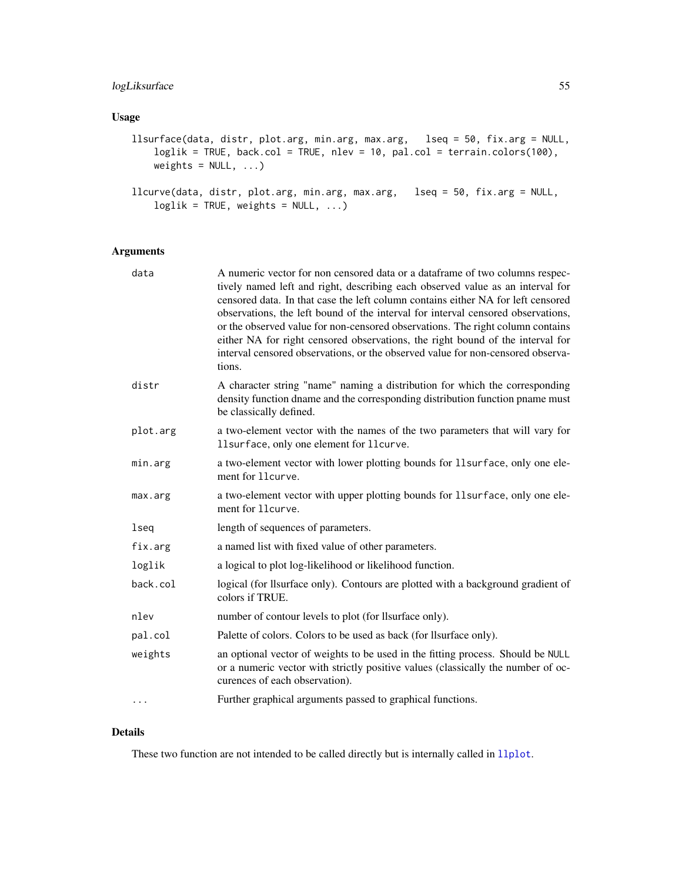## Usage

```
llsurface(data, distr, plot.arg, min.arg, max.arg,   lseq = 50, fix.arg = NULL,
    loglik = TRUE, back.col = TRUE, nlev = 10, pal.col = terrain.colors(100),
    weights = NULL, ...)

llcurve(data, distr, plot.arg, min.arg, max.arg,   lseq = 50, fix.arg = NULL,
    loglik = TRUE, weights = NULL, ...)
```

## Arguments

| | |
|---|---|
| `data` | A numeric vector for non censored data or a dataframe of two columns respectively named left and right, describing each observed value as an interval for censored data. In that case the left column contains either NA for left censored observations, the left bound of the interval for interval censored observations, or the observed value for non-censored observations. The right column contains either NA for right censored observations, the right bound of the interval for interval censored observations, or the observed value for non-censored observations. |
| `distr` | A character string "name" naming a distribution for which the corresponding density function dname and the corresponding distribution function pname must be classically defined. |
| `plot.arg` | a two-element vector with the names of the two parameters that will vary for `llsurface`, only one element for `llcurve`. |
| `min.arg` | a two-element vector with lower plotting bounds for `llsurface`, only one element for `llcurve`. |
| `max.arg` | a two-element vector with upper plotting bounds for `llsurface`, only one element for `llcurve`. |
| `lseq` | length of sequences of parameters. |
| `fix.arg` | a named list with fixed value of other parameters. |
| `loglik` | a logical to plot log-likelihood or likelihood function. |
| `back.col` | logical (for llsurface only). Contours are plotted with a background gradient of colors if TRUE. |
| `nlev` | number of contour levels to plot (for llsurface only). |
| `pal.col` | Palette of colors. Colors to be used as back (for llsurface only). |
| `weights` | an optional vector of weights to be used in the fitting process. Should be `NULL` or a numeric vector with strictly positive values (classically the number of occurences of each observation). |
| `...` | Further graphical arguments passed to graphical functions. |

## Details

These two function are not intended to be called directly but is internally called in `llplot`.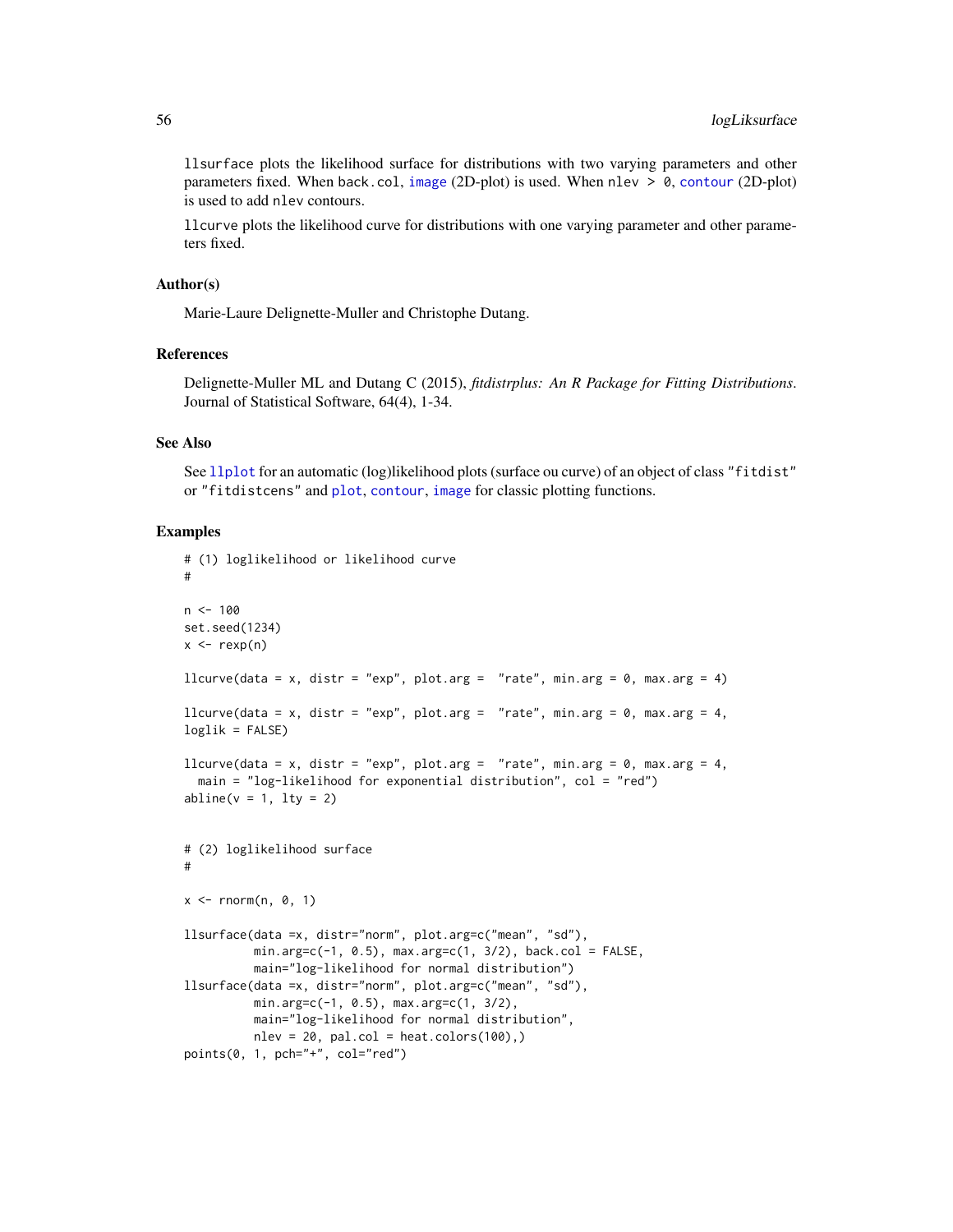`llsurface` plots the likelihood surface for distributions with two varying parameters and other parameters fixed. When `back.col`, `image` (2D-plot) is used. When `nlev > 0`, `contour` (2D-plot) is used to add `nlev` contours.

`llcurve` plots the likelihood curve for distributions with one varying parameter and other parameters fixed.

## Author(s)

Marie-Laure Delignette-Muller and Christophe Dutang.

## References

Delignette-Muller ML and Dutang C (2015), *fitdistrplus: An R Package for Fitting Distributions*. Journal of Statistical Software, 64(4), 1-34.

## See Also

See `llplot` for an automatic (log)likelihood plots (surface ou curve) of an object of class `"fitdist"` or `"fitdistcens"` and `plot`, `contour`, `image` for classic plotting functions.

## Examples

```
# (1) loglikelihood or likelihood curve
#

n <- 100
set.seed(1234)
x <- rexp(n)

llcurve(data = x, distr = "exp", plot.arg =  "rate", min.arg = 0, max.arg = 4)

llcurve(data = x, distr = "exp", plot.arg =  "rate", min.arg = 0, max.arg = 4,
loglik = FALSE)

llcurve(data = x, distr = "exp", plot.arg =  "rate", min.arg = 0, max.arg = 4,
  main = "log-likelihood for exponential distribution", col = "red")
abline(v = 1, lty = 2)


# (2) loglikelihood surface
#

x <- rnorm(n, 0, 1)

llsurface(data =x, distr="norm", plot.arg=c("mean", "sd"),
          min.arg=c(-1, 0.5), max.arg=c(1, 3/2), back.col = FALSE,
          main="log-likelihood for normal distribution")
llsurface(data =x, distr="norm", plot.arg=c("mean", "sd"),
          min.arg=c(-1, 0.5), max.arg=c(1, 3/2),
          main="log-likelihood for normal distribution",
          nlev = 20, pal.col = heat.colors(100),)
points(0, 1, pch="+", col="red")
```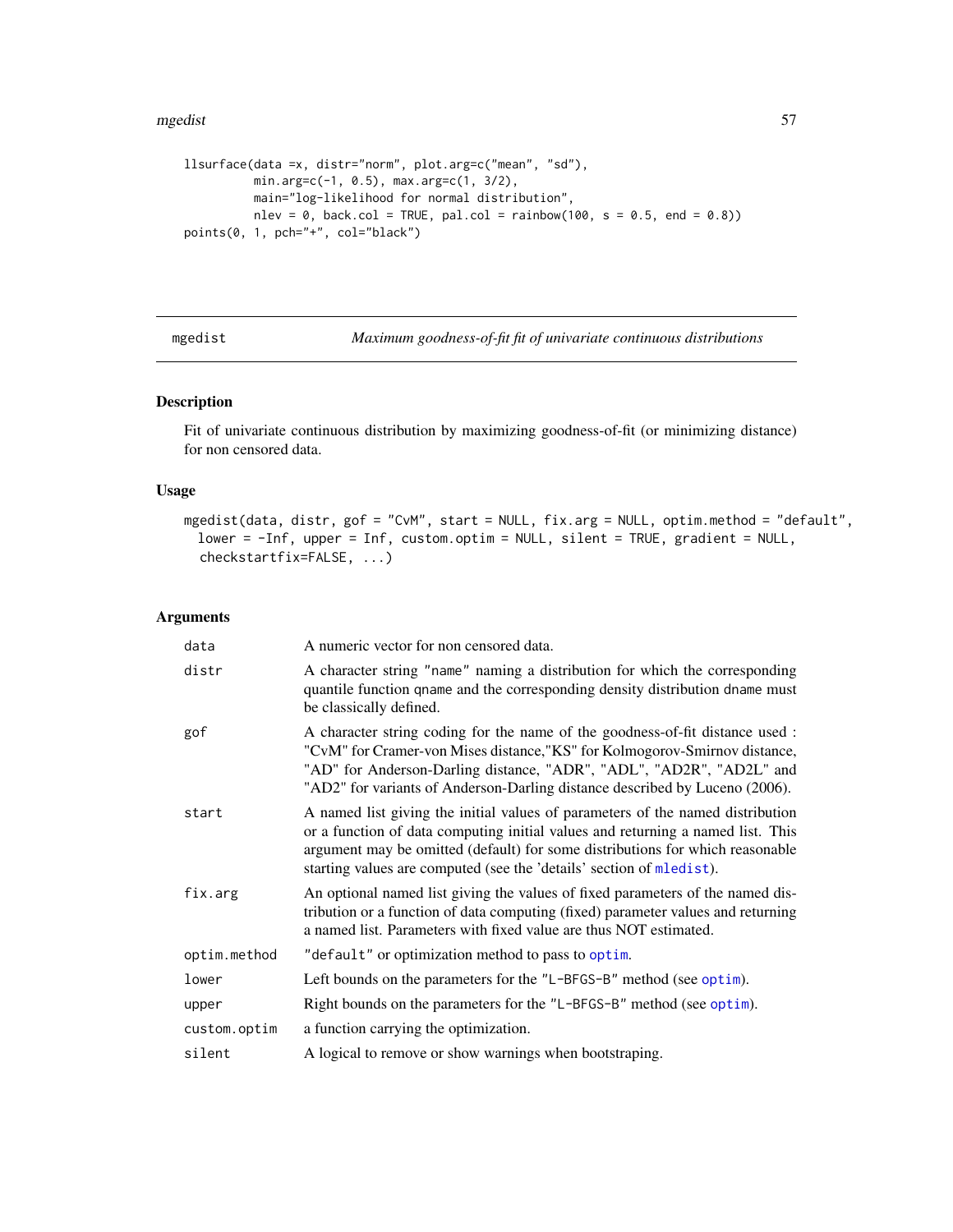```
llsurface(data =x, distr="norm", plot.arg=c("mean", "sd"),
          min.arg=c(-1, 0.5), max.arg=c(1, 3/2),
          main="log-likelihood for normal distribution",
          nlev = 0, back.col = TRUE, pal.col = rainbow(100, s = 0.5, end = 0.8))
points(0, 1, pch="+", col="black")
```

---

# mgedist — *Maximum goodness-of-fit fit of univariate continuous distributions*

## Description

Fit of univariate continuous distribution by maximizing goodness-of-fit (or minimizing distance) for non censored data.

## Usage

```
mgedist(data, distr, gof = "CvM", start = NULL, fix.arg = NULL, optim.method = "default",
  lower = -Inf, upper = Inf, custom.optim = NULL, silent = TRUE, gradient = NULL,
  checkstartfix=FALSE, ...)
```

## Arguments

| Argument | Description |
|---|---|
| `data` | A numeric vector for non censored data. |
| `distr` | A character string `"name"` naming a distribution for which the corresponding quantile function `qname` and the corresponding density distribution `dname` must be classically defined. |
| `gof` | A character string coding for the name of the goodness-of-fit distance used : "CvM" for Cramer-von Mises distance,"KS" for Kolmogorov-Smirnov distance, "AD" for Anderson-Darling distance, "ADR", "ADL", "AD2R", "AD2L" and "AD2" for variants of Anderson-Darling distance described by Luceno (2006). |
| `start` | A named list giving the initial values of parameters of the named distribution or a function of data computing initial values and returning a named list. This argument may be omitted (default) for some distributions for which reasonable starting values are computed (see the 'details' section of `mledist`). |
| `fix.arg` | An optional named list giving the values of fixed parameters of the named distribution or a function of data computing (fixed) parameter values and returning a named list. Parameters with fixed value are thus NOT estimated. |
| `optim.method` | `"default"` or optimization method to pass to `optim`. |
| `lower` | Left bounds on the parameters for the `"L-BFGS-B"` method (see `optim`). |
| `upper` | Right bounds on the parameters for the `"L-BFGS-B"` method (see `optim`). |
| `custom.optim` | a function carrying the optimization. |
| `silent` | A logical to remove or show warnings when bootstraping. |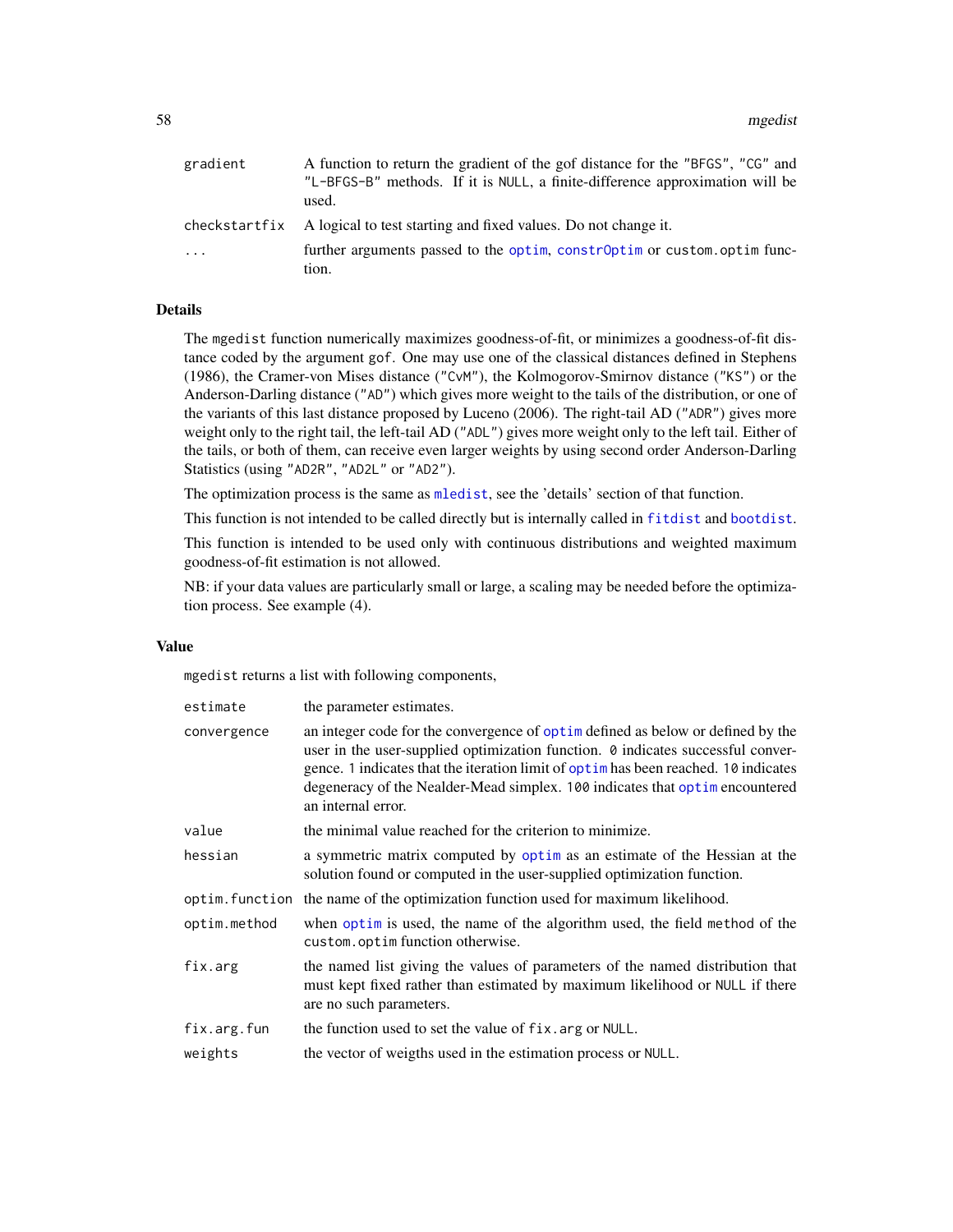| | |
|---|---|
| gradient | A function to return the gradient of the gof distance for the "BFGS", "CG" and "L-BFGS-B" methods. If it is NULL, a finite-difference approximation will be used. |
| checkstartfix | A logical to test starting and fixed values. Do not change it. |
| ... | further arguments passed to the optim, constrOptim or custom.optim function. |

### Details

The mgedist function numerically maximizes goodness-of-fit, or minimizes a goodness-of-fit distance coded by the argument gof. One may use one of the classical distances defined in Stephens (1986), the Cramer-von Mises distance ("CvM"), the Kolmogorov-Smirnov distance ("KS") or the Anderson-Darling distance ("AD") which gives more weight to the tails of the distribution, or one of the variants of this last distance proposed by Luceno (2006). The right-tail AD ("ADR") gives more weight only to the right tail, the left-tail AD ("ADL") gives more weight only to the left tail. Either of the tails, or both of them, can receive even larger weights by using second order Anderson-Darling Statistics (using "AD2R", "AD2L" or "AD2").

The optimization process is the same as mledist, see the 'details' section of that function.

This function is not intended to be called directly but is internally called in fitdist and bootdist.

This function is intended to be used only with continuous distributions and weighted maximum goodness-of-fit estimation is not allowed.

NB: if your data values are particularly small or large, a scaling may be needed before the optimization process. See example (4).

### Value

mgedist returns a list with following components,

| | |
|---|---|
| estimate | the parameter estimates. |
| convergence | an integer code for the convergence of optim defined as below or defined by the user in the user-supplied optimization function. 0 indicates successful convergence. 1 indicates that the iteration limit of optim has been reached. 10 indicates degeneracy of the Nealder-Mead simplex. 100 indicates that optim encountered an internal error. |
| value | the minimal value reached for the criterion to minimize. |
| hessian | a symmetric matrix computed by optim as an estimate of the Hessian at the solution found or computed in the user-supplied optimization function. |
| optim.function | the name of the optimization function used for maximum likelihood. |
| optim.method | when optim is used, the name of the algorithm used, the field method of the custom.optim function otherwise. |
| fix.arg | the named list giving the values of parameters of the named distribution that must kept fixed rather than estimated by maximum likelihood or NULL if there are no such parameters. |
| fix.arg.fun | the function used to set the value of fix.arg or NULL. |
| weights | the vector of weigths used in the estimation process or NULL. |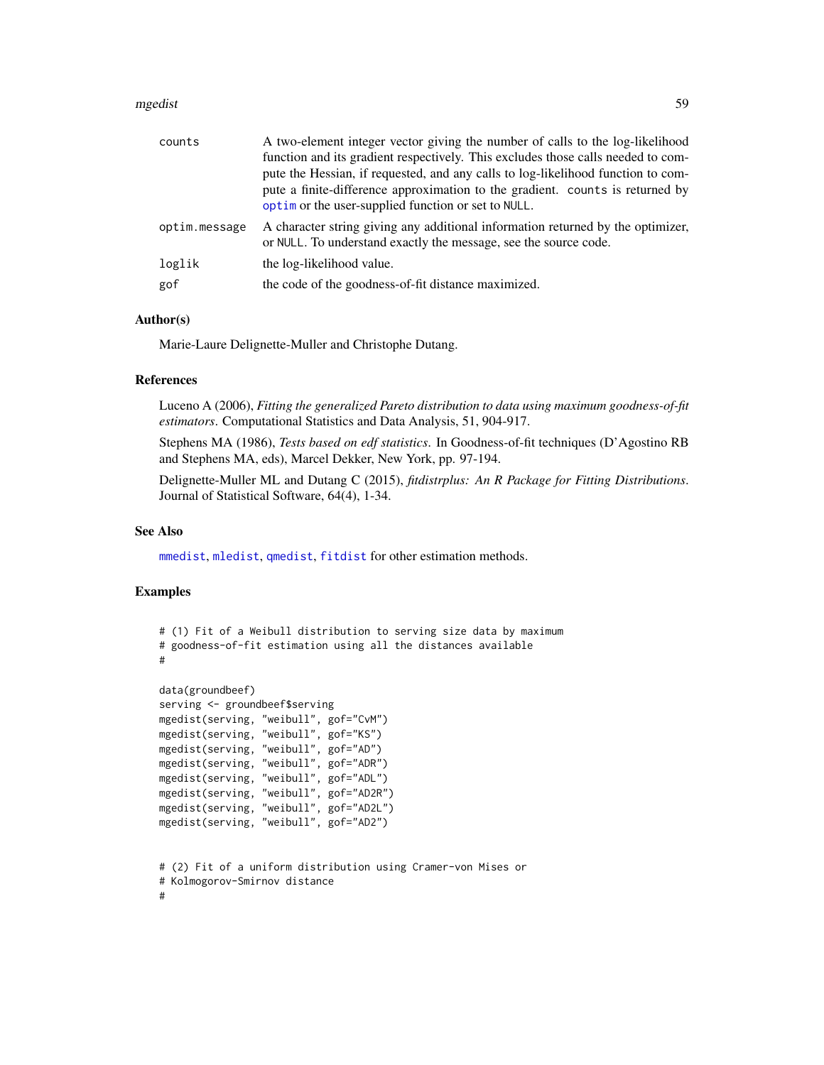| | |
|---|---|
| counts | A two-element integer vector giving the number of calls to the log-likelihood function and its gradient respectively. This excludes those calls needed to compute the Hessian, if requested, and any calls to log-likelihood function to compute a finite-difference approximation to the gradient. counts is returned by optim or the user-supplied function or set to NULL. |
| optim.message | A character string giving any additional information returned by the optimizer, or NULL. To understand exactly the message, see the source code. |
| loglik | the log-likelihood value. |
| gof | the code of the goodness-of-fit distance maximized. |

### Author(s)

Marie-Laure Delignette-Muller and Christophe Dutang.

### References

Luceno A (2006), *Fitting the generalized Pareto distribution to data using maximum goodness-of-fit estimators*. Computational Statistics and Data Analysis, 51, 904-917.

Stephens MA (1986), *Tests based on edf statistics*. In Goodness-of-fit techniques (D'Agostino RB and Stephens MA, eds), Marcel Dekker, New York, pp. 97-194.

Delignette-Muller ML and Dutang C (2015), *fitdistrplus: An R Package for Fitting Distributions*. Journal of Statistical Software, 64(4), 1-34.

### See Also

mmedist, mledist, qmedist, fitdist for other estimation methods.

### Examples

```
# (1) Fit of a Weibull distribution to serving size data by maximum
# goodness-of-fit estimation using all the distances available
#

data(groundbeef)
serving <- groundbeef$serving
mgedist(serving, "weibull", gof="CvM")
mgedist(serving, "weibull", gof="KS")
mgedist(serving, "weibull", gof="AD")
mgedist(serving, "weibull", gof="ADR")
mgedist(serving, "weibull", gof="ADL")
mgedist(serving, "weibull", gof="AD2R")
mgedist(serving, "weibull", gof="AD2L")
mgedist(serving, "weibull", gof="AD2")


# (2) Fit of a uniform distribution using Cramer-von Mises or
# Kolmogorov-Smirnov distance
#
```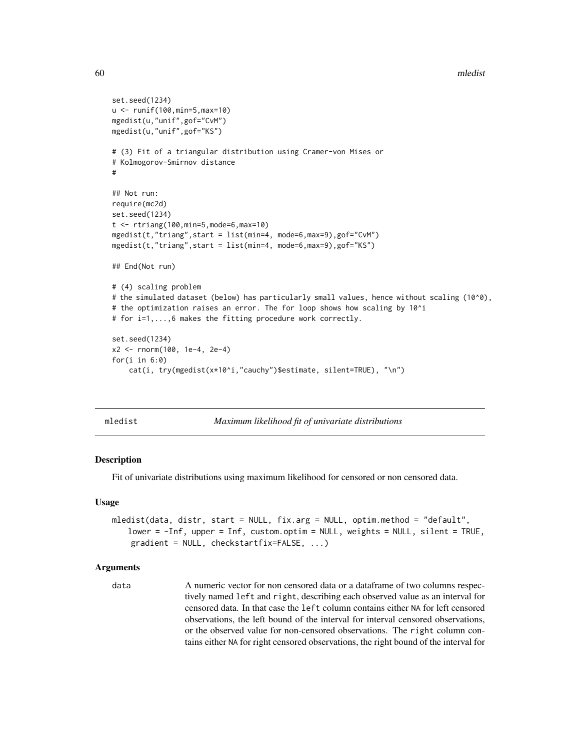```
set.seed(1234)
u <- runif(100,min=5,max=10)
mgedist(u,"unif",gof="CvM")
mgedist(u,"unif",gof="KS")

# (3) Fit of a triangular distribution using Cramer-von Mises or
# Kolmogorov-Smirnov distance
#

## Not run:
require(mc2d)
set.seed(1234)
t <- rtriang(100,min=5,mode=6,max=10)
mgedist(t,"triang",start = list(min=4, mode=6,max=9),gof="CvM")
mgedist(t,"triang",start = list(min=4, mode=6,max=9),gof="KS")

## End(Not run)

# (4) scaling problem
# the simulated dataset (below) has particularly small values, hence without scaling (10^0),
# the optimization raises an error. The for loop shows how scaling by 10^i
# for i=1,...,6 makes the fitting procedure work correctly.

set.seed(1234)
x2 <- rnorm(100, 1e-4, 2e-4)
for(i in 6:0)
    cat(i, try(mgedist(x*10^i,"cauchy")$estimate, silent=TRUE), "\n")
```

## mledist — *Maximum likelihood fit of univariate distributions*

### Description

Fit of univariate distributions using maximum likelihood for censored or non censored data.

### Usage

```
mledist(data, distr, start = NULL, fix.arg = NULL, optim.method = "default",
    lower = -Inf, upper = Inf, custom.optim = NULL, weights = NULL, silent = TRUE,
    gradient = NULL, checkstartfix=FALSE, ...)
```

### Arguments

`data` A numeric vector for non censored data or a dataframe of two columns respectively named `left` and `right`, describing each observed value as an interval for censored data. In that case the `left` column contains either `NA` for left censored observations, the left bound of the interval for interval censored observations, or the observed value for non-censored observations. The `right` column contains either `NA` for right censored observations, the right bound of the interval for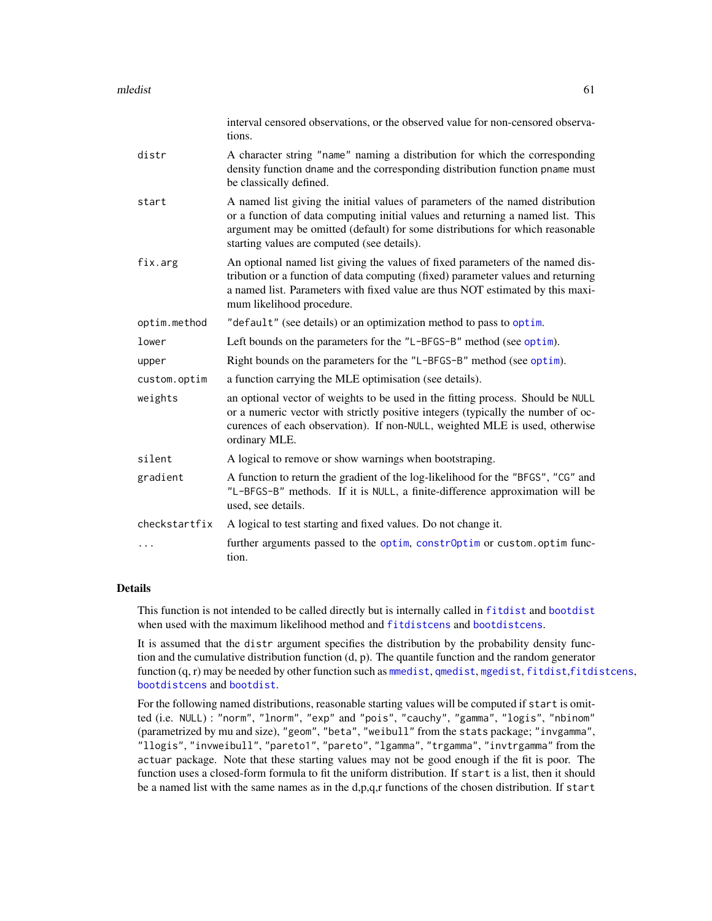| | |
|---|---|
| | interval censored observations, or the observed value for non-censored observations. |
| distr | A character string "name" naming a distribution for which the corresponding density function dname and the corresponding distribution function pname must be classically defined. |
| start | A named list giving the initial values of parameters of the named distribution or a function of data computing initial values and returning a named list. This argument may be omitted (default) for some distributions for which reasonable starting values are computed (see details). |
| fix.arg | An optional named list giving the values of fixed parameters of the named distribution or a function of data computing (fixed) parameter values and returning a named list. Parameters with fixed value are thus NOT estimated by this maximum likelihood procedure. |
| optim.method | "default" (see details) or an optimization method to pass to optim. |
| lower | Left bounds on the parameters for the "L-BFGS-B" method (see optim). |
| upper | Right bounds on the parameters for the "L-BFGS-B" method (see optim). |
| custom.optim | a function carrying the MLE optimisation (see details). |
| weights | an optional vector of weights to be used in the fitting process. Should be NULL or a numeric vector with strictly positive integers (typically the number of occurences of each observation). If non-NULL, weighted MLE is used, otherwise ordinary MLE. |
| silent | A logical to remove or show warnings when bootstraping. |
| gradient | A function to return the gradient of the log-likelihood for the "BFGS", "CG" and "L-BFGS-B" methods. If it is NULL, a finite-difference approximation will be used, see details. |
| checkstartfix | A logical to test starting and fixed values. Do not change it. |
| ... | further arguments passed to the optim, constrOptim or custom.optim function. |

## Details

This function is not intended to be called directly but is internally called in fitdist and bootdist when used with the maximum likelihood method and fitdistcens and bootdistcens.

It is assumed that the distr argument specifies the distribution by the probability density function and the cumulative distribution function (d, p). The quantile function and the random generator function (q, r) may be needed by other function such as mmedist, qmedist, mgedist, fitdist,fitdistcens, bootdistcens and bootdist.

For the following named distributions, reasonable starting values will be computed if start is omitted (i.e. NULL) : "norm", "lnorm", "exp" and "pois", "cauchy", "gamma", "logis", "nbinom" (parametrized by mu and size), "geom", "beta", "weibull" from the stats package; "invgamma", "llogis", "invweibull", "pareto1", "pareto", "lgamma", "trgamma", "invtrgamma" from the actuar package. Note that these starting values may not be good enough if the fit is poor. The function uses a closed-form formula to fit the uniform distribution. If start is a list, then it should be a named list with the same names as in the d,p,q,r functions of the chosen distribution. If start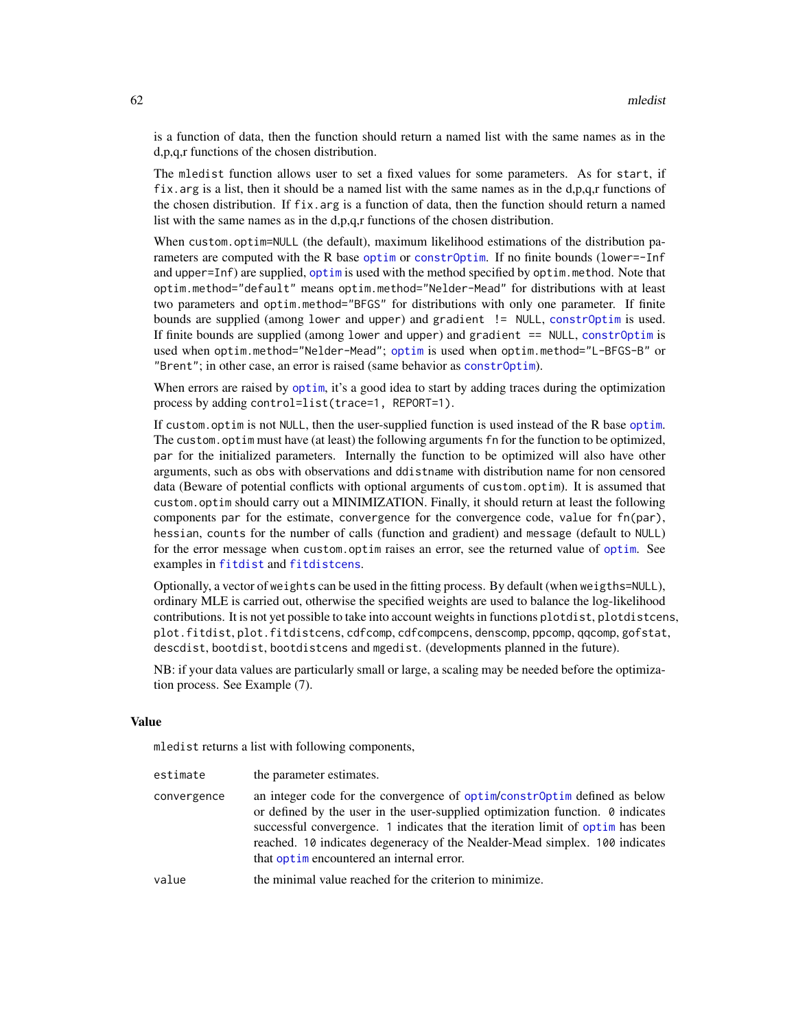is a function of data, then the function should return a named list with the same names as in the d,p,q,r functions of the chosen distribution.

The `mledist` function allows user to set a fixed values for some parameters. As for `start`, if `fix.arg` is a list, then it should be a named list with the same names as in the d,p,q,r functions of the chosen distribution. If `fix.arg` is a function of data, then the function should return a named list with the same names as in the d,p,q,r functions of the chosen distribution.

When `custom.optim=NULL` (the default), maximum likelihood estimations of the distribution parameters are computed with the R base `optim` or `constrOptim`. If no finite bounds (`lower=-Inf` and `upper=Inf`) are supplied, `optim` is used with the method specified by `optim.method`. Note that `optim.method="default"` means `optim.method="Nelder-Mead"` for distributions with at least two parameters and `optim.method="BFGS"` for distributions with only one parameter. If finite bounds are supplied (among `lower` and `upper`) and `gradient != NULL`, `constrOptim` is used. If finite bounds are supplied (among `lower` and `upper`) and `gradient == NULL`, `constrOptim` is used when `optim.method="Nelder-Mead"`; `optim` is used when `optim.method="L-BFGS-B"` or `"Brent"`; in other case, an error is raised (same behavior as `constrOptim`).

When errors are raised by `optim`, it's a good idea to start by adding traces during the optimization process by adding `control=list(trace=1, REPORT=1)`.

If `custom.optim` is not `NULL`, then the user-supplied function is used instead of the R base `optim`. The `custom.optim` must have (at least) the following arguments `fn` for the function to be optimized, `par` for the initialized parameters. Internally the function to be optimized will also have other arguments, such as `obs` with observations and `ddistname` with distribution name for non censored data (Beware of potential conflicts with optional arguments of `custom.optim`). It is assumed that `custom.optim` should carry out a MINIMIZATION. Finally, it should return at least the following components `par` for the estimate, `convergence` for the convergence code, `value` for `fn(par)`, `hessian`, `counts` for the number of calls (function and gradient) and `message` (default to `NULL`) for the error message when `custom.optim` raises an error, see the returned value of `optim`. See examples in `fitdist` and `fitdistcens`.

Optionally, a vector of `weights` can be used in the fitting process. By default (when `weigths=NULL`), ordinary MLE is carried out, otherwise the specified weights are used to balance the log-likelihood contributions. It is not yet possible to take into account weights in functions `plotdist`, `plotdistcens`, `plot.fitdist`, `plot.fitdistcens`, `cdfcomp`, `cdfcompcens`, `denscomp`, `ppcomp`, `qqcomp`, `gofstat`, `descdist`, `bootdist`, `bootdistcens` and `mgedist`. (developments planned in the future).

NB: if your data values are particularly small or large, a scaling may be needed before the optimization process. See Example (7).

## Value

`mledist` returns a list with following components,

| | |
|---|---|
| `estimate` | the parameter estimates. |
| `convergence` | an integer code for the convergence of `optim`/`constrOptim` defined as below or defined by the user in the user-supplied optimization function. `0` indicates successful convergence. `1` indicates that the iteration limit of `optim` has been reached. `10` indicates degeneracy of the Nealder-Mead simplex. `100` indicates that `optim` encountered an internal error. |
| `value` | the minimal value reached for the criterion to minimize. |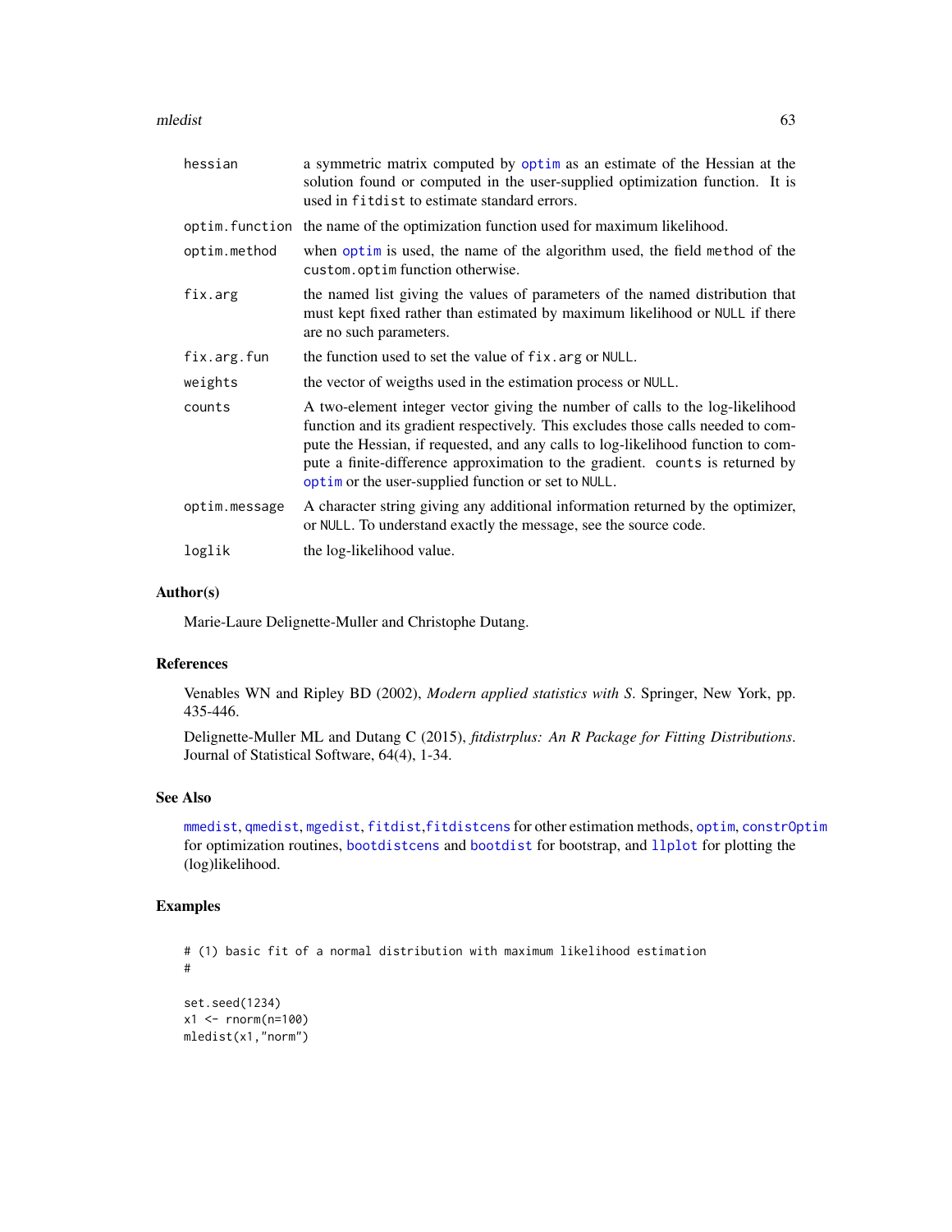| | |
|---|---|
| hessian | a symmetric matrix computed by optim as an estimate of the Hessian at the solution found or computed in the user-supplied optimization function. It is used in fitdist to estimate standard errors. |
| optim.function | the name of the optimization function used for maximum likelihood. |
| optim.method | when optim is used, the name of the algorithm used, the field method of the custom.optim function otherwise. |
| fix.arg | the named list giving the values of parameters of the named distribution that must kept fixed rather than estimated by maximum likelihood or NULL if there are no such parameters. |
| fix.arg.fun | the function used to set the value of fix.arg or NULL. |
| weights | the vector of weigths used in the estimation process or NULL. |
| counts | A two-element integer vector giving the number of calls to the log-likelihood function and its gradient respectively. This excludes those calls needed to compute the Hessian, if requested, and any calls to log-likelihood function to compute a finite-difference approximation to the gradient. counts is returned by optim or the user-supplied function or set to NULL. |
| optim.message | A character string giving any additional information returned by the optimizer, or NULL. To understand exactly the message, see the source code. |
| loglik | the log-likelihood value. |

### Author(s)

Marie-Laure Delignette-Muller and Christophe Dutang.

### References

Venables WN and Ripley BD (2002), *Modern applied statistics with S*. Springer, New York, pp. 435-446.

Delignette-Muller ML and Dutang C (2015), *fitdistrplus: An R Package for Fitting Distributions*. Journal of Statistical Software, 64(4), 1-34.

### See Also

mmedist, qmedist, mgedist, fitdist, fitdistcens for other estimation methods, optim, constrOptim for optimization routines, bootdistcens and bootdist for bootstrap, and llplot for plotting the (log)likelihood.

### Examples

```
# (1) basic fit of a normal distribution with maximum likelihood estimation
#

set.seed(1234)
x1 <- rnorm(n=100)
mledist(x1,"norm")
```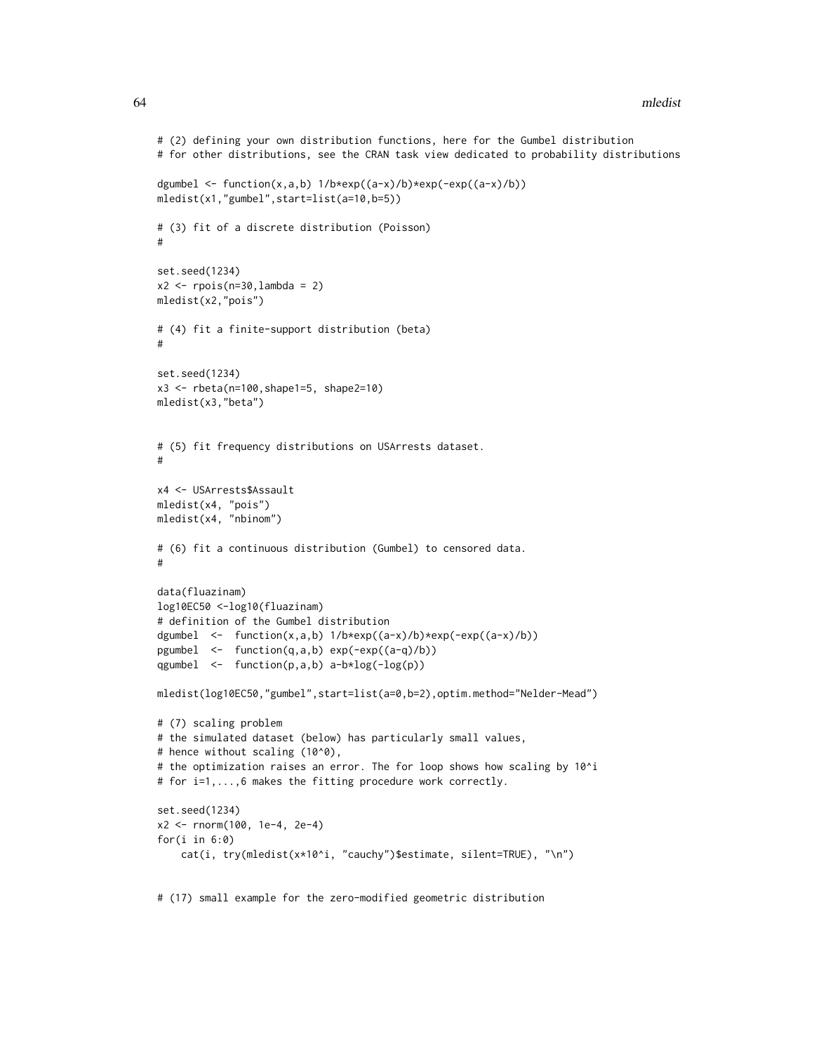```
# (2) defining your own distribution functions, here for the Gumbel distribution
# for other distributions, see the CRAN task view dedicated to probability distributions

dgumbel <- function(x,a,b) 1/b*exp((a-x)/b)*exp(-exp((a-x)/b))
mledist(x1,"gumbel",start=list(a=10,b=5))

# (3) fit of a discrete distribution (Poisson)
#

set.seed(1234)
x2 <- rpois(n=30,lambda = 2)
mledist(x2,"pois")

# (4) fit a finite-support distribution (beta)
#

set.seed(1234)
x3 <- rbeta(n=100,shape1=5, shape2=10)
mledist(x3,"beta")


# (5) fit frequency distributions on USArrests dataset.
#

x4 <- USArrests$Assault
mledist(x4, "pois")
mledist(x4, "nbinom")

# (6) fit a continuous distribution (Gumbel) to censored data.
#

data(fluazinam)
log10EC50 <-log10(fluazinam)
# definition of the Gumbel distribution
dgumbel  <-  function(x,a,b) 1/b*exp((a-x)/b)*exp(-exp((a-x)/b))
pgumbel  <-  function(q,a,b) exp(-exp((a-q)/b))
qgumbel  <-  function(p,a,b) a-b*log(-log(p))

mledist(log10EC50,"gumbel",start=list(a=0,b=2),optim.method="Nelder-Mead")

# (7) scaling problem
# the simulated dataset (below) has particularly small values,
# hence without scaling (10^0),
# the optimization raises an error. The for loop shows how scaling by 10^i
# for i=1,...,6 makes the fitting procedure work correctly.

set.seed(1234)
x2 <- rnorm(100, 1e-4, 2e-4)
for(i in 6:0)
    cat(i, try(mledist(x*10^i, "cauchy")$estimate, silent=TRUE), "\n")


# (17) small example for the zero-modified geometric distribution
```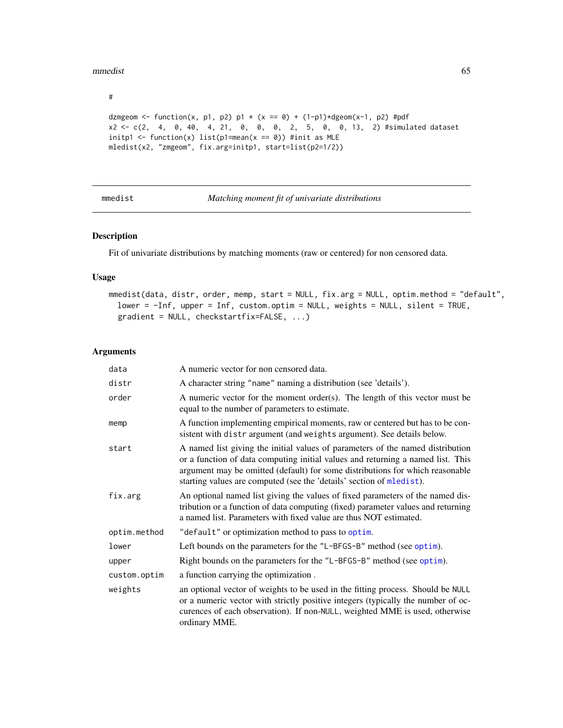```
#

dzmgeom <- function(x, p1, p2) p1 * (x == 0) + (1-p1)*dgeom(x-1, p2) #pdf
x2 <- c(2,  4,  0, 40,  4, 21,  0,  0,  0,  2,  5,  0,  0, 13,  2) #simulated dataset
initp1 <- function(x) list(p1=mean(x == 0)) #init as MLE
mledist(x2, "zmgeom", fix.arg=initp1, start=list(p2=1/2))
```

---

mmedist — *Matching moment fit of univariate distributions*

---

## Description

Fit of univariate distributions by matching moments (raw or centered) for non censored data.

## Usage

```
mmedist(data, distr, order, memp, start = NULL, fix.arg = NULL, optim.method = "default",
  lower = -Inf, upper = Inf, custom.optim = NULL, weights = NULL, silent = TRUE,
  gradient = NULL, checkstartfix=FALSE, ...)
```

## Arguments

| | |
|---|---|
| `data` | A numeric vector for non censored data. |
| `distr` | A character string "name" naming a distribution (see 'details'). |
| `order` | A numeric vector for the moment order(s). The length of this vector must be equal to the number of parameters to estimate. |
| `memp` | A function implementing empirical moments, raw or centered but has to be consistent with `distr` argument (and `weights` argument). See details below. |
| `start` | A named list giving the initial values of parameters of the named distribution or a function of data computing initial values and returning a named list. This argument may be omitted (default) for some distributions for which reasonable starting values are computed (see the 'details' section of `mledist`). |
| `fix.arg` | An optional named list giving the values of fixed parameters of the named distribution or a function of data computing (fixed) parameter values and returning a named list. Parameters with fixed value are thus NOT estimated. |
| `optim.method` | `"default"` or optimization method to pass to `optim`. |
| `lower` | Left bounds on the parameters for the `"L-BFGS-B"` method (see `optim`). |
| `upper` | Right bounds on the parameters for the `"L-BFGS-B"` method (see `optim`). |
| `custom.optim` | a function carrying the optimization . |
| `weights` | an optional vector of weights to be used in the fitting process. Should be `NULL` or a numeric vector with strictly positive integers (typically the number of occurences of each observation). If non-`NULL`, weighted MME is used, otherwise ordinary MME. |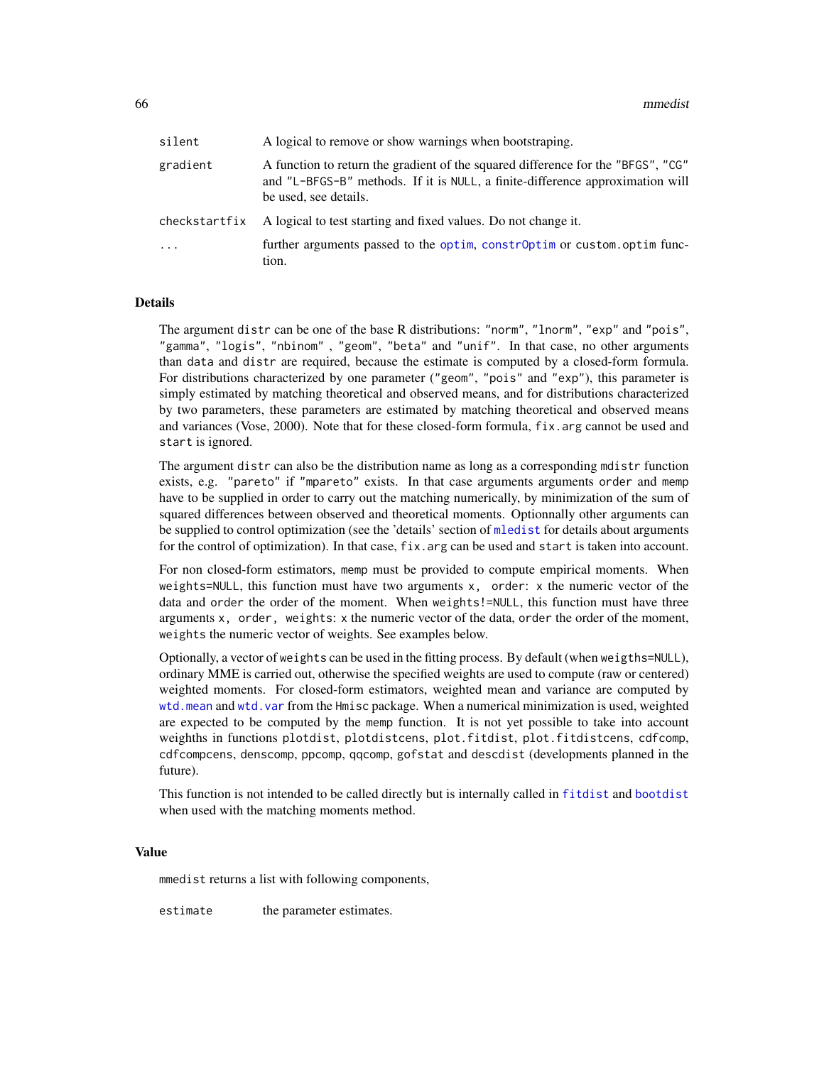| | |
|---|---|
| silent | A logical to remove or show warnings when bootstraping. |
| gradient | A function to return the gradient of the squared difference for the "BFGS", "CG" and "L-BFGS-B" methods. If it is NULL, a finite-difference approximation will be used, see details. |
| checkstartfix | A logical to test starting and fixed values. Do not change it. |
| ... | further arguments passed to the optim, constrOptim or custom.optim function. |

### Details

The argument distr can be one of the base R distributions: "norm", "lnorm", "exp" and "pois", "gamma", "logis", "nbinom" , "geom", "beta" and "unif". In that case, no other arguments than data and distr are required, because the estimate is computed by a closed-form formula. For distributions characterized by one parameter ("geom", "pois" and "exp"), this parameter is simply estimated by matching theoretical and observed means, and for distributions characterized by two parameters, these parameters are estimated by matching theoretical and observed means and variances (Vose, 2000). Note that for these closed-form formula, fix.arg cannot be used and start is ignored.

The argument distr can also be the distribution name as long as a corresponding mdistr function exists, e.g. "pareto" if "mpareto" exists. In that case arguments arguments order and memp have to be supplied in order to carry out the matching numerically, by minimization of the sum of squared differences between observed and theoretical moments. Optionnally other arguments can be supplied to control optimization (see the 'details' section of mledist for details about arguments for the control of optimization). In that case, fix.arg can be used and start is taken into account.

For non closed-form estimators, memp must be provided to compute empirical moments. When weights=NULL, this function must have two arguments x, order: x the numeric vector of the data and order the order of the moment. When weights!=NULL, this function must have three arguments x, order, weights: x the numeric vector of the data, order the order of the moment, weights the numeric vector of weights. See examples below.

Optionally, a vector of weights can be used in the fitting process. By default (when weigths=NULL), ordinary MME is carried out, otherwise the specified weights are used to compute (raw or centered) weighted moments. For closed-form estimators, weighted mean and variance are computed by wtd.mean and wtd.var from the Hmisc package. When a numerical minimization is used, weighted are expected to be computed by the memp function. It is not yet possible to take into account weighths in functions plotdist, plotdistcens, plot.fitdist, plot.fitdistcens, cdfcomp, cdfcompcens, denscomp, ppcomp, qqcomp, gofstat and descdist (developments planned in the future).

This function is not intended to be called directly but is internally called in fitdist and bootdist when used with the matching moments method.

### Value

mmedist returns a list with following components,

| | |
|---|---|
| estimate | the parameter estimates. |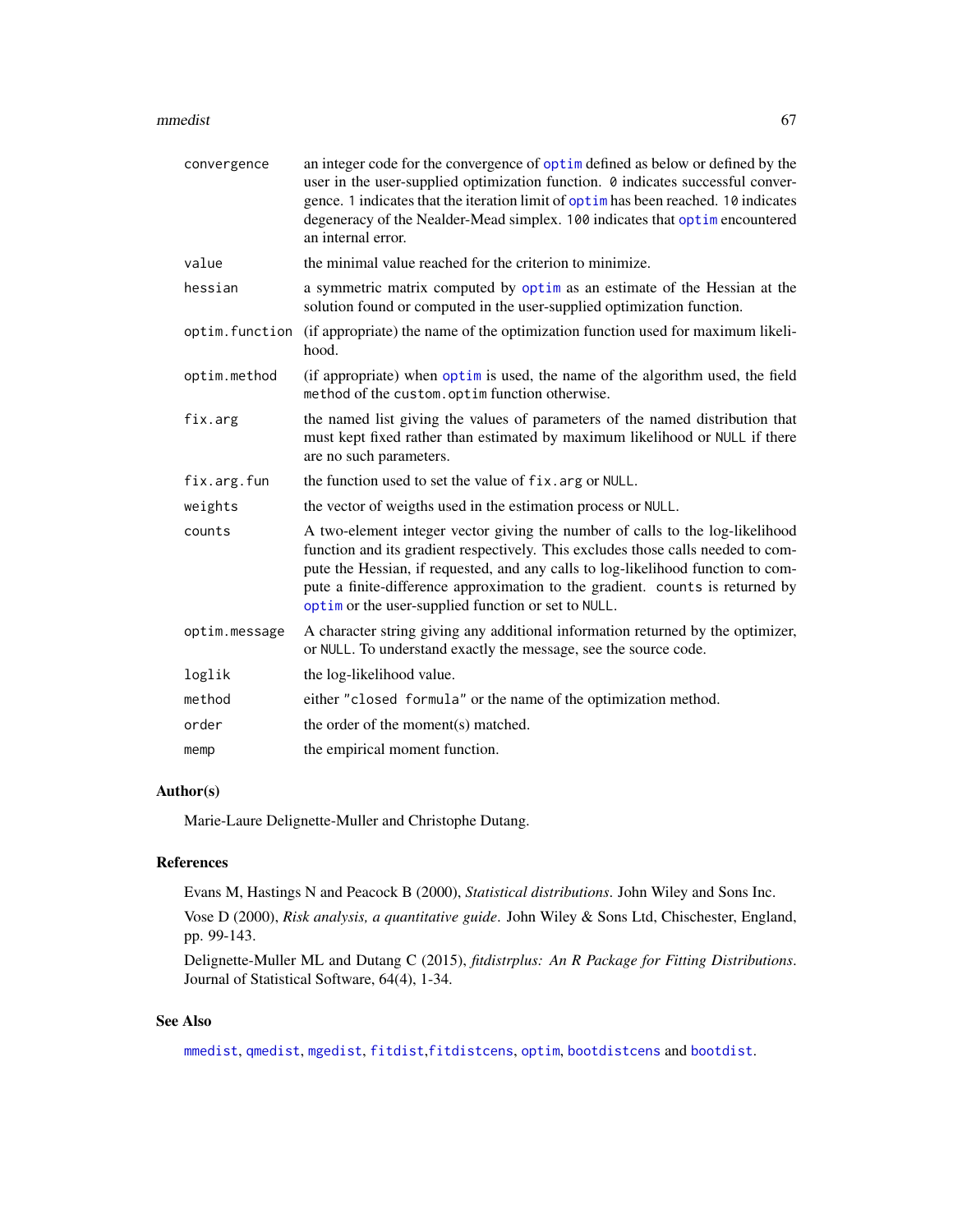| | |
|---|---|
| `convergence` | an integer code for the convergence of `optim` defined as below or defined by the user in the user-supplied optimization function. `0` indicates successful convergence. `1` indicates that the iteration limit of `optim` has been reached. `10` indicates degeneracy of the Nealder-Mead simplex. `100` indicates that `optim` encountered an internal error. |
| `value` | the minimal value reached for the criterion to minimize. |
| `hessian` | a symmetric matrix computed by `optim` as an estimate of the Hessian at the solution found or computed in the user-supplied optimization function. |
| `optim.function` | (if appropriate) the name of the optimization function used for maximum likelihood. |
| `optim.method` | (if appropriate) when `optim` is used, the name of the algorithm used, the field `method` of the `custom.optim` function otherwise. |
| `fix.arg` | the named list giving the values of parameters of the named distribution that must kept fixed rather than estimated by maximum likelihood or `NULL` if there are no such parameters. |
| `fix.arg.fun` | the function used to set the value of `fix.arg` or `NULL`. |
| `weights` | the vector of weigths used in the estimation process or `NULL`. |
| `counts` | A two-element integer vector giving the number of calls to the log-likelihood function and its gradient respectively. This excludes those calls needed to compute the Hessian, if requested, and any calls to log-likelihood function to compute a finite-difference approximation to the gradient. `counts` is returned by `optim` or the user-supplied function or set to `NULL`. |
| `optim.message` | A character string giving any additional information returned by the optimizer, or `NULL`. To understand exactly the message, see the source code. |
| `loglik` | the log-likelihood value. |
| `method` | either `"closed formula"` or the name of the optimization method. |
| `order` | the order of the moment(s) matched. |
| `memp` | the empirical moment function. |

## Author(s)

Marie-Laure Delignette-Muller and Christophe Dutang.

## References

Evans M, Hastings N and Peacock B (2000), *Statistical distributions*. John Wiley and Sons Inc.

Vose D (2000), *Risk analysis, a quantitative guide*. John Wiley & Sons Ltd, Chischester, England, pp. 99-143.

Delignette-Muller ML and Dutang C (2015), *fitdistrplus: An R Package for Fitting Distributions*. Journal of Statistical Software, 64(4), 1-34.

## See Also

`mmedist`, `qmedist`, `mgedist`, `fitdist`,`fitdistcens`, `optim`, `bootdistcens` and `bootdist`.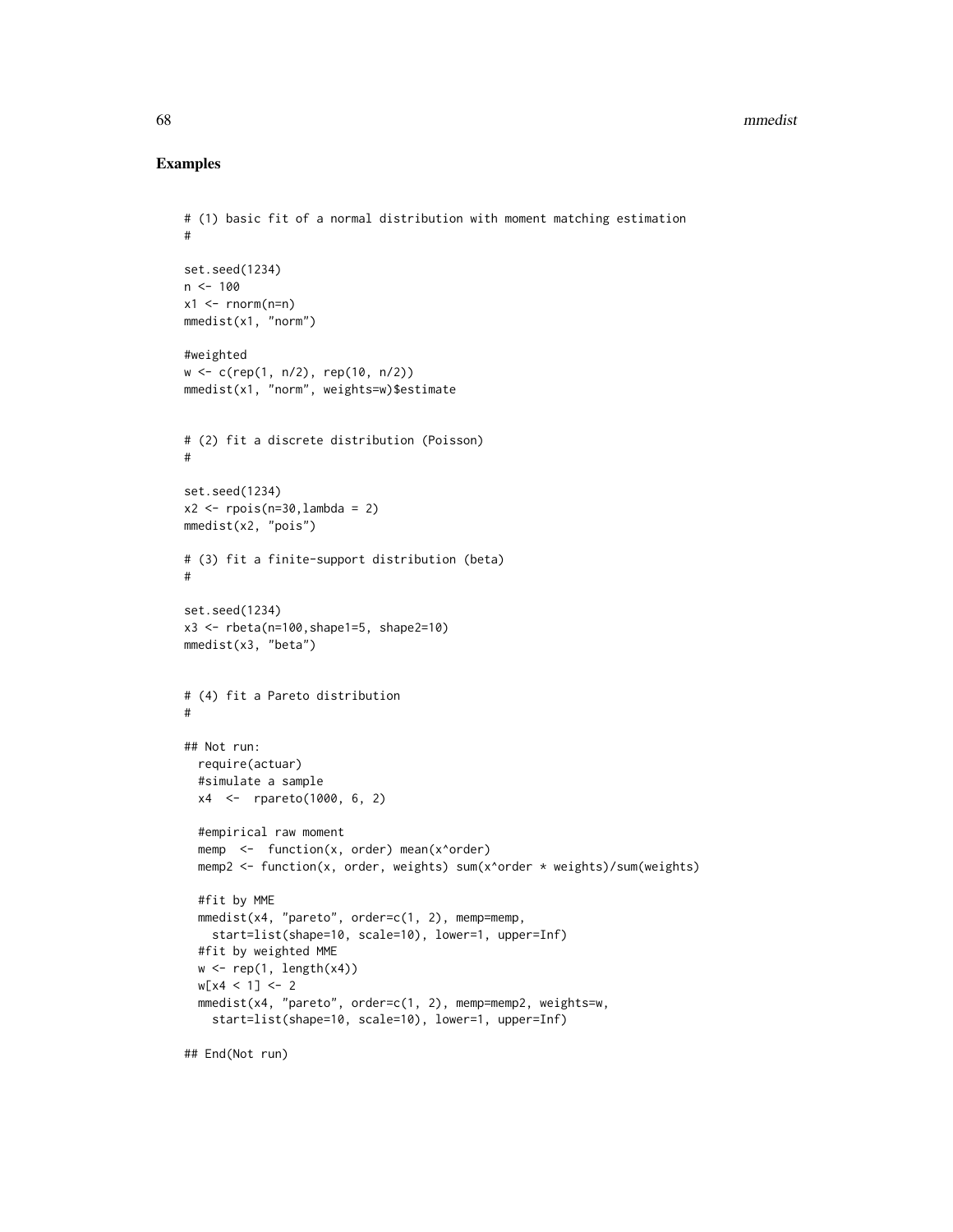## Examples

```
# (1) basic fit of a normal distribution with moment matching estimation
#

set.seed(1234)
n <- 100
x1 <- rnorm(n=n)
mmedist(x1, "norm")

#weighted
w <- c(rep(1, n/2), rep(10, n/2))
mmedist(x1, "norm", weights=w)$estimate


# (2) fit a discrete distribution (Poisson)
#

set.seed(1234)
x2 <- rpois(n=30,lambda = 2)
mmedist(x2, "pois")

# (3) fit a finite-support distribution (beta)
#

set.seed(1234)
x3 <- rbeta(n=100,shape1=5, shape2=10)
mmedist(x3, "beta")


# (4) fit a Pareto distribution
#

## Not run:
  require(actuar)
  #simulate a sample
  x4  <-  rpareto(1000, 6, 2)

  #empirical raw moment
  memp  <-  function(x, order) mean(x^order)
  memp2 <- function(x, order, weights) sum(x^order * weights)/sum(weights)

  #fit by MME
  mmedist(x4, "pareto", order=c(1, 2), memp=memp,
    start=list(shape=10, scale=10), lower=1, upper=Inf)
  #fit by weighted MME
  w <- rep(1, length(x4))
  w[x4 < 1] <- 2
  mmedist(x4, "pareto", order=c(1, 2), memp=memp2, weights=w,
    start=list(shape=10, scale=10), lower=1, upper=Inf)

## End(Not run)
```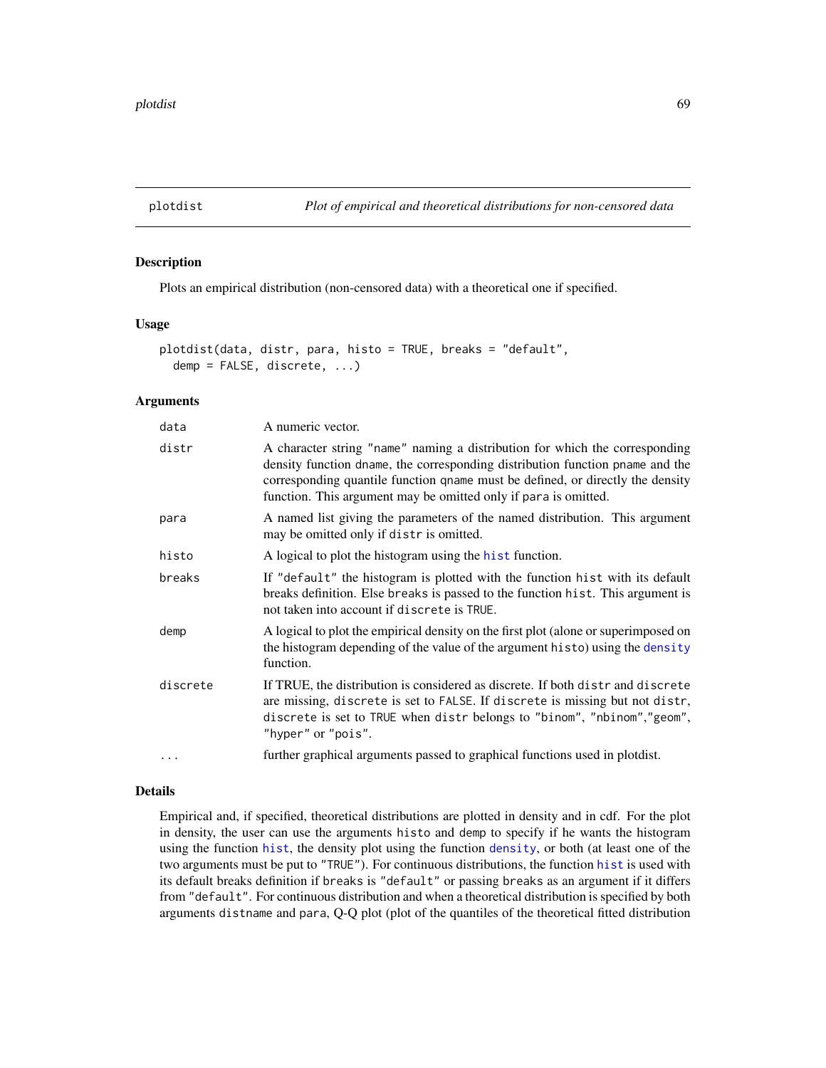# plotdist — *Plot of empirical and theoretical distributions for non-censored data*

## Description

Plots an empirical distribution (non-censored data) with a theoretical one if specified.

## Usage

```
plotdist(data, distr, para, histo = TRUE, breaks = "default",
  demp = FALSE, discrete, ...)
```

## Arguments

| | |
|---|---|
| `data` | A numeric vector. |
| `distr` | A character string `"name"` naming a distribution for which the corresponding density function `dname`, the corresponding distribution function `pname` and the corresponding quantile function `qname` must be defined, or directly the density function. This argument may be omitted only if `para` is omitted. |
| `para` | A named list giving the parameters of the named distribution. This argument may be omitted only if `distr` is omitted. |
| `histo` | A logical to plot the histogram using the `hist` function. |
| `breaks` | If `"default"` the histogram is plotted with the function `hist` with its default breaks definition. Else `breaks` is passed to the function `hist`. This argument is not taken into account if `discrete` is `TRUE`. |
| `demp` | A logical to plot the empirical density on the first plot (alone or superimposed on the histogram depending of the value of the argument `histo`) using the `density` function. |
| `discrete` | If TRUE, the distribution is considered as discrete. If both `distr` and `discrete` are missing, `discrete` is set to `FALSE`. If `discrete` is missing but not `distr`, `discrete` is set to `TRUE` when `distr` belongs to `"binom"`, `"nbinom"`,`"geom"`, `"hyper"` or `"pois"`. |
| `...` | further graphical arguments passed to graphical functions used in plotdist. |

## Details

Empirical and, if specified, theoretical distributions are plotted in density and in cdf. For the plot in density, the user can use the arguments `histo` and `demp` to specify if he wants the histogram using the function `hist`, the density plot using the function `density`, or both (at least one of the two arguments must be put to `"TRUE"`). For continuous distributions, the function `hist` is used with its default breaks definition if `breaks` is `"default"` or passing `breaks` as an argument if it differs from `"default"`. For continuous distribution and when a theoretical distribution is specified by both arguments `distname` and `para`, Q-Q plot (plot of the quantiles of the theoretical fitted distribution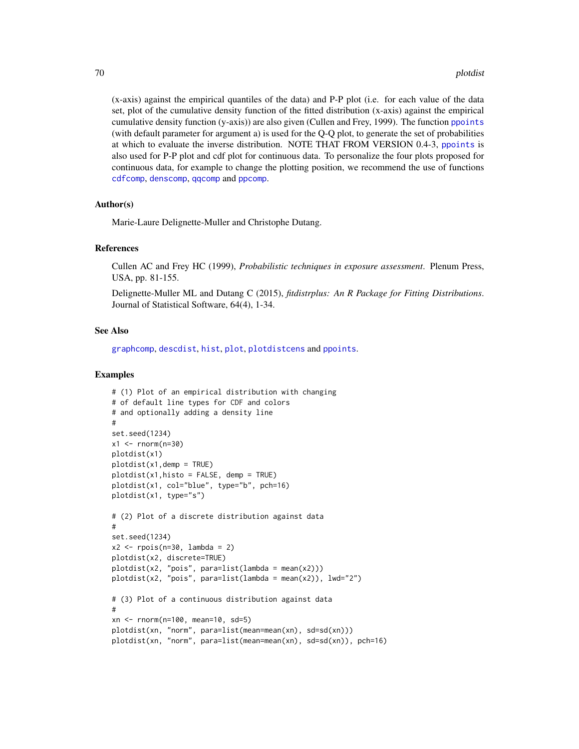(x-axis) against the empirical quantiles of the data) and P-P plot (i.e. for each value of the data set, plot of the cumulative density function of the fitted distribution (x-axis) against the empirical cumulative density function (y-axis)) are also given (Cullen and Frey, 1999). The function ppoints (with default parameter for argument a) is used for the Q-Q plot, to generate the set of probabilities at which to evaluate the inverse distribution. NOTE THAT FROM VERSION 0.4-3, ppoints is also used for P-P plot and cdf plot for continuous data. To personalize the four plots proposed for continuous data, for example to change the plotting position, we recommend the use of functions cdfcomp, denscomp, qqcomp and ppcomp.

### Author(s)

Marie-Laure Delignette-Muller and Christophe Dutang.

### References

Cullen AC and Frey HC (1999), *Probabilistic techniques in exposure assessment*. Plenum Press, USA, pp. 81-155.

Delignette-Muller ML and Dutang C (2015), *fitdistrplus: An R Package for Fitting Distributions*. Journal of Statistical Software, 64(4), 1-34.

### See Also

graphcomp, descdist, hist, plot, plotdistcens and ppoints.

### Examples

```
# (1) Plot of an empirical distribution with changing
# of default line types for CDF and colors
# and optionally adding a density line
#
set.seed(1234)
x1 <- rnorm(n=30)
plotdist(x1)
plotdist(x1,demp = TRUE)
plotdist(x1,histo = FALSE, demp = TRUE)
plotdist(x1, col="blue", type="b", pch=16)
plotdist(x1, type="s")

# (2) Plot of a discrete distribution against data
#
set.seed(1234)
x2 <- rpois(n=30, lambda = 2)
plotdist(x2, discrete=TRUE)
plotdist(x2, "pois", para=list(lambda = mean(x2)))
plotdist(x2, "pois", para=list(lambda = mean(x2)), lwd="2")

# (3) Plot of a continuous distribution against data
#
xn <- rnorm(n=100, mean=10, sd=5)
plotdist(xn, "norm", para=list(mean=mean(xn), sd=sd(xn)))
plotdist(xn, "norm", para=list(mean=mean(xn), sd=sd(xn)), pch=16)
```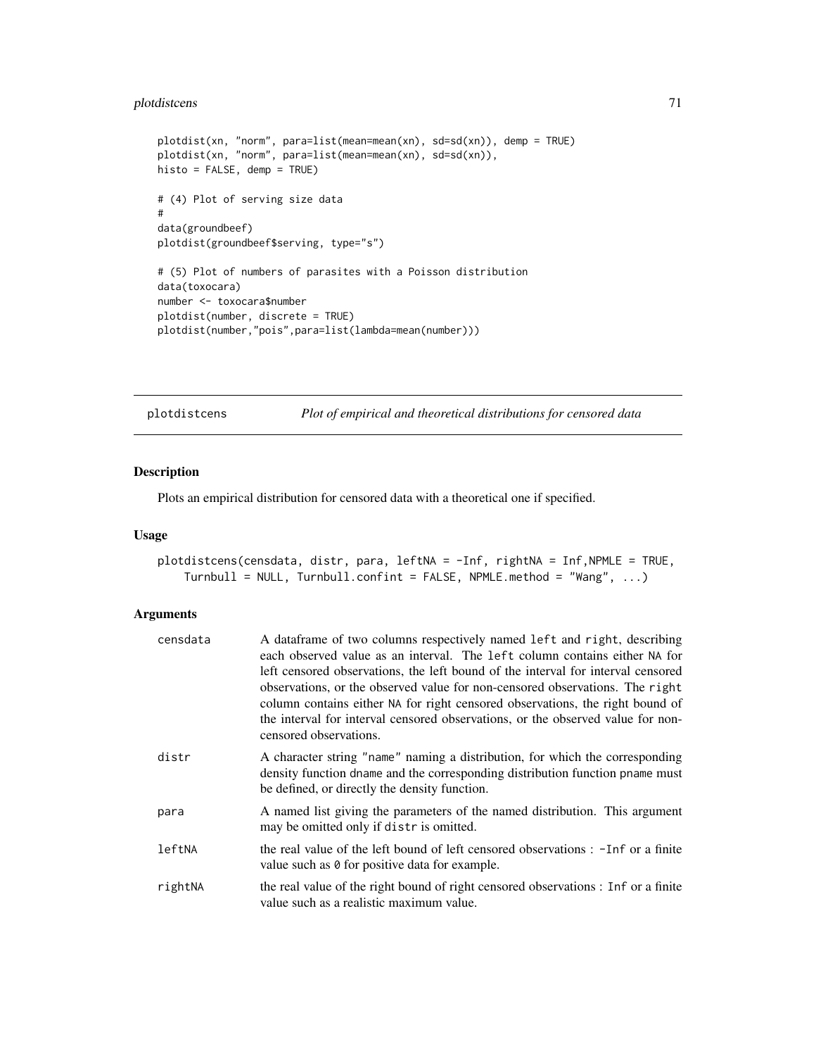```
plotdist(xn, "norm", para=list(mean=mean(xn), sd=sd(xn)), demp = TRUE)
plotdist(xn, "norm", para=list(mean=mean(xn), sd=sd(xn)),
histo = FALSE, demp = TRUE)

# (4) Plot of serving size data
#
data(groundbeef)
plotdist(groundbeef$serving, type="s")

# (5) Plot of numbers of parasites with a Poisson distribution
data(toxocara)
number <- toxocara$number
plotdist(number, discrete = TRUE)
plotdist(number,"pois",para=list(lambda=mean(number)))
```

---

## plotdistcens — *Plot of empirical and theoretical distributions for censored data*

---

### Description

Plots an empirical distribution for censored data with a theoretical one if specified.

### Usage

```
plotdistcens(censdata, distr, para, leftNA = -Inf, rightNA = Inf,NPMLE = TRUE,
    Turnbull = NULL, Turnbull.confint = FALSE, NPMLE.method = "Wang", ...)
```

### Arguments

| | |
|---|---|
| censdata | A dataframe of two columns respectively named left and right, describing each observed value as an interval. The left column contains either NA for left censored observations, the left bound of the interval for interval censored observations, or the observed value for non-censored observations. The right column contains either NA for right censored observations, the right bound of the interval for interval censored observations, or the observed value for non-censored observations. |
| distr | A character string "name" naming a distribution, for which the corresponding density function dname and the corresponding distribution function pname must be defined, or directly the density function. |
| para | A named list giving the parameters of the named distribution. This argument may be omitted only if distr is omitted. |
| leftNA | the real value of the left bound of left censored observations : -Inf or a finite value such as 0 for positive data for example. |
| rightNA | the real value of the right bound of right censored observations : Inf or a finite value such as a realistic maximum value. |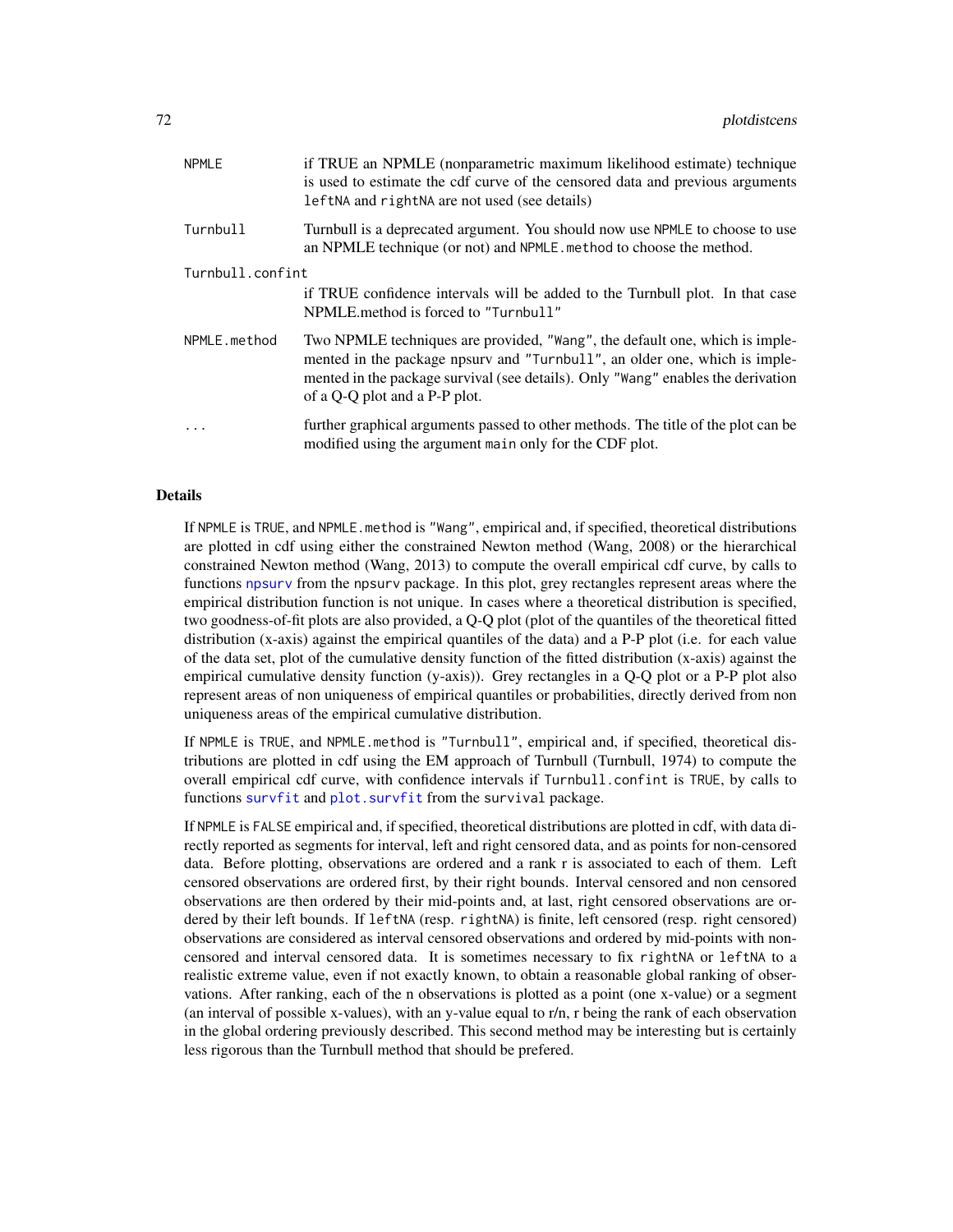`NPMLE`
: if TRUE an NPMLE (nonparametric maximum likelihood estimate) technique is used to estimate the cdf curve of the censored data and previous arguments `leftNA` and `rightNA` are not used (see details)

`Turnbull`
: Turnbull is a deprecated argument. You should now use `NPMLE` to choose to use an NPMLE technique (or not) and `NPMLE.method` to choose the method.

`Turnbull.confint`
: if TRUE confidence intervals will be added to the Turnbull plot. In that case NPMLE.method is forced to `"Turnbull"`

`NPMLE.method`
: Two NPMLE techniques are provided, `"Wang"`, the default one, which is implemented in the package npsurv and `"Turnbull"`, an older one, which is implemented in the package survival (see details). Only `"Wang"` enables the derivation of a Q-Q plot and a P-P plot.

`...`
: further graphical arguments passed to other methods. The title of the plot can be modified using the argument `main` only for the CDF plot.

## Details

If `NPMLE` is `TRUE`, and `NPMLE.method` is `"Wang"`, empirical and, if specified, theoretical distributions are plotted in cdf using either the constrained Newton method (Wang, 2008) or the hierarchical constrained Newton method (Wang, 2013) to compute the overall empirical cdf curve, by calls to functions `npsurv` from the `npsurv` package. In this plot, grey rectangles represent areas where the empirical distribution function is not unique. In cases where a theoretical distribution is specified, two goodness-of-fit plots are also provided, a Q-Q plot (plot of the quantiles of the theoretical fitted distribution (x-axis) against the empirical quantiles of the data) and a P-P plot (i.e. for each value of the data set, plot of the cumulative density function of the fitted distribution (x-axis) against the empirical cumulative density function (y-axis)). Grey rectangles in a Q-Q plot or a P-P plot also represent areas of non uniqueness of empirical quantiles or probabilities, directly derived from non uniqueness areas of the empirical cumulative distribution.

If `NPMLE` is `TRUE`, and `NPMLE.method` is `"Turnbull"`, empirical and, if specified, theoretical distributions are plotted in cdf using the EM approach of Turnbull (Turnbull, 1974) to compute the overall empirical cdf curve, with confidence intervals if `Turnbull.confint` is `TRUE`, by calls to functions `survfit` and `plot.survfit` from the `survival` package.

If `NPMLE` is `FALSE` empirical and, if specified, theoretical distributions are plotted in cdf, with data directly reported as segments for interval, left and right censored data, and as points for non-censored data. Before plotting, observations are ordered and a rank r is associated to each of them. Left censored observations are ordered first, by their right bounds. Interval censored and non censored observations are then ordered by their mid-points and, at last, right censored observations are ordered by their left bounds. If `leftNA` (resp. `rightNA`) is finite, left censored (resp. right censored) observations are considered as interval censored observations and ordered by mid-points with non-censored and interval censored data. It is sometimes necessary to fix `rightNA` or `leftNA` to a realistic extreme value, even if not exactly known, to obtain a reasonable global ranking of observations. After ranking, each of the n observations is plotted as a point (one x-value) or a segment (an interval of possible x-values), with an y-value equal to r/n, r being the rank of each observation in the global ordering previously described. This second method may be interesting but is certainly less rigorous than the Turnbull method that should be prefered.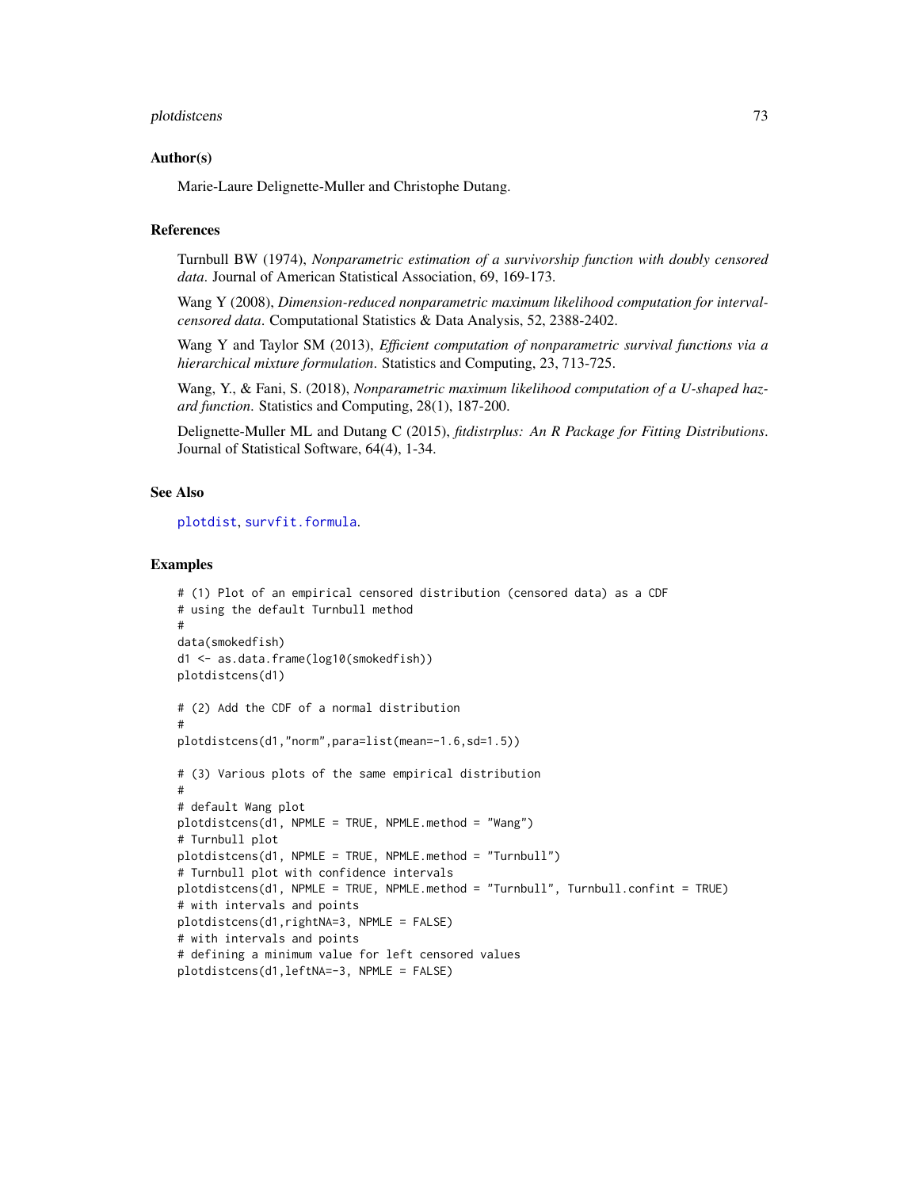## Author(s)

Marie-Laure Delignette-Muller and Christophe Dutang.

## References

Turnbull BW (1974), *Nonparametric estimation of a survivorship function with doubly censored data*. Journal of American Statistical Association, 69, 169-173.

Wang Y (2008), *Dimension-reduced nonparametric maximum likelihood computation for interval-censored data*. Computational Statistics & Data Analysis, 52, 2388-2402.

Wang Y and Taylor SM (2013), *Efficient computation of nonparametric survival functions via a hierarchical mixture formulation*. Statistics and Computing, 23, 713-725.

Wang, Y., & Fani, S. (2018), *Nonparametric maximum likelihood computation of a U-shaped hazard function*. Statistics and Computing, 28(1), 187-200.

Delignette-Muller ML and Dutang C (2015), *fitdistrplus: An R Package for Fitting Distributions*. Journal of Statistical Software, 64(4), 1-34.

## See Also

plotdist, survfit.formula.

## Examples

```
# (1) Plot of an empirical censored distribution (censored data) as a CDF
# using the default Turnbull method
#
data(smokedfish)
d1 <- as.data.frame(log10(smokedfish))
plotdistcens(d1)

# (2) Add the CDF of a normal distribution
#
plotdistcens(d1,"norm",para=list(mean=-1.6,sd=1.5))

# (3) Various plots of the same empirical distribution
#
# default Wang plot
plotdistcens(d1, NPMLE = TRUE, NPMLE.method = "Wang")
# Turnbull plot
plotdistcens(d1, NPMLE = TRUE, NPMLE.method = "Turnbull")
# Turnbull plot with confidence intervals
plotdistcens(d1, NPMLE = TRUE, NPMLE.method = "Turnbull", Turnbull.confint = TRUE)
# with intervals and points
plotdistcens(d1,rightNA=3, NPMLE = FALSE)
# with intervals and points
# defining a minimum value for left censored values
plotdistcens(d1,leftNA=-3, NPMLE = FALSE)
```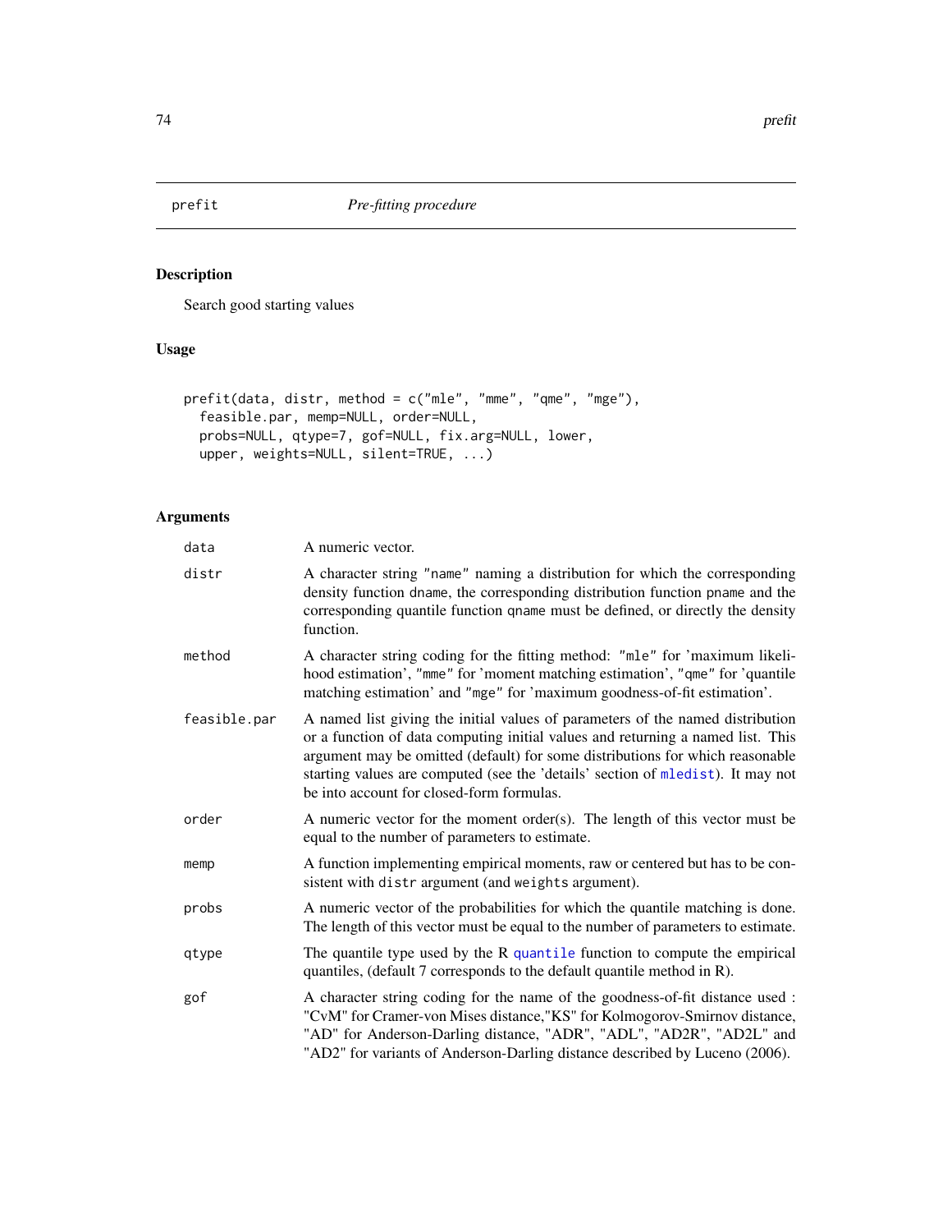# prefit — *Pre-fitting procedure*

## Description

Search good starting values

## Usage

```
prefit(data, distr, method = c("mle", "mme", "qme", "mge"),
  feasible.par, memp=NULL, order=NULL,
  probs=NULL, qtype=7, gof=NULL, fix.arg=NULL, lower,
  upper, weights=NULL, silent=TRUE, ...)
```

## Arguments

| | |
|---|---|
| `data` | A numeric vector. |
| `distr` | A character string "name" naming a distribution for which the corresponding density function dname, the corresponding distribution function pname and the corresponding quantile function qname must be defined, or directly the density function. |
| `method` | A character string coding for the fitting method: "mle" for 'maximum likelihood estimation', "mme" for 'moment matching estimation', "qme" for 'quantile matching estimation' and "mge" for 'maximum goodness-of-fit estimation'. |
| `feasible.par` | A named list giving the initial values of parameters of the named distribution or a function of data computing initial values and returning a named list. This argument may be omitted (default) for some distributions for which reasonable starting values are computed (see the 'details' section of `mledist`). It may not be into account for closed-form formulas. |
| `order` | A numeric vector for the moment order(s). The length of this vector must be equal to the number of parameters to estimate. |
| `memp` | A function implementing empirical moments, raw or centered but has to be consistent with distr argument (and weights argument). |
| `probs` | A numeric vector of the probabilities for which the quantile matching is done. The length of this vector must be equal to the number of parameters to estimate. |
| `qtype` | The quantile type used by the R `quantile` function to compute the empirical quantiles, (default 7 corresponds to the default quantile method in R). |
| `gof` | A character string coding for the name of the goodness-of-fit distance used : "CvM" for Cramer-von Mises distance,"KS" for Kolmogorov-Smirnov distance, "AD" for Anderson-Darling distance, "ADR", "ADL", "AD2R", "AD2L" and "AD2" for variants of Anderson-Darling distance described by Luceno (2006). |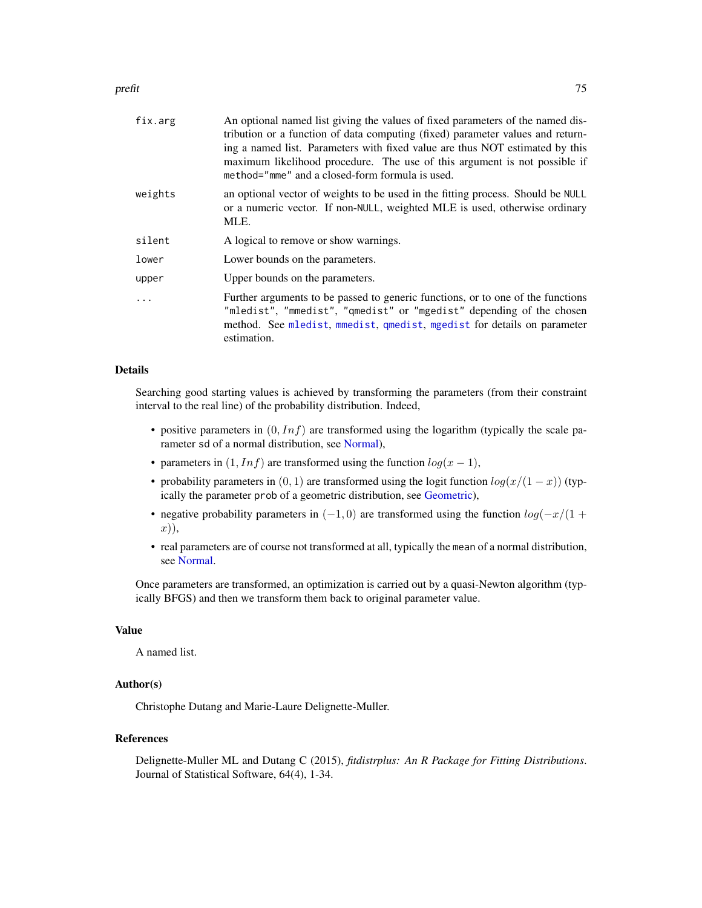| | |
|---|---|
| `fix.arg` | An optional named list giving the values of fixed parameters of the named distribution or a function of data computing (fixed) parameter values and returning a named list. Parameters with fixed value are thus NOT estimated by this maximum likelihood procedure. The use of this argument is not possible if `method="mme"` and a closed-form formula is used. |
| `weights` | an optional vector of weights to be used in the fitting process. Should be `NULL` or a numeric vector. If non-`NULL`, weighted MLE is used, otherwise ordinary MLE. |
| `silent` | A logical to remove or show warnings. |
| `lower` | Lower bounds on the parameters. |
| `upper` | Upper bounds on the parameters. |
| `...` | Further arguments to be passed to generic functions, or to one of the functions `"mledist"`, `"mmedist"`, `"qmedist"` or `"mgedist"` depending of the chosen method. See `mledist`, `mmedist`, `qmedist`, `mgedist` for details on parameter estimation. |

### Details

Searching good starting values is achieved by transforming the parameters (from their constraint interval to the real line) of the probability distribution. Indeed,

- positive parameters in $(0, Inf)$ are transformed using the logarithm (typically the scale parameter `sd` of a normal distribution, see Normal),
- parameters in $(1, Inf)$ are transformed using the function $log(x - 1)$,
- probability parameters in $(0, 1)$ are transformed using the logit function $log(x/(1 - x))$ (typically the parameter `prob` of a geometric distribution, see Geometric),
- negative probability parameters in $(-1, 0)$ are transformed using the function $log(-x/(1 + x))$,
- real parameters are of course not transformed at all, typically the `mean` of a normal distribution, see Normal.

Once parameters are transformed, an optimization is carried out by a quasi-Newton algorithm (typically BFGS) and then we transform them back to original parameter value.

### Value

A named list.

### Author(s)

Christophe Dutang and Marie-Laure Delignette-Muller.

### References

Delignette-Muller ML and Dutang C (2015), *fitdistrplus: An R Package for Fitting Distributions*. Journal of Statistical Software, 64(4), 1-34.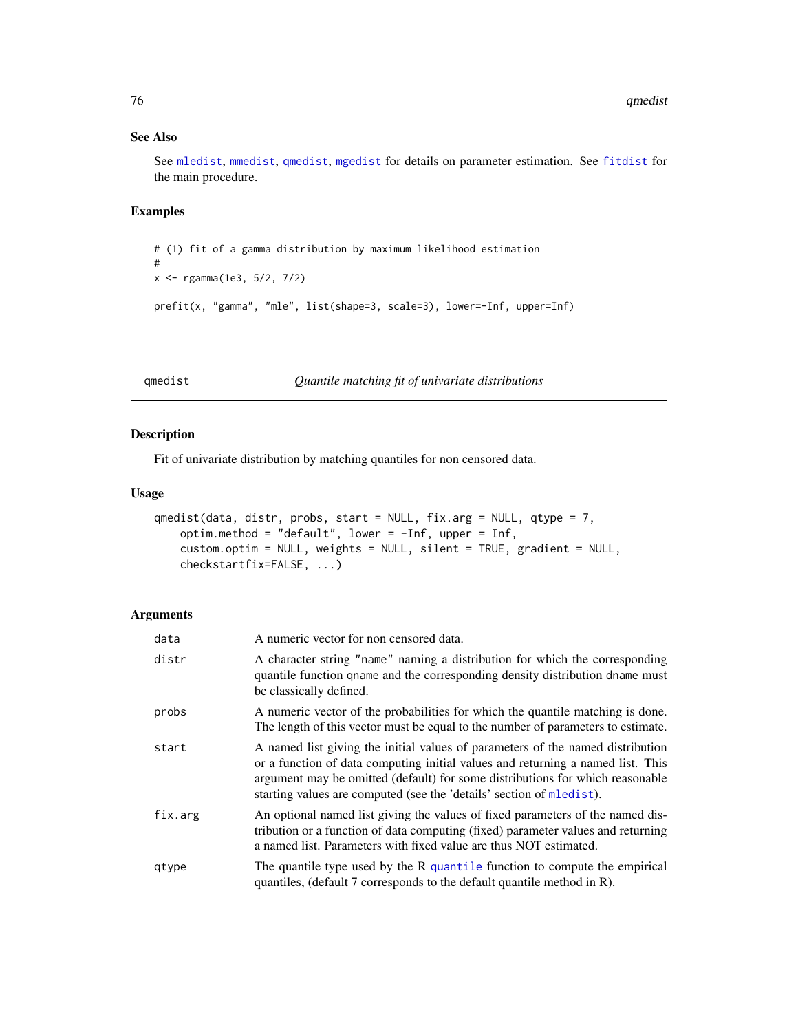## See Also

See mledist, mmedist, qmedist, mgedist for details on parameter estimation. See fitdist for the main procedure.

## Examples

```
# (1) fit of a gamma distribution by maximum likelihood estimation
#
x <- rgamma(1e3, 5/2, 7/2)

prefit(x, "gamma", "mle", list(shape=3, scale=3), lower=-Inf, upper=Inf)
```

---

# qmedist — *Quantile matching fit of univariate distributions*

---

## Description

Fit of univariate distribution by matching quantiles for non censored data.

## Usage

```
qmedist(data, distr, probs, start = NULL, fix.arg = NULL, qtype = 7,
    optim.method = "default", lower = -Inf, upper = Inf,
    custom.optim = NULL, weights = NULL, silent = TRUE, gradient = NULL,
    checkstartfix=FALSE, ...)
```

## Arguments

| | |
|---|---|
| `data` | A numeric vector for non censored data. |
| `distr` | A character string "name" naming a distribution for which the corresponding quantile function qname and the corresponding density distribution dname must be classically defined. |
| `probs` | A numeric vector of the probabilities for which the quantile matching is done. The length of this vector must be equal to the number of parameters to estimate. |
| `start` | A named list giving the initial values of parameters of the named distribution or a function of data computing initial values and returning a named list. This argument may be omitted (default) for some distributions for which reasonable starting values are computed (see the 'details' section of mledist). |
| `fix.arg` | An optional named list giving the values of fixed parameters of the named distribution or a function of data computing (fixed) parameter values and returning a named list. Parameters with fixed value are thus NOT estimated. |
| `qtype` | The quantile type used by the R quantile function to compute the empirical quantiles, (default 7 corresponds to the default quantile method in R). |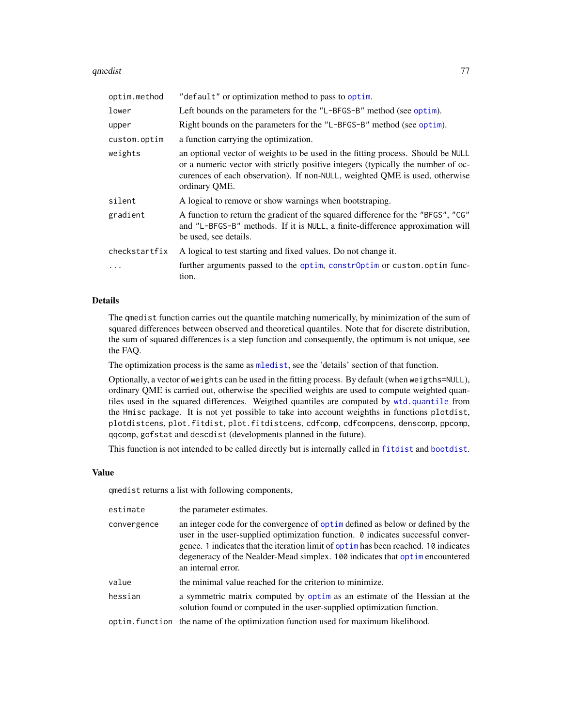| | |
|---|---|
| optim.method | "default" or optimization method to pass to optim. |
| lower | Left bounds on the parameters for the "L-BFGS-B" method (see optim). |
| upper | Right bounds on the parameters for the "L-BFGS-B" method (see optim). |
| custom.optim | a function carrying the optimization. |
| weights | an optional vector of weights to be used in the fitting process. Should be NULL or a numeric vector with strictly positive integers (typically the number of occurences of each observation). If non-NULL, weighted QME is used, otherwise ordinary QME. |
| silent | A logical to remove or show warnings when bootstraping. |
| gradient | A function to return the gradient of the squared difference for the "BFGS", "CG" and "L-BFGS-B" methods. If it is NULL, a finite-difference approximation will be used, see details. |
| checkstartfix | A logical to test starting and fixed values. Do not change it. |
| ... | further arguments passed to the optim, constrOptim or custom.optim function. |

## Details

The qmedist function carries out the quantile matching numerically, by minimization of the sum of squared differences between observed and theoretical quantiles. Note that for discrete distribution, the sum of squared differences is a step function and consequently, the optimum is not unique, see the FAQ.

The optimization process is the same as mledist, see the 'details' section of that function.

Optionally, a vector of weights can be used in the fitting process. By default (when weigths=NULL), ordinary QME is carried out, otherwise the specified weights are used to compute weighted quantiles used in the squared differences. Weigthed quantiles are computed by wtd.quantile from the Hmisc package. It is not yet possible to take into account weighths in functions plotdist, plotdistcens, plot.fitdist, plot.fitdistcens, cdfcomp, cdfcompcens, denscomp, ppcomp, qqcomp, gofstat and descdist (developments planned in the future).

This function is not intended to be called directly but is internally called in fitdist and bootdist.

## Value

qmedist returns a list with following components,

| | |
|---|---|
| estimate | the parameter estimates. |
| convergence | an integer code for the convergence of optim defined as below or defined by the user in the user-supplied optimization function. 0 indicates successful convergence. 1 indicates that the iteration limit of optim has been reached. 10 indicates degeneracy of the Nealder-Mead simplex. 100 indicates that optim encountered an internal error. |
| value | the minimal value reached for the criterion to minimize. |
| hessian | a symmetric matrix computed by optim as an estimate of the Hessian at the solution found or computed in the user-supplied optimization function. |
| optim.function | the name of the optimization function used for maximum likelihood. |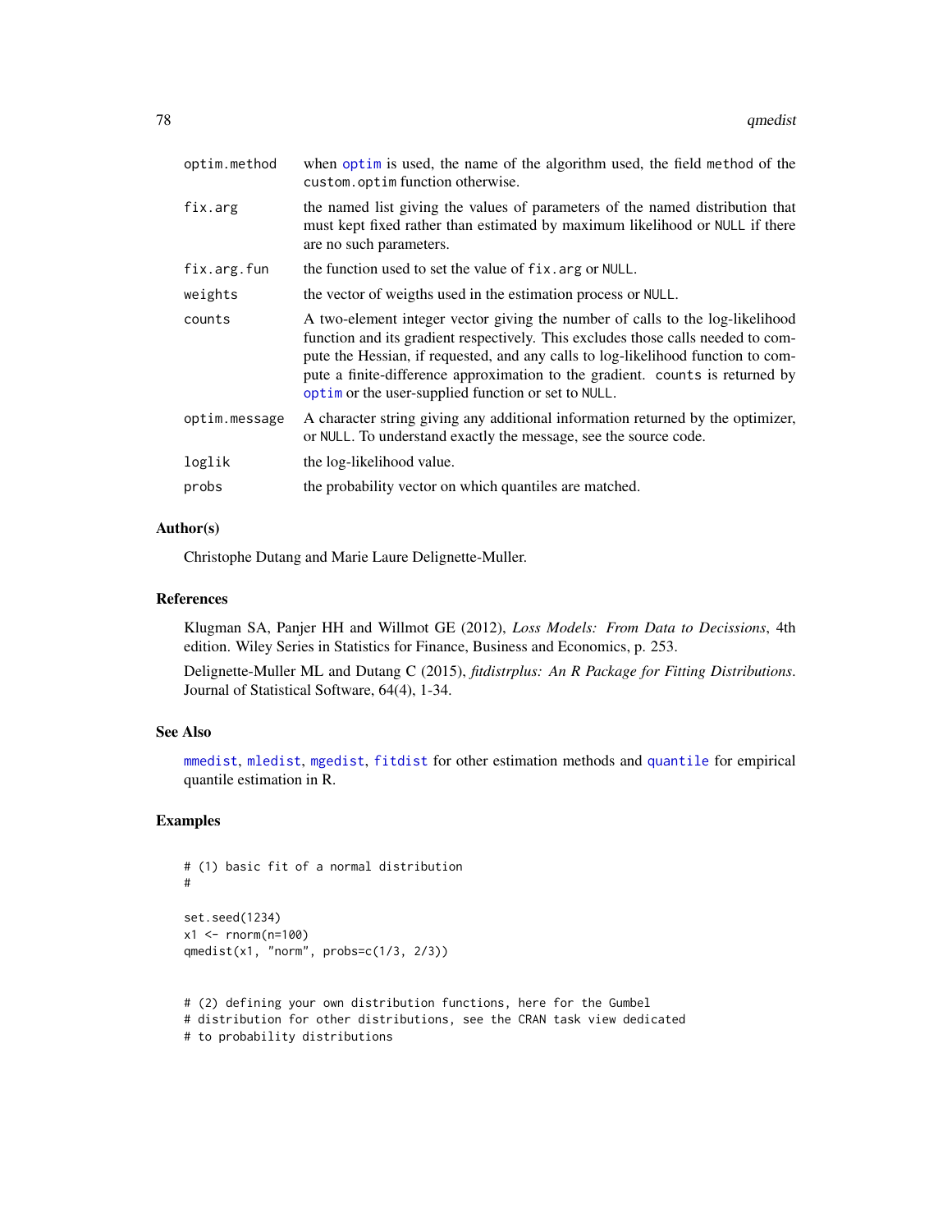| | |
|---|---|
| optim.method | when optim is used, the name of the algorithm used, the field method of the custom.optim function otherwise. |
| fix.arg | the named list giving the values of parameters of the named distribution that must kept fixed rather than estimated by maximum likelihood or NULL if there are no such parameters. |
| fix.arg.fun | the function used to set the value of fix.arg or NULL. |
| weights | the vector of weigths used in the estimation process or NULL. |
| counts | A two-element integer vector giving the number of calls to the log-likelihood function and its gradient respectively. This excludes those calls needed to compute the Hessian, if requested, and any calls to log-likelihood function to compute a finite-difference approximation to the gradient. counts is returned by optim or the user-supplied function or set to NULL. |
| optim.message | A character string giving any additional information returned by the optimizer, or NULL. To understand exactly the message, see the source code. |
| loglik | the log-likelihood value. |
| probs | the probability vector on which quantiles are matched. |

### Author(s)

Christophe Dutang and Marie Laure Delignette-Muller.

### References

Klugman SA, Panjer HH and Willmot GE (2012), *Loss Models: From Data to Decissions*, 4th edition. Wiley Series in Statistics for Finance, Business and Economics, p. 253.

Delignette-Muller ML and Dutang C (2015), *fitdistrplus: An R Package for Fitting Distributions*. Journal of Statistical Software, 64(4), 1-34.

### See Also

mmedist, mledist, mgedist, fitdist for other estimation methods and quantile for empirical quantile estimation in R.

### Examples

```
# (1) basic fit of a normal distribution
#

set.seed(1234)
x1 <- rnorm(n=100)
qmedist(x1, "norm", probs=c(1/3, 2/3))


# (2) defining your own distribution functions, here for the Gumbel
# distribution for other distributions, see the CRAN task view dedicated
# to probability distributions
```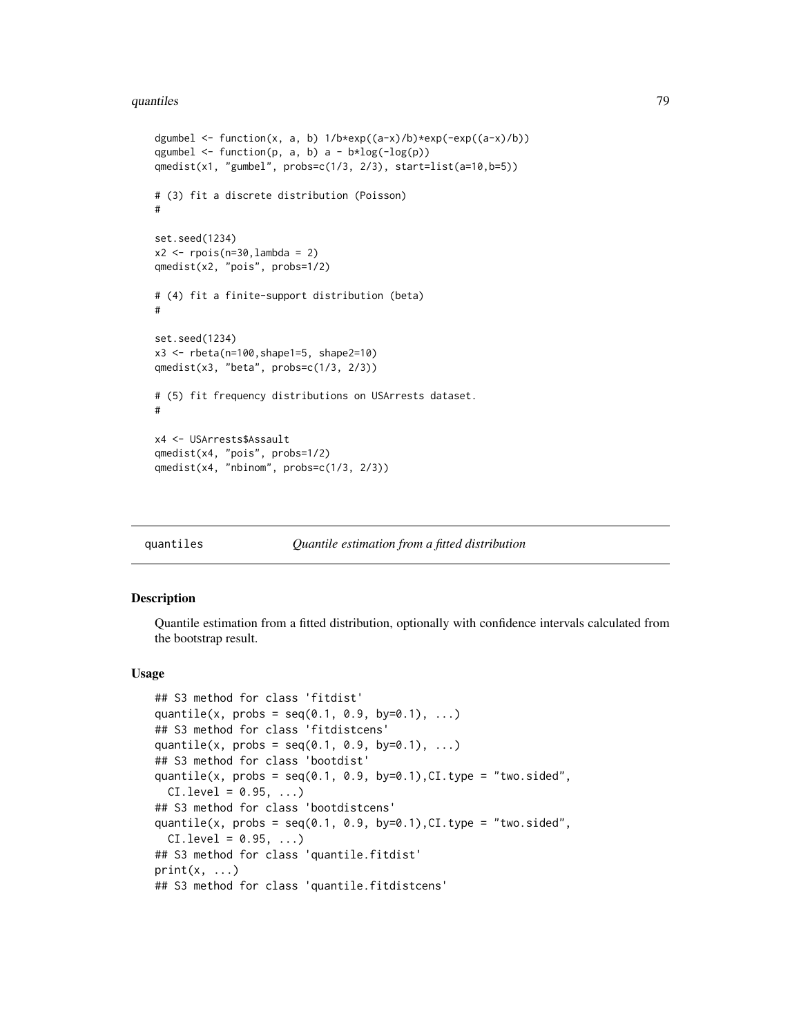```
dgumbel <- function(x, a, b) 1/b*exp((a-x)/b)*exp(-exp((a-x)/b))
qgumbel <- function(p, a, b) a - b*log(-log(p))
qmedist(x1, "gumbel", probs=c(1/3, 2/3), start=list(a=10,b=5))

# (3) fit a discrete distribution (Poisson)
#

set.seed(1234)
x2 <- rpois(n=30,lambda = 2)
qmedist(x2, "pois", probs=1/2)

# (4) fit a finite-support distribution (beta)
#

set.seed(1234)
x3 <- rbeta(n=100,shape1=5, shape2=10)
qmedist(x3, "beta", probs=c(1/3, 2/3))

# (5) fit frequency distributions on USArrests dataset.
#

x4 <- USArrests$Assault
qmedist(x4, "pois", probs=1/2)
qmedist(x4, "nbinom", probs=c(1/3, 2/3))
```

---

## quantiles — *Quantile estimation from a fitted distribution*

### Description

Quantile estimation from a fitted distribution, optionally with confidence intervals calculated from the bootstrap result.

### Usage

```
## S3 method for class 'fitdist'
quantile(x, probs = seq(0.1, 0.9, by=0.1), ...)
## S3 method for class 'fitdistcens'
quantile(x, probs = seq(0.1, 0.9, by=0.1), ...)
## S3 method for class 'bootdist'
quantile(x, probs = seq(0.1, 0.9, by=0.1),CI.type = "two.sided",
  CI.level = 0.95, ...)
## S3 method for class 'bootdistcens'
quantile(x, probs = seq(0.1, 0.9, by=0.1),CI.type = "two.sided",
  CI.level = 0.95, ...)
## S3 method for class 'quantile.fitdist'
print(x, ...)
## S3 method for class 'quantile.fitdistcens'
```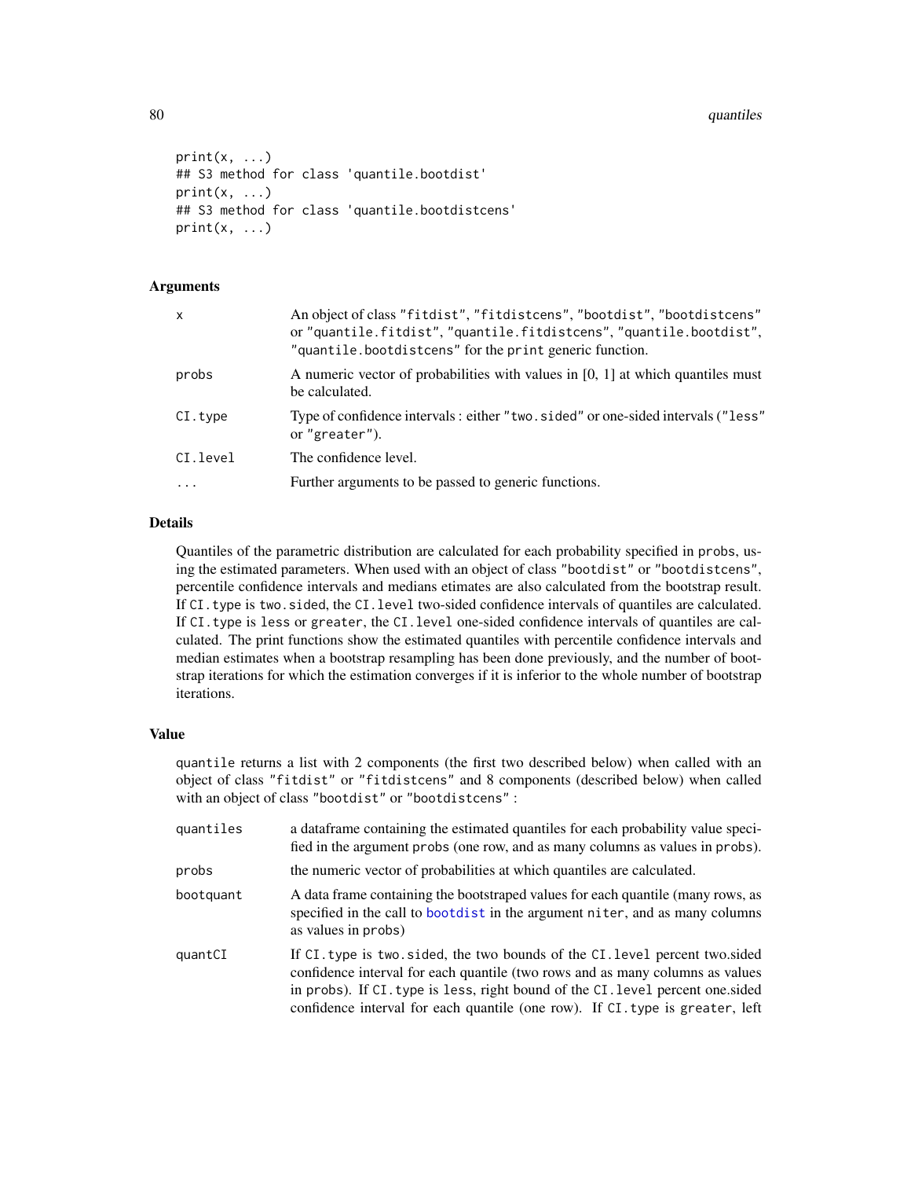```
print(x, ...)
## S3 method for class 'quantile.bootdist'
print(x, ...)
## S3 method for class 'quantile.bootdistcens'
print(x, ...)
```

### Arguments

| | |
|---|---|
| `x` | An object of class "fitdist", "fitdistcens", "bootdist", "bootdistcens" or "quantile.fitdist", "quantile.fitdistcens", "quantile.bootdist", "quantile.bootdistcens" for the `print` generic function. |
| `probs` | A numeric vector of probabilities with values in [0, 1] at which quantiles must be calculated. |
| `CI.type` | Type of confidence intervals : either "two.sided" or one-sided intervals ("less" or "greater"). |
| `CI.level` | The confidence level. |
| `...` | Further arguments to be passed to generic functions. |

### Details

Quantiles of the parametric distribution are calculated for each probability specified in `probs`, using the estimated parameters. When used with an object of class "bootdist" or "bootdistcens", percentile confidence intervals and medians etimates are also calculated from the bootstrap result. If `CI.type` is `two.sided`, the `CI.level` two-sided confidence intervals of quantiles are calculated. If `CI.type` is `less` or `greater`, the `CI.level` one-sided confidence intervals of quantiles are calculated. The print functions show the estimated quantiles with percentile confidence intervals and median estimates when a bootstrap resampling has been done previously, and the number of bootstrap iterations for which the estimation converges if it is inferior to the whole number of bootstrap iterations.

### Value

`quantile` returns a list with 2 components (the first two described below) when called with an object of class "fitdist" or "fitdistcens" and 8 components (described below) when called with an object of class "bootdist" or "bootdistcens" :

| | |
|---|---|
| `quantiles` | a dataframe containing the estimated quantiles for each probability value specified in the argument `probs` (one row, and as many columns as values in `probs`). |
| `probs` | the numeric vector of probabilities at which quantiles are calculated. |
| `bootquant` | A data frame containing the bootstraped values for each quantile (many rows, as specified in the call to `bootdist` in the argument `niter`, and as many columns as values in `probs`) |
| `quantCI` | If `CI.type` is `two.sided`, the two bounds of the `CI.level` percent two.sided confidence interval for each quantile (two rows and as many columns as values in `probs`). If `CI.type` is `less`, right bound of the `CI.level` percent one.sided confidence interval for each quantile (one row). If `CI.type` is `greater`, left |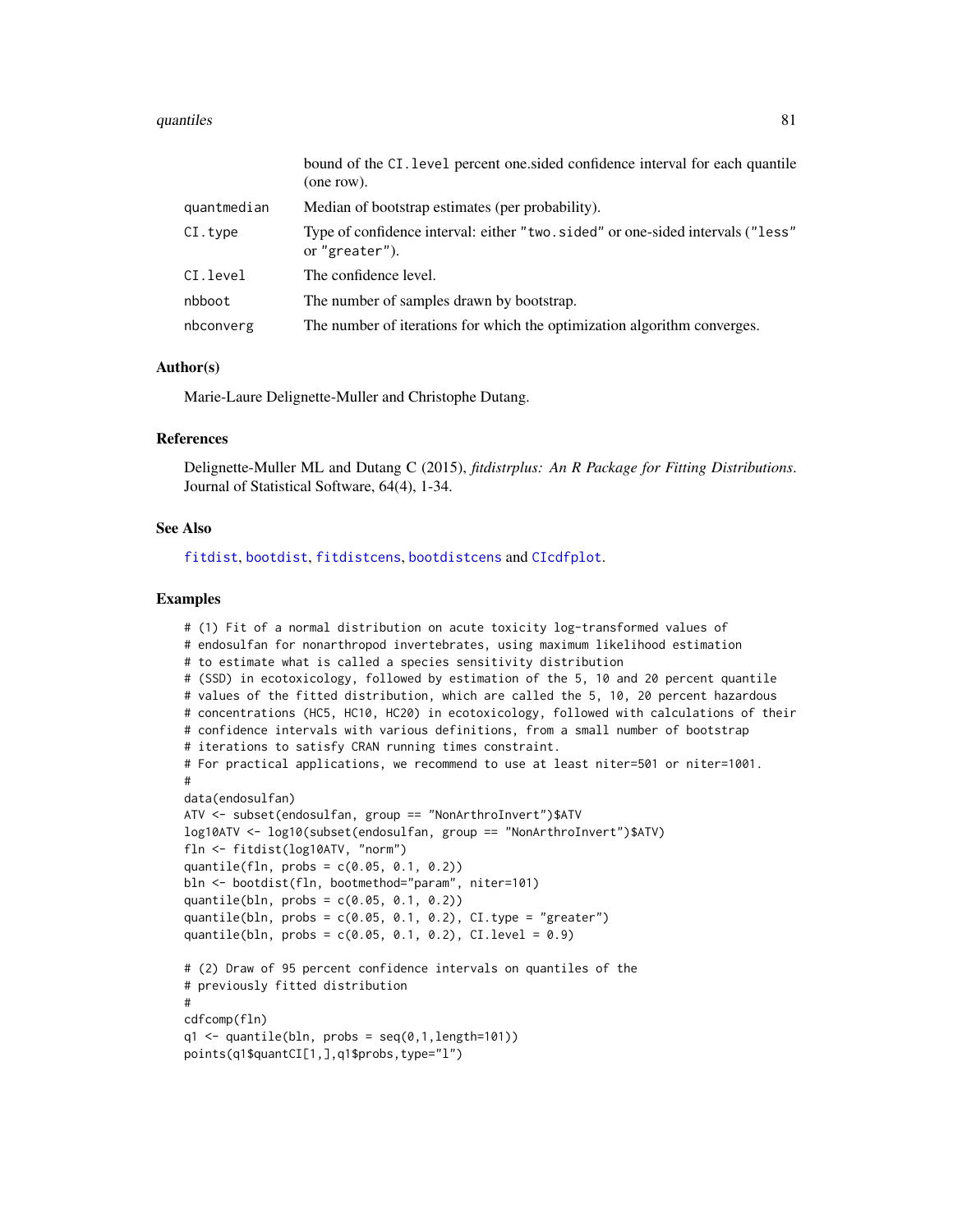| | |
|---|---|
| | bound of the CI.level percent one.sided confidence interval for each quantile (one row). |
| quantmedian | Median of bootstrap estimates (per probability). |
| CI.type | Type of confidence interval: either "two.sided" or one-sided intervals ("less" or "greater"). |
| CI.level | The confidence level. |
| nbboot | The number of samples drawn by bootstrap. |
| nbconverg | The number of iterations for which the optimization algorithm converges. |

## Author(s)

Marie-Laure Delignette-Muller and Christophe Dutang.

## References

Delignette-Muller ML and Dutang C (2015), *fitdistrplus: An R Package for Fitting Distributions*. Journal of Statistical Software, 64(4), 1-34.

## See Also

fitdist, bootdist, fitdistcens, bootdistcens and CIcdfplot.

## Examples

```
# (1) Fit of a normal distribution on acute toxicity log-transformed values of
# endosulfan for nonarthropod invertebrates, using maximum likelihood estimation
# to estimate what is called a species sensitivity distribution
# (SSD) in ecotoxicology, followed by estimation of the 5, 10 and 20 percent quantile
# values of the fitted distribution, which are called the 5, 10, 20 percent hazardous
# concentrations (HC5, HC10, HC20) in ecotoxicology, followed with calculations of their
# confidence intervals with various definitions, from a small number of bootstrap
# iterations to satisfy CRAN running times constraint.
# For practical applications, we recommend to use at least niter=501 or niter=1001.
#
data(endosulfan)
ATV <- subset(endosulfan, group == "NonArthroInvert")$ATV
log10ATV <- log10(subset(endosulfan, group == "NonArthroInvert")$ATV)
fln <- fitdist(log10ATV, "norm")
quantile(fln, probs = c(0.05, 0.1, 0.2))
bln <- bootdist(fln, bootmethod="param", niter=101)
quantile(bln, probs = c(0.05, 0.1, 0.2))
quantile(bln, probs = c(0.05, 0.1, 0.2), CI.type = "greater")
quantile(bln, probs = c(0.05, 0.1, 0.2), CI.level = 0.9)

# (2) Draw of 95 percent confidence intervals on quantiles of the
# previously fitted distribution
#
cdfcomp(fln)
q1 <- quantile(bln, probs = seq(0,1,length=101))
points(q1$quantCI[1,],q1$probs,type="l")
```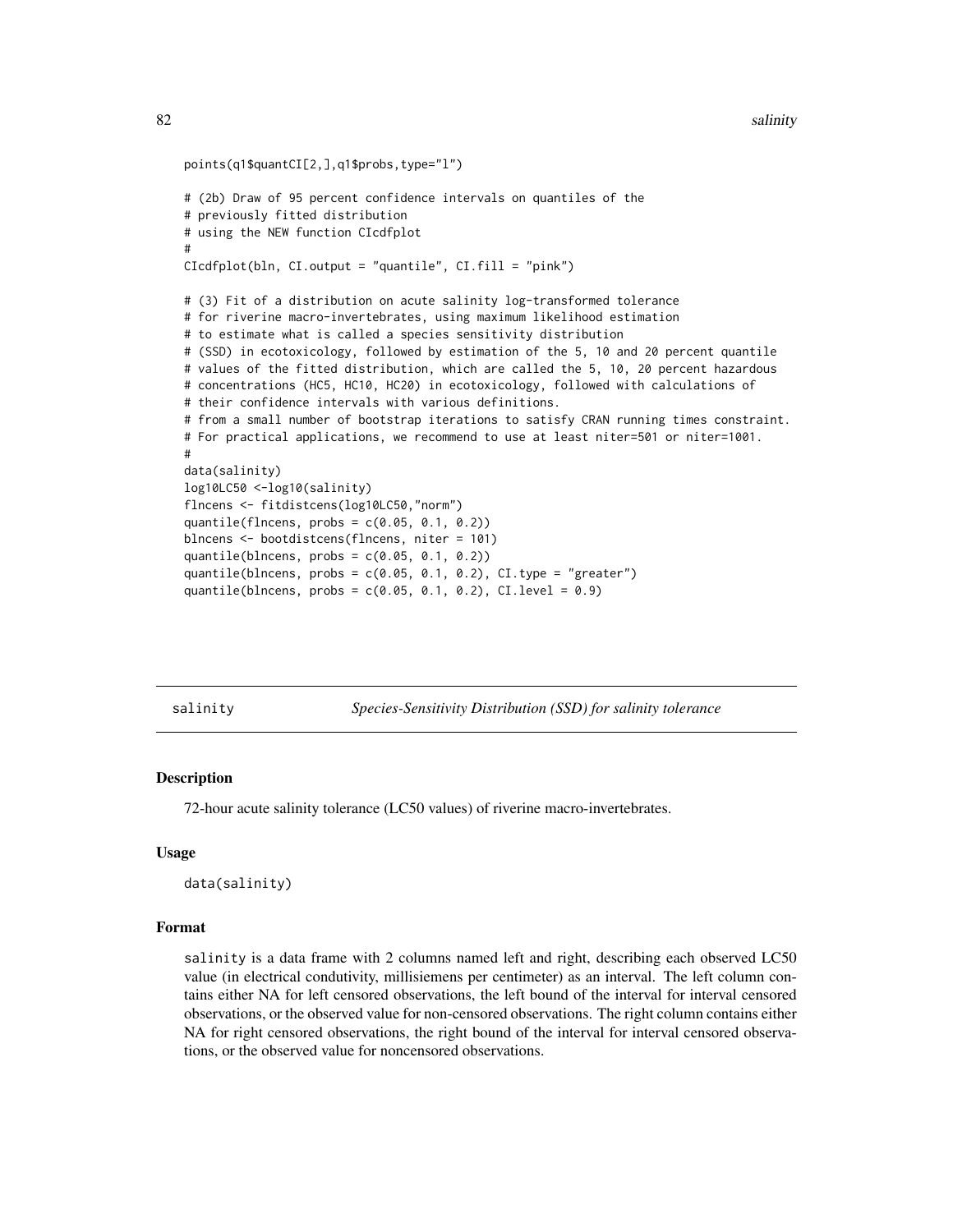```
points(q1$quantCI[2,],q1$probs,type="l")

# (2b) Draw of 95 percent confidence intervals on quantiles of the
# previously fitted distribution
# using the NEW function CIcdfplot
#
CIcdfplot(bln, CI.output = "quantile", CI.fill = "pink")

# (3) Fit of a distribution on acute salinity log-transformed tolerance
# for riverine macro-invertebrates, using maximum likelihood estimation
# to estimate what is called a species sensitivity distribution
# (SSD) in ecotoxicology, followed by estimation of the 5, 10 and 20 percent quantile
# values of the fitted distribution, which are called the 5, 10, 20 percent hazardous
# concentrations (HC5, HC10, HC20) in ecotoxicology, followed with calculations of
# their confidence intervals with various definitions.
# from a small number of bootstrap iterations to satisfy CRAN running times constraint.
# For practical applications, we recommend to use at least niter=501 or niter=1001.
#
data(salinity)
log10LC50 <-log10(salinity)
flncens <- fitdistcens(log10LC50,"norm")
quantile(flncens, probs = c(0.05, 0.1, 0.2))
blncens <- bootdistcens(flncens, niter = 101)
quantile(blncens, probs = c(0.05, 0.1, 0.2))
quantile(blncens, probs = c(0.05, 0.1, 0.2), CI.type = "greater")
quantile(blncens, probs = c(0.05, 0.1, 0.2), CI.level = 0.9)
```

---

salinity — *Species-Sensitivity Distribution (SSD) for salinity tolerance*

## Description

72-hour acute salinity tolerance (LC50 values) of riverine macro-invertebrates.

## Usage

```
data(salinity)
```

## Format

salinity is a data frame with 2 columns named left and right, describing each observed LC50 value (in electrical condutivity, millisiemens per centimeter) as an interval. The left column contains either NA for left censored observations, the left bound of the interval for interval censored observations, or the observed value for non-censored observations. The right column contains either NA for right censored observations, the right bound of the interval for interval censored observations, or the observed value for noncensored observations.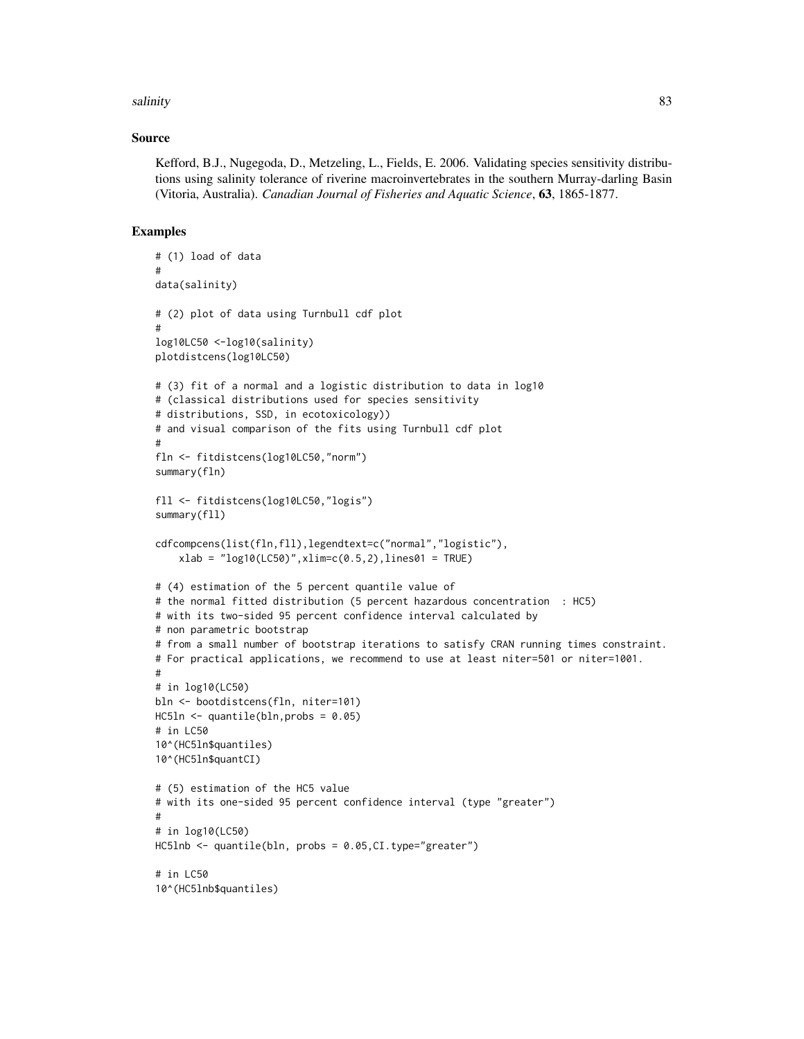## Source

Kefford, B.J., Nugegoda, D., Metzeling, L., Fields, E. 2006. Validating species sensitivity distributions using salinity tolerance of riverine macroinvertebrates in the southern Murray-darling Basin (Vitoria, Australia). *Canadian Journal of Fisheries and Aquatic Science*, **63**, 1865-1877.

## Examples

```
# (1) load of data
#
data(salinity)

# (2) plot of data using Turnbull cdf plot
#
log10LC50 <-log10(salinity)
plotdistcens(log10LC50)

# (3) fit of a normal and a logistic distribution to data in log10
# (classical distributions used for species sensitivity
# distributions, SSD, in ecotoxicology))
# and visual comparison of the fits using Turnbull cdf plot
#
fln <- fitdistcens(log10LC50,"norm")
summary(fln)

fll <- fitdistcens(log10LC50,"logis")
summary(fll)

cdfcompcens(list(fln,fll),legendtext=c("normal","logistic"),
    xlab = "log10(LC50)",xlim=c(0.5,2),lines01 = TRUE)

# (4) estimation of the 5 percent quantile value of
# the normal fitted distribution (5 percent hazardous concentration  : HC5)
# with its two-sided 95 percent confidence interval calculated by
# non parametric bootstrap
# from a small number of bootstrap iterations to satisfy CRAN running times constraint.
# For practical applications, we recommend to use at least niter=501 or niter=1001.
#
# in log10(LC50)
bln <- bootdistcens(fln, niter=101)
HC5ln <- quantile(bln,probs = 0.05)
# in LC50
10^(HC5ln$quantiles)
10^(HC5ln$quantCI)

# (5) estimation of the HC5 value
# with its one-sided 95 percent confidence interval (type "greater")
#
# in log10(LC50)
HC5lnb <- quantile(bln, probs = 0.05,CI.type="greater")

# in LC50
10^(HC5lnb$quantiles)
```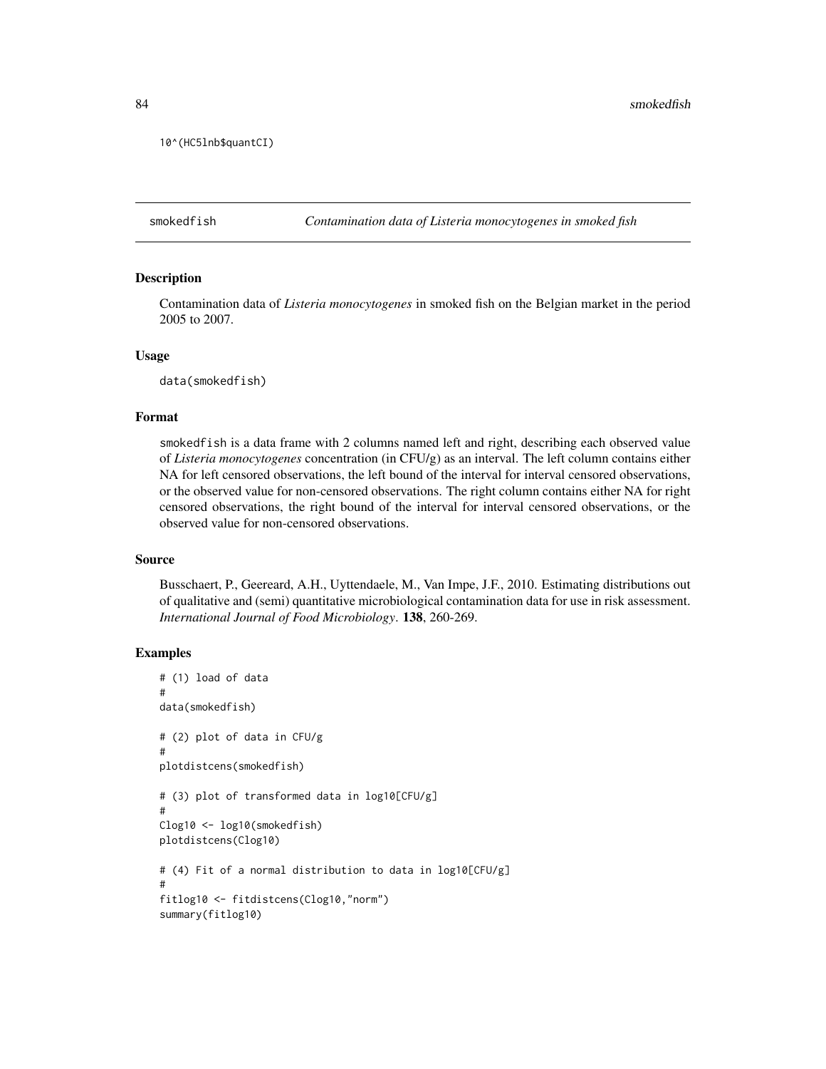```
10^(HC5lnb$quantCI)
```

## smokedfish — *Contamination data of Listeria monocytogenes in smoked fish*

### Description

Contamination data of *Listeria monocytogenes* in smoked fish on the Belgian market in the period 2005 to 2007.

### Usage

```
data(smokedfish)
```

### Format

smokedfish is a data frame with 2 columns named left and right, describing each observed value of *Listeria monocytogenes* concentration (in CFU/g) as an interval. The left column contains either NA for left censored observations, the left bound of the interval for interval censored observations, or the observed value for non-censored observations. The right column contains either NA for right censored observations, the right bound of the interval for interval censored observations, or the observed value for non-censored observations.

### Source

Busschaert, P., Geereard, A.H., Uyttendaele, M., Van Impe, J.F., 2010. Estimating distributions out of qualitative and (semi) quantitative microbiological contamination data for use in risk assessment. *International Journal of Food Microbiology*. **138**, 260-269.

### Examples

```
# (1) load of data
#
data(smokedfish)

# (2) plot of data in CFU/g
#
plotdistcens(smokedfish)

# (3) plot of transformed data in log10[CFU/g]
#
Clog10 <- log10(smokedfish)
plotdistcens(Clog10)

# (4) Fit of a normal distribution to data in log10[CFU/g]
#
fitlog10 <- fitdistcens(Clog10,"norm")
summary(fitlog10)
```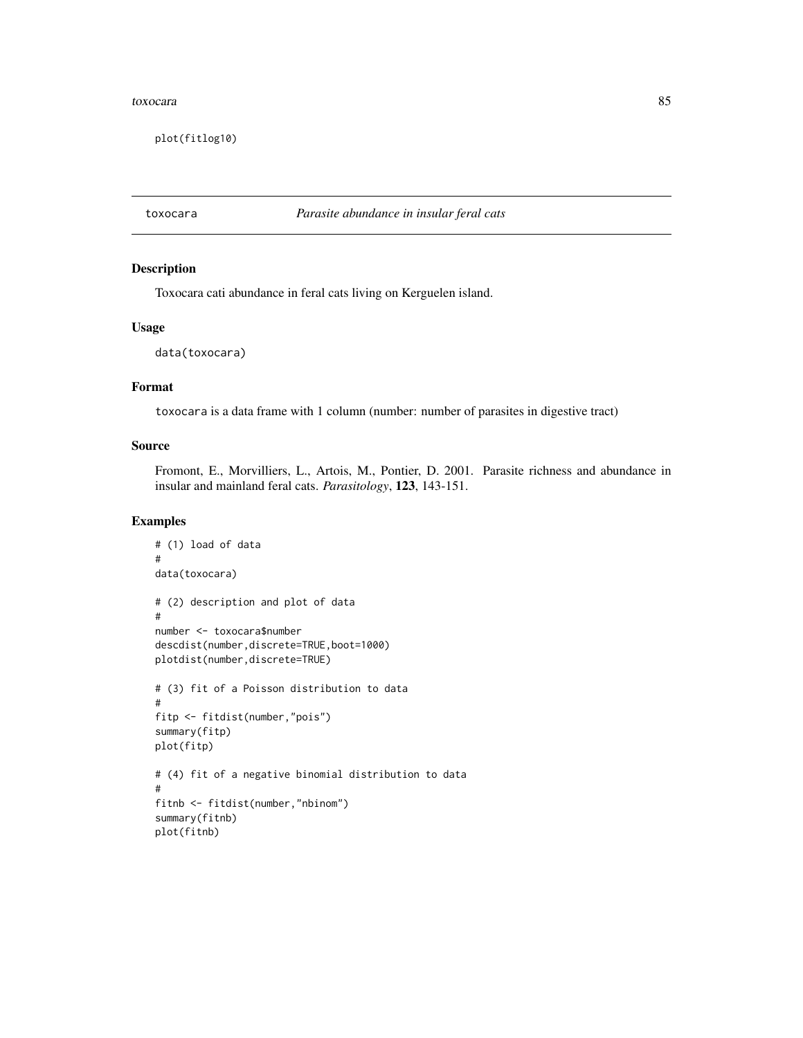```
plot(fitlog10)
```

## toxocara — *Parasite abundance in insular feral cats*

### Description

Toxocara cati abundance in feral cats living on Kerguelen island.

### Usage

```
data(toxocara)
```

### Format

toxocara is a data frame with 1 column (number: number of parasites in digestive tract)

### Source

Fromont, E., Morvilliers, L., Artois, M., Pontier, D. 2001. Parasite richness and abundance in insular and mainland feral cats. *Parasitology*, **123**, 143-151.

### Examples

```
# (1) load of data
#
data(toxocara)

# (2) description and plot of data
#
number <- toxocara$number
descdist(number,discrete=TRUE,boot=1000)
plotdist(number,discrete=TRUE)

# (3) fit of a Poisson distribution to data
#
fitp <- fitdist(number,"pois")
summary(fitp)
plot(fitp)

# (4) fit of a negative binomial distribution to data
#
fitnb <- fitdist(number,"nbinom")
summary(fitnb)
plot(fitnb)
```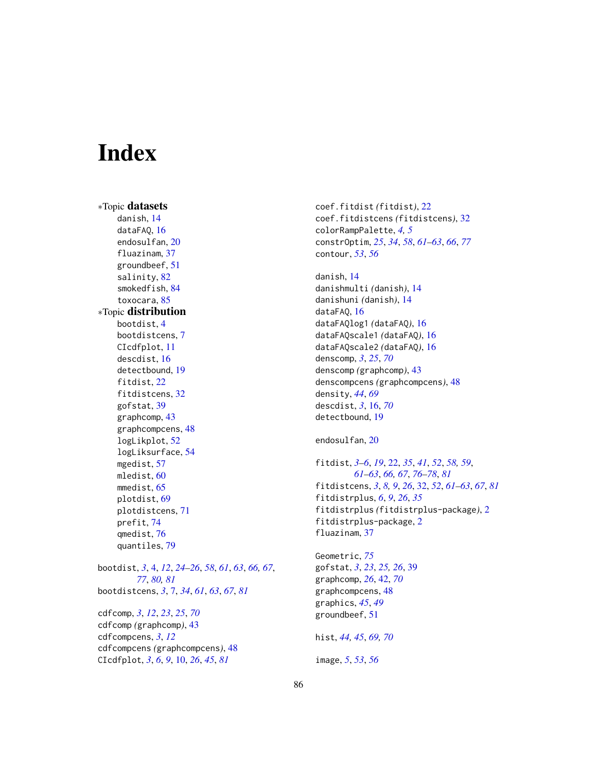# Index

∗Topic **datasets**
- danish, 14
- dataFAQ, 16
- endosulfan, 20
- fluazinam, 37
- groundbeef, 51
- salinity, 82
- smokedfish, 84
- toxocara, 85

∗Topic **distribution**
- bootdist, 4
- bootdistcens, 7
- CIcdfplot, 11
- descdist, 16
- detectbound, 19
- fitdist, 22
- fitdistcens, 32
- gofstat, 39
- graphcomp, 43
- graphcompcens, 48
- logLikplot, 52
- logLiksurface, 54
- mgedist, 57
- mledist, 60
- mmedist, 65
- plotdist, 69
- plotdistcens, 71
- prefit, 74
- qmedist, 76
- quantiles, 79

bootdist, *3*, 4, *12*, *24–26*, *58*, *61*, *63*, *66, 67*, *77*, *80, 81*
bootdistcens, *3*, 7, *34*, *61*, *63*, *67*, *81*

cdfcomp, *3*, *12*, *23*, *25*, *70*
cdfcomp *(graphcomp)*, 43
cdfcompcens, *3*, *12*
cdfcompcens *(graphcompcens)*, 48
CIcdfplot, *3*, *6*, *9*, 10, *26*, *45*, *81*
coef.fitdist *(fitdist)*, 22
coef.fitdistcens *(fitdistcens)*, 32
colorRampPalette, *4, 5*
constrOptim, *25*, *34*, *58*, *61–63*, *66*, *77*
contour, *53*, *56*

danish, 14
danishmulti *(danish)*, 14
danishuni *(danish)*, 14
dataFAQ, 16
dataFAQlog1 *(dataFAQ)*, 16
dataFAQscale1 *(dataFAQ)*, 16
dataFAQscale2 *(dataFAQ)*, 16
denscomp, *3*, *25*, *70*
denscomp *(graphcomp)*, 43
denscompcens *(graphcompcens)*, 48
density, *44*, *69*
descdist, *3*, 16, *70*
detectbound, 19

endosulfan, 20

fitdist, *3–6*, *19*, 22, *35*, *41*, *52*, *58, 59*, *61–63*, *66, 67*, *76–78*, *81*
fitdistcens, *3*, *8, 9*, *26*, 32, *52*, *61–63*, *67*, *81*
fitdistrplus, *6*, *9*, *26*, *35*
fitdistrplus *(fitdistrplus-package)*, 2
fitdistrplus-package, 2
fluazinam, 37

Geometric, *75*
gofstat, *3*, *23*, *25, 26*, 39
graphcomp, *26*, 42, *70*
graphcompcens, 48
graphics, *45*, *49*
groundbeef, 51

hist, *44, 45*, *69, 70*

image, *5*, *53*, *56*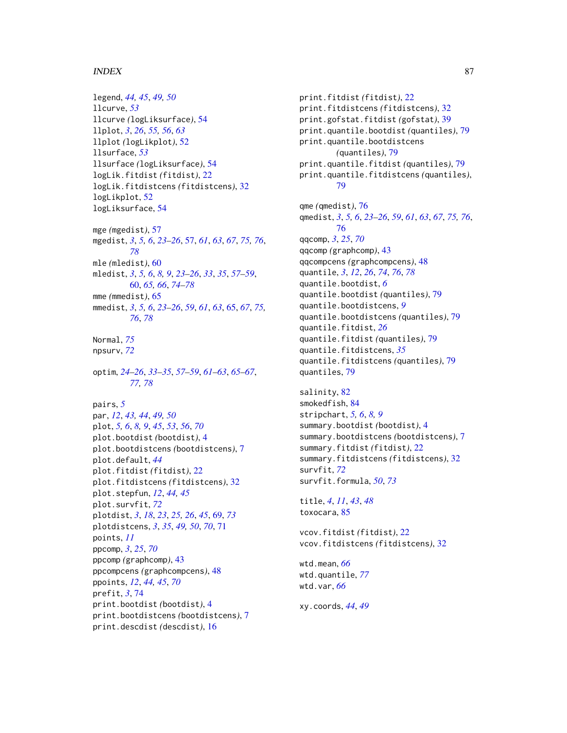legend, *44, 45*, *49, 50*
llcurve, *53*
llcurve *(*logLiksurface*)*, 54
llplot, *3*, *26*, *55, 56*, *63*
llplot *(*logLikplot*)*, 52
llsurface, *53*
llsurface *(*logLiksurface*)*, 54
logLik.fitdist *(*fitdist*)*, 22
logLik.fitdistcens *(*fitdistcens*)*, 32
logLikplot, 52
logLiksurface, 54

mge *(*mgedist*)*, 57
mgedist, *3*, *5, 6*, *23–26*, 57, *61*, *63*, *67*, *75, 76*, *78*
mle *(*mledist*)*, 60
mledist, *3*, *5, 6*, *8, 9*, *23–26*, *33*, *35*, *57–59*, 60, *65, 66*, *74–78*
mme *(*mmedist*)*, 65
mmedist, *3*, *5, 6*, *23–26*, *59*, *61*, *63*, 65, *67*, *75, 76*, *78*

Normal, *75*
npsurv, *72*

optim, *24–26*, *33–35*, *57–59*, *61–63*, *65–67*, *77, 78*

pairs, *5*
par, *12*, *43, 44*, *49, 50*
plot, *5, 6*, *8, 9*, *45*, *53*, *56*, *70*
plot.bootdist *(*bootdist*)*, 4
plot.bootdistcens *(*bootdistcens*)*, 7
plot.default, *44*
plot.fitdist *(*fitdist*)*, 22
plot.fitdistcens *(*fitdistcens*)*, 32
plot.stepfun, *12*, *44, 45*
plot.survfit, *72*
plotdist, *3*, *18*, *23*, *25, 26*, *45*, 69, *73*
plotdistcens, *3*, *35*, *49, 50*, *70*, 71
points, *11*
ppcomp, *3*, *25*, *70*
ppcomp *(*graphcomp*)*, 43
ppcompcens *(*graphcompcens*)*, 48
ppoints, *12*, *44, 45*, *70*
prefit, *3*, 74
print.bootdist *(*bootdist*)*, 4
print.bootdistcens *(*bootdistcens*)*, 7
print.descdist *(*descdist*)*, 16
print.fitdist *(*fitdist*)*, 22
print.fitdistcens *(*fitdistcens*)*, 32
print.gofstat.fitdist *(*gofstat*)*, 39
print.quantile.bootdist *(*quantiles*)*, 79
print.quantile.bootdistcens *(*quantiles*)*, 79
print.quantile.fitdist *(*quantiles*)*, 79
print.quantile.fitdistcens *(*quantiles*)*, 79

qme *(*qmedist*)*, 76
qmedist, *3*, *5, 6*, *23–26*, *59*, *61*, *63*, *67*, *75, 76*, 76
qqcomp, *3*, *25*, *70*
qqcomp *(*graphcomp*)*, 43
qqcompcens *(*graphcompcens*)*, 48
quantile, *3*, *12*, *26*, *74*, *76*, *78*
quantile.bootdist, *6*
quantile.bootdist *(*quantiles*)*, 79
quantile.bootdistcens, *9*
quantile.bootdistcens *(*quantiles*)*, 79
quantile.fitdist, *26*
quantile.fitdist *(*quantiles*)*, 79
quantile.fitdistcens, *35*
quantile.fitdistcens *(*quantiles*)*, 79
quantiles, 79

salinity, 82
smokedfish, 84
stripchart, *5, 6*, *8, 9*
summary.bootdist *(*bootdist*)*, 4
summary.bootdistcens *(*bootdistcens*)*, 7
summary.fitdist *(*fitdist*)*, 22
summary.fitdistcens *(*fitdistcens*)*, 32
survfit, *72*
survfit.formula, *50*, *73*

title, *4*, *11*, *43*, *48*
toxocara, 85

vcov.fitdist *(*fitdist*)*, 22
vcov.fitdistcens *(*fitdistcens*)*, 32

wtd.mean, *66*
wtd.quantile, *77*
wtd.var, *66*

xy.coords, *44*, *49*